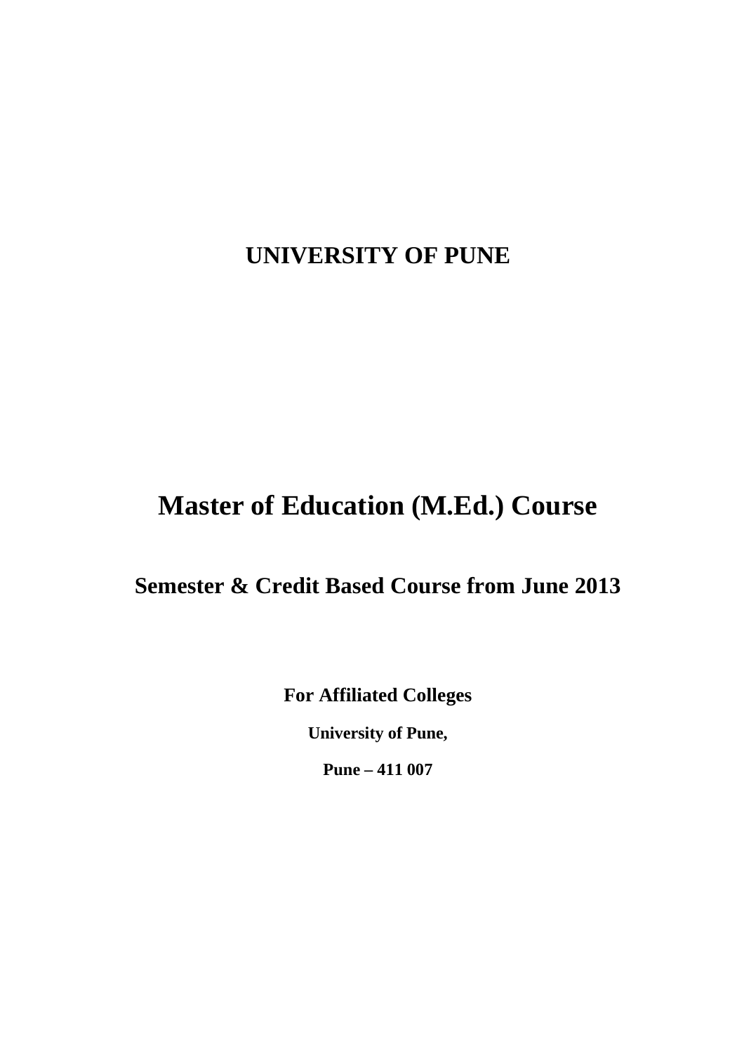# UNIVERSITY OF PUNE

# Master of Education (M.Ed.) Course

## Semester & Credit Based Course from June 2013

**For Affiliated Colleges**

**University of Pune,**

**Pune – 411 007**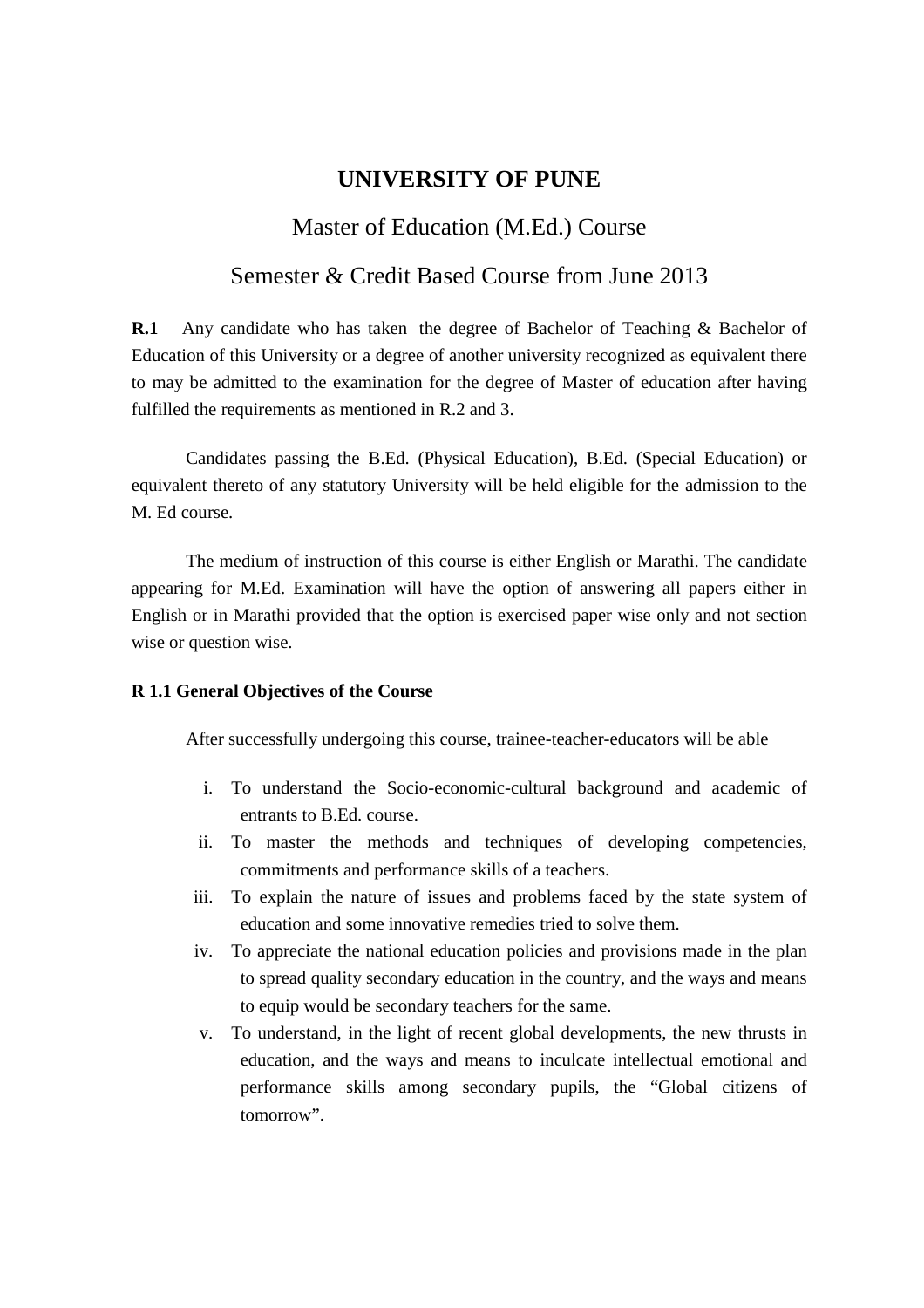# UNIVERSITY OF PUNE

## Master of Education (M.Ed.) Course

## Semester & Credit Based Course from June 2013

**R.1** Any candidate who has taken the degree of Bachelor of Teaching & Bachelor of Education of this University or a degree of another university recognized as equivalent there to may be admitted to the examination for the degree of Master of education after having fulfilled the requirements as mentioned in R.2 and 3.

Candidates passing the B.Ed. (Physical Education), B.Ed. (Special Education) or equivalent thereto of any statutory University will be held eligible for the admission to the M. Ed course.

The medium of instruction of this course is either English or Marathi. The candidate appearing for M.Ed. Examination will have the option of answering all papers either in English or in Marathi provided that the option is exercised paper wise only and not section wise or question wise.

**R 1.1 General Objectives of the Course**

After successfully undergoing this course, trainee-teacher-educators will be able

i. To understand the Socio-economic-cultural background and academic of entrants to B.Ed. course.

ii. To master the methods and techniques of developing competencies, commitments and performance skills of a teachers.

iii. To explain the nature of issues and problems faced by the state system of education and some innovative remedies tried to solve them.

iv. To appreciate the national education policies and provisions made in the plan to spread quality secondary education in the country, and the ways and means to equip would be secondary teachers for the same.

v. To understand, in the light of recent global developments, the new thrusts in education, and the ways and means to inculcate intellectual emotional and performance skills among secondary pupils, the "Global citizens of tomorrow".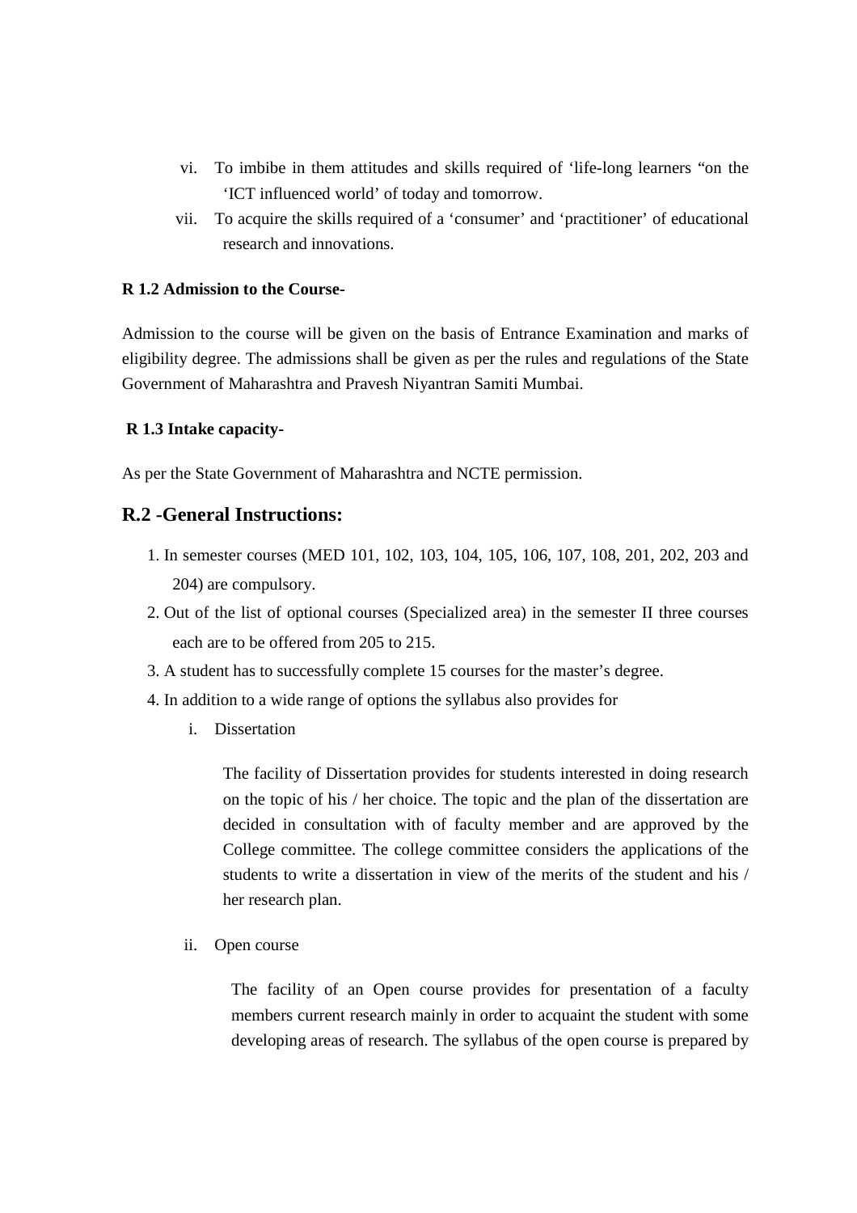vi. To imbibe in them attitudes and skills required of 'life-long learners "on the 'ICT influenced world' of today and tomorrow.

vii. To acquire the skills required of a 'consumer' and 'practitioner' of educational research and innovations.

**R 1.2 Admission to the Course-**

Admission to the course will be given on the basis of Entrance Examination and marks of eligibility degree. The admissions shall be given as per the rules and regulations of the State Government of Maharashtra and Pravesh Niyantran Samiti Mumbai.

**R 1.3 Intake capacity-**

As per the State Government of Maharashtra and NCTE permission.

## R.2 -General Instructions:

1. In semester courses (MED 101, 102, 103, 104, 105, 106, 107, 108, 201, 202, 203 and 204) are compulsory.
2. Out of the list of optional courses (Specialized area) in the semester II three courses each are to be offered from 205 to 215.
3. A student has to successfully complete 15 courses for the master's degree.
4. In addition to a wide range of options the syllabus also provides for

   i. Dissertation

   The facility of Dissertation provides for students interested in doing research on the topic of his / her choice. The topic and the plan of the dissertation are decided in consultation with of faculty member and are approved by the College committee. The college committee considers the applications of the students to write a dissertation in view of the merits of the student and his / her research plan.

   ii. Open course

   The facility of an Open course provides for presentation of a faculty members current research mainly in order to acquaint the student with some developing areas of research. The syllabus of the open course is prepared by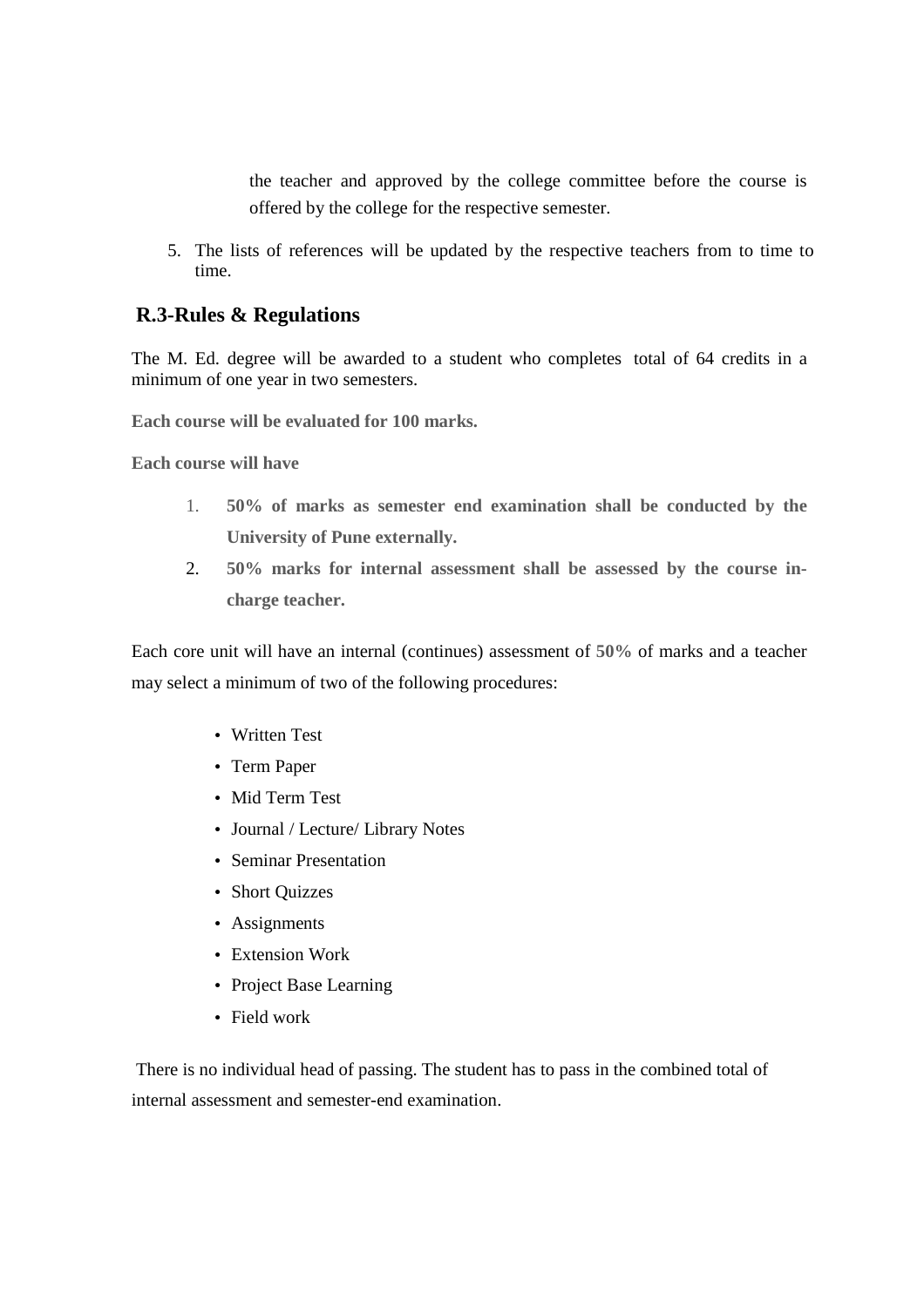the teacher and approved by the college committee before the course is offered by the college for the respective semester.

5. The lists of references will be updated by the respective teachers from to time to time.

## R.3-Rules & Regulations

The M. Ed. degree will be awarded to a student who completes total of 64 credits in a minimum of one year in two semesters.

**Each course will be evaluated for 100 marks.**

**Each course will have**

1. **50% of marks as semester end examination shall be conducted by the University of Pune externally.**
2. **50% marks for internal assessment shall be assessed by the course in-charge teacher.**

Each core unit will have an internal (continues) assessment of **50%** of marks and a teacher may select a minimum of two of the following procedures:

- Written Test
- Term Paper
- Mid Term Test
- Journal / Lecture/ Library Notes
- Seminar Presentation
- Short Quizzes
- Assignments
- Extension Work
- Project Base Learning
- Field work

There is no individual head of passing. The student has to pass in the combined total of internal assessment and semester-end examination.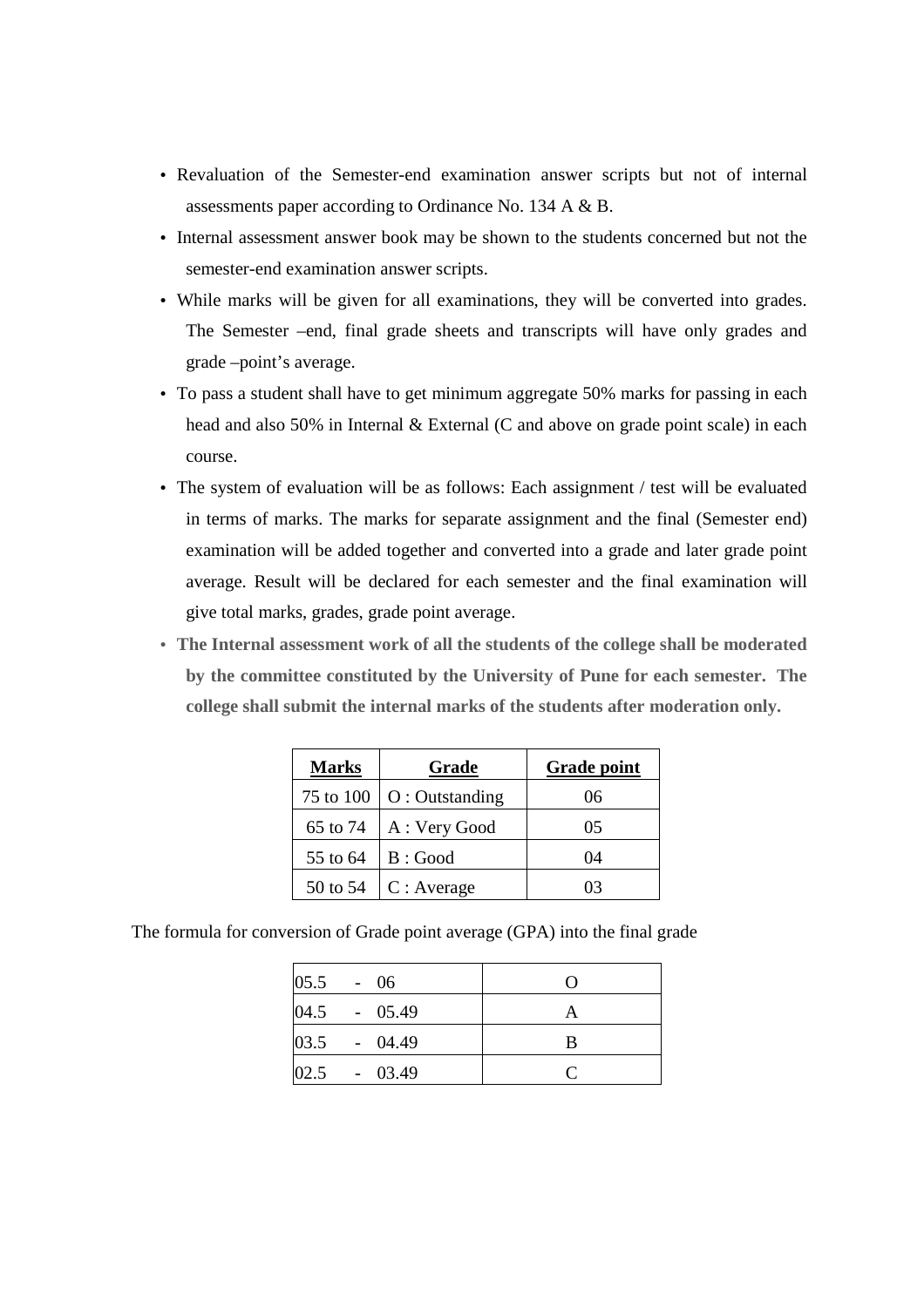- Revaluation of the Semester-end examination answer scripts but not of internal assessments paper according to Ordinance No. 134 A & B.
- Internal assessment answer book may be shown to the students concerned but not the semester-end examination answer scripts.
- While marks will be given for all examinations, they will be converted into grades. The Semester –end, final grade sheets and transcripts will have only grades and grade –point's average.
- To pass a student shall have to get minimum aggregate 50% marks for passing in each head and also 50% in Internal & External (C and above on grade point scale) in each course.
- The system of evaluation will be as follows: Each assignment / test will be evaluated in terms of marks. The marks for separate assignment and the final (Semester end) examination will be added together and converted into a grade and later grade point average. Result will be declared for each semester and the final examination will give total marks, grades, grade point average.
- **The Internal assessment work of all the students of the college shall be moderated by the committee constituted by the University of Pune for each semester. The college shall submit the internal marks of the students after moderation only.**

| Marks | Grade | Grade point |
|---|---|---|
| 75 to 100 | O : Outstanding | 06 |
| 65 to 74 | A : Very Good | 05 |
| 55 to 64 | B : Good | 04 |
| 50 to 54 | C : Average | 03 |

The formula for conversion of Grade point average (GPA) into the final grade

| | |
|---|---|
| 05.5 - 06 | O |
| 04.5 - 05.49 | A |
| 03.5 - 04.49 | B |
| 02.5 - 03.49 | C |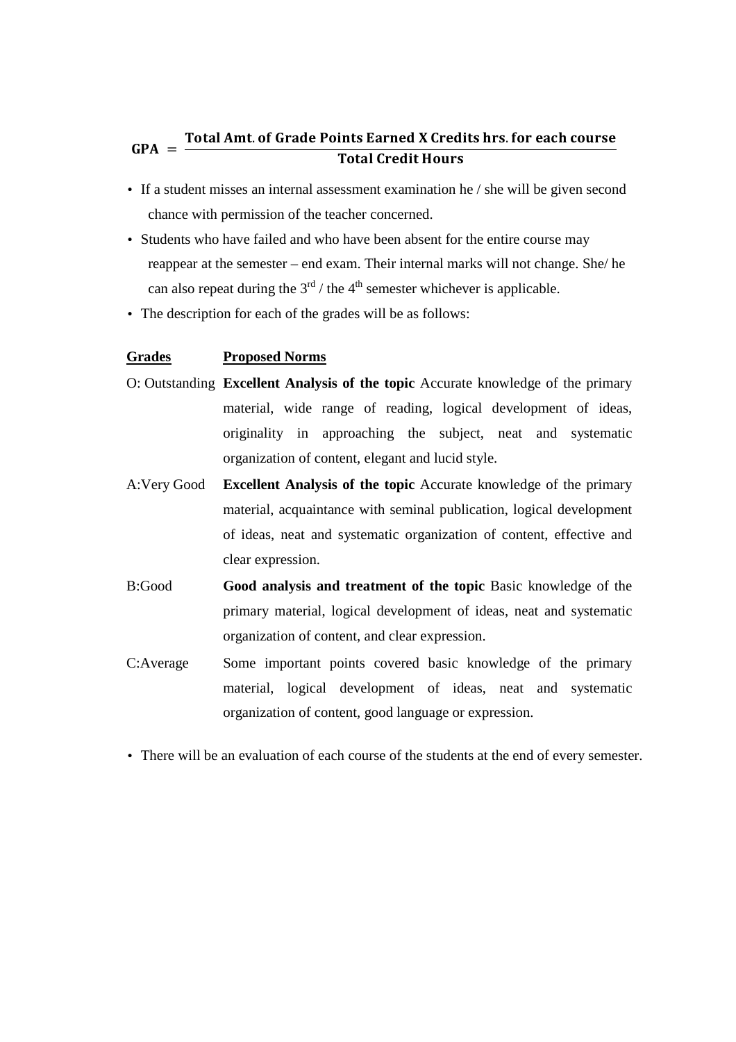$$\text{GPA} = \frac{\text{Total Amt. of Grade Points Earned X Credits hrs. for each course}}{\text{Total Credit Hours}}$$

- If a student misses an internal assessment examination he / she will be given second chance with permission of the teacher concerned.
- Students who have failed and who have been absent for the entire course may reappear at the semester – end exam. Their internal marks will not change. She/ he can also repeat during the 3rd / the 4th semester whichever is applicable.
- The description for each of the grades will be as follows:

| **Grades** | **Proposed Norms** |
|---|---|
| O: Outstanding | **Excellent Analysis of the topic** Accurate knowledge of the primary material, wide range of reading, logical development of ideas, originality in approaching the subject, neat and systematic organization of content, elegant and lucid style. |
| A:Very Good | **Excellent Analysis of the topic** Accurate knowledge of the primary material, acquaintance with seminal publication, logical development of ideas, neat and systematic organization of content, effective and clear expression. |
| B:Good | **Good analysis and treatment of the topic** Basic knowledge of the primary material, logical development of ideas, neat and systematic organization of content, and clear expression. |
| C:Average | Some important points covered basic knowledge of the primary material, logical development of ideas, neat and systematic organization of content, good language or expression. |

- There will be an evaluation of each course of the students at the end of every semester.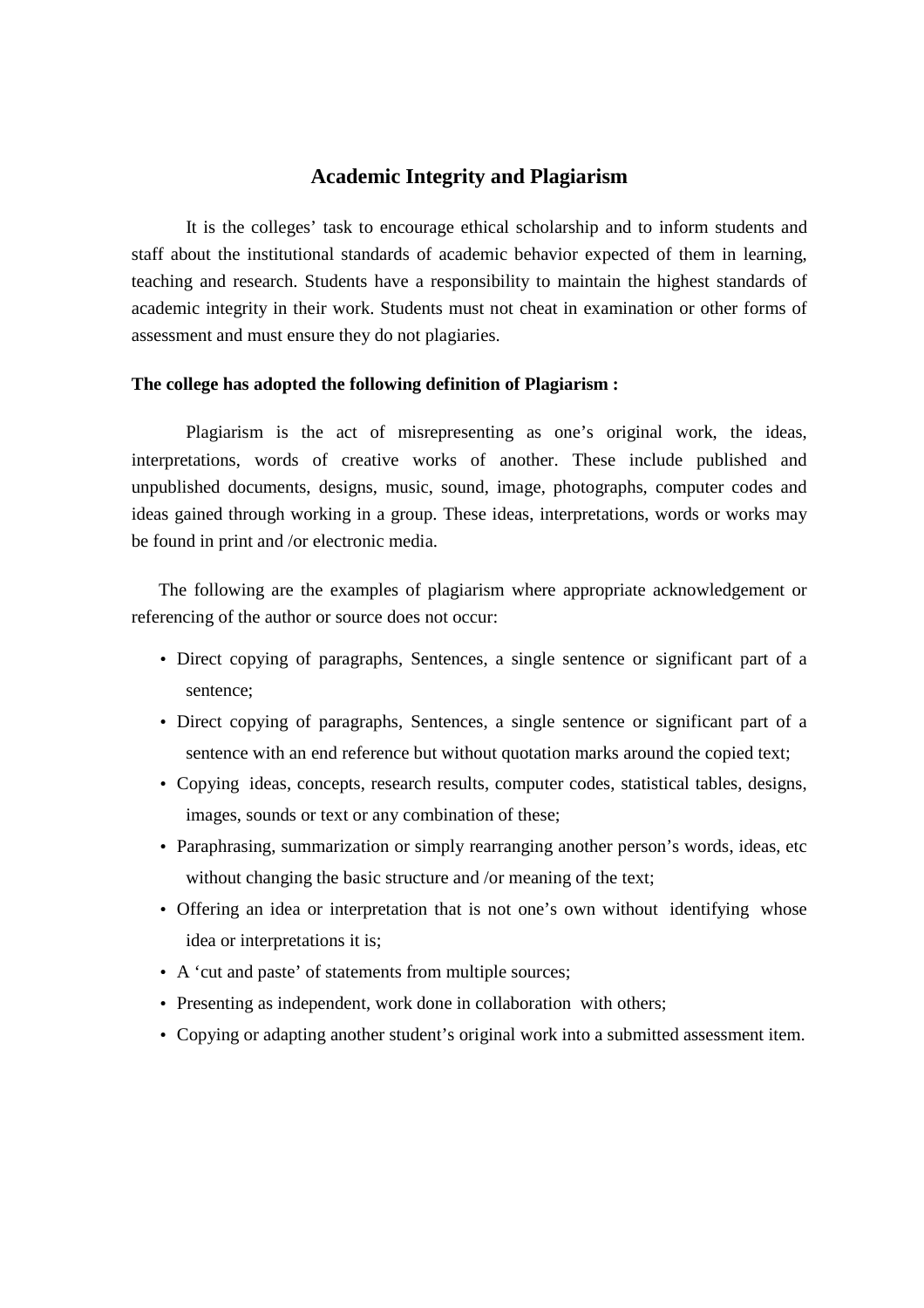# Academic Integrity and Plagiarism

It is the colleges' task to encourage ethical scholarship and to inform students and staff about the institutional standards of academic behavior expected of them in learning, teaching and research. Students have a responsibility to maintain the highest standards of academic integrity in their work. Students must not cheat in examination or other forms of assessment and must ensure they do not plagiaries.

**The college has adopted the following definition of Plagiarism :**

Plagiarism is the act of misrepresenting as one's original work, the ideas, interpretations, words of creative works of another. These include published and unpublished documents, designs, music, sound, image, photographs, computer codes and ideas gained through working in a group. These ideas, interpretations, words or works may be found in print and /or electronic media.

The following are the examples of plagiarism where appropriate acknowledgement or referencing of the author or source does not occur:

- Direct copying of paragraphs, Sentences, a single sentence or significant part of a sentence;
- Direct copying of paragraphs, Sentences, a single sentence or significant part of a sentence with an end reference but without quotation marks around the copied text;
- Copying ideas, concepts, research results, computer codes, statistical tables, designs, images, sounds or text or any combination of these;
- Paraphrasing, summarization or simply rearranging another person's words, ideas, etc without changing the basic structure and /or meaning of the text;
- Offering an idea or interpretation that is not one's own without identifying whose idea or interpretations it is;
- A 'cut and paste' of statements from multiple sources;
- Presenting as independent, work done in collaboration with others;
- Copying or adapting another student's original work into a submitted assessment item.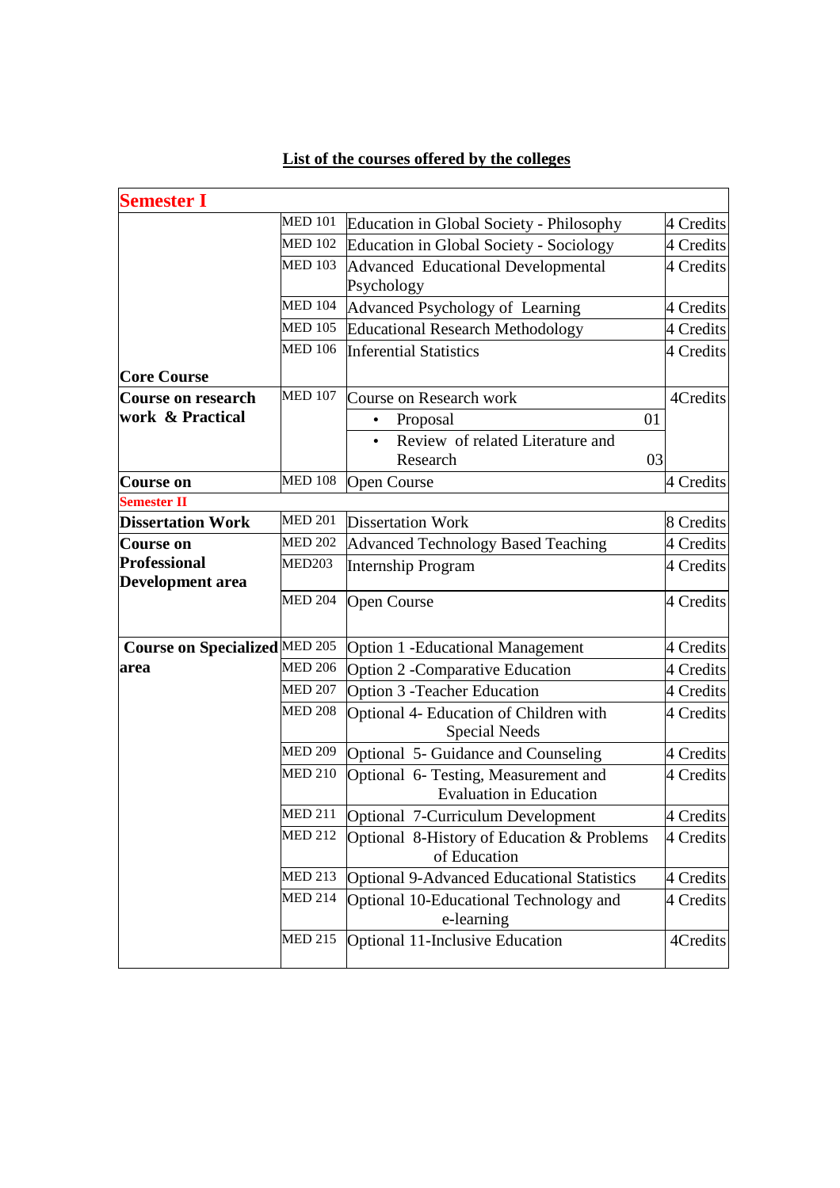## List of the courses offered by the colleges

| Semester I | | | |
|---|---|---|---|
| Core Course | MED 101 | Education in Global Society - Philosophy | 4 Credits |
| | MED 102 | Education in Global Society - Sociology | 4 Credits |
| | MED 103 | Advanced Educational Developmental Psychology | 4 Credits |
| | MED 104 | Advanced Psychology of Learning | 4 Credits |
| | MED 105 | Educational Research Methodology | 4 Credits |
| | MED 106 | Inferential Statistics | 4 Credits |
| Course on research work & Practical | MED 107 | Course on Research work | 4Credits |
| | | • Proposal 01 | |
| | | • Review of related Literature and Research 03 | |
| Course on | MED 108 | Open Course | 4 Credits |
| **Semester II** | | | |
| Dissertation Work | MED 201 | Dissertation Work | 8 Credits |
| Course on Professional Development area | MED 202 | Advanced Technology Based Teaching | 4 Credits |
| | MED203 | Internship Program | 4 Credits |
| | MED 204 | Open Course | 4 Credits |
| Course on Specialized area | MED 205 | Option 1 -Educational Management | 4 Credits |
| | MED 206 | Option 2 -Comparative Education | 4 Credits |
| | MED 207 | Option 3 -Teacher Education | 4 Credits |
| | MED 208 | Optional 4- Education of Children with Special Needs | 4 Credits |
| | MED 209 | Optional 5- Guidance and Counseling | 4 Credits |
| | MED 210 | Optional 6- Testing, Measurement and Evaluation in Education | 4 Credits |
| | MED 211 | Optional 7-Curriculum Development | 4 Credits |
| | MED 212 | Optional 8-History of Education & Problems of Education | 4 Credits |
| | MED 213 | Optional 9-Advanced Educational Statistics | 4 Credits |
| | MED 214 | Optional 10-Educational Technology and e-learning | 4 Credits |
| | MED 215 | Optional 11-Inclusive Education | 4Credits |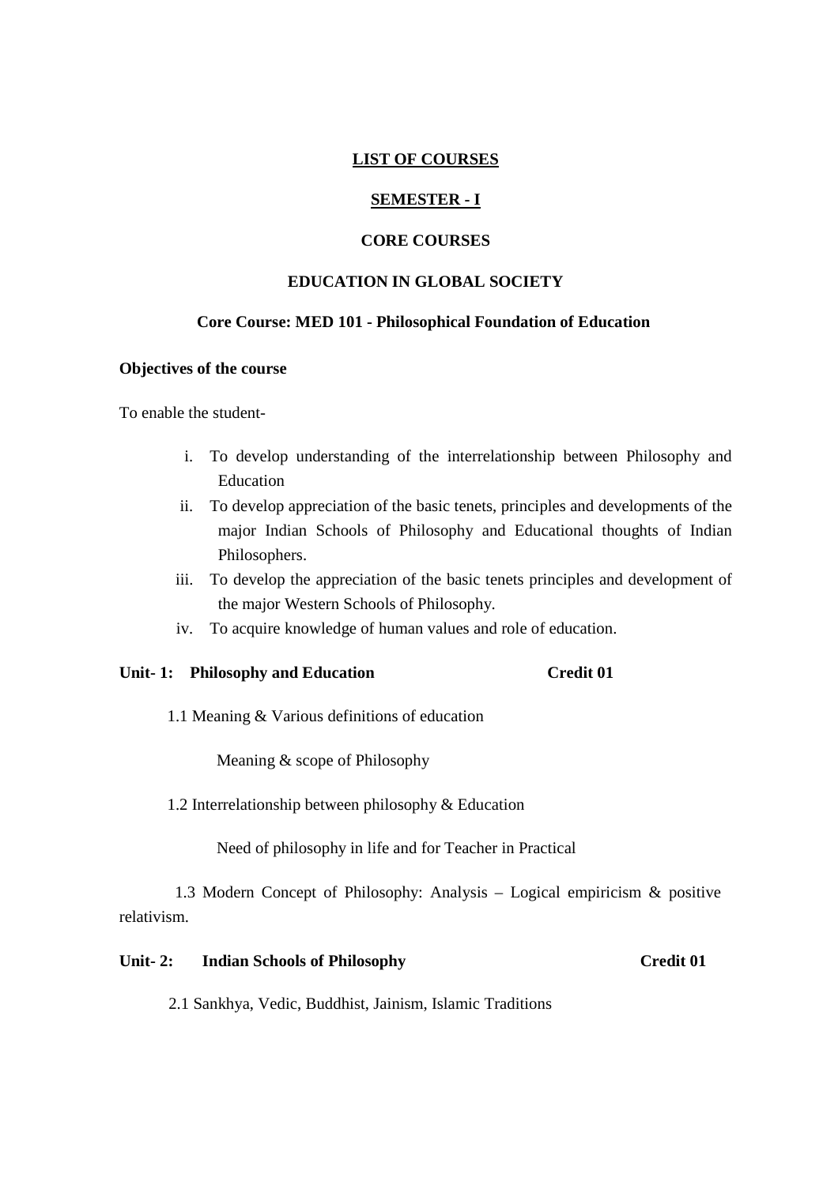## LIST OF COURSES

## SEMESTER - I

### CORE COURSES

### EDUCATION IN GLOBAL SOCIETY

### Core Course: MED 101 - Philosophical Foundation of Education

**Objectives of the course**

To enable the student-

i. To develop understanding of the interrelationship between Philosophy and Education

ii. To develop appreciation of the basic tenets, principles and developments of the major Indian Schools of Philosophy and Educational thoughts of Indian Philosophers.

iii. To develop the appreciation of the basic tenets principles and development of the major Western Schools of Philosophy.

iv. To acquire knowledge of human values and role of education.

**Unit- 1: Philosophy and Education** **Credit 01**

1.1 Meaning & Various definitions of education

Meaning & scope of Philosophy

1.2 Interrelationship between philosophy & Education

Need of philosophy in life and for Teacher in Practical

1.3 Modern Concept of Philosophy: Analysis – Logical empiricism & positive relativism.

**Unit- 2: Indian Schools of Philosophy** **Credit 01**

2.1 Sankhya, Vedic, Buddhist, Jainism, Islamic Traditions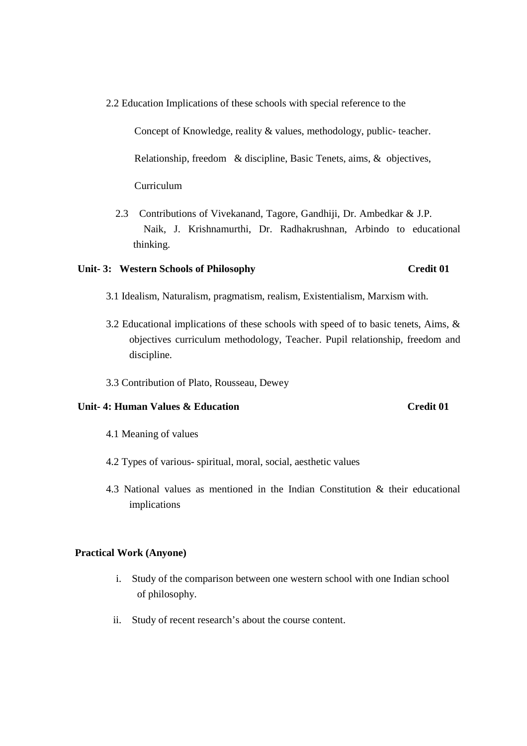2.2 Education Implications of these schools with special reference to the

Concept of Knowledge, reality & values, methodology, public- teacher.

Relationship, freedom & discipline, Basic Tenets, aims, & objectives,

Curriculum

2.3 Contributions of Vivekanand, Tagore, Gandhiji, Dr. Ambedkar & J.P. Naik, J. Krishnamurthi, Dr. Radhakrushnan, Arbindo to educational thinking.

**Unit- 3: Western Schools of Philosophy** **Credit 01**

3.1 Idealism, Naturalism, pragmatism, realism, Existentialism, Marxism with.

3.2 Educational implications of these schools with speed of to basic tenets, Aims, & objectives curriculum methodology, Teacher. Pupil relationship, freedom and discipline.

3.3 Contribution of Plato, Rousseau, Dewey

**Unit- 4: Human Values & Education** **Credit 01**

4.1 Meaning of values

4.2 Types of various- spiritual, moral, social, aesthetic values

4.3 National values as mentioned in the Indian Constitution & their educational implications

**Practical Work (Anyone)**

i. Study of the comparison between one western school with one Indian school of philosophy.

ii. Study of recent research's about the course content.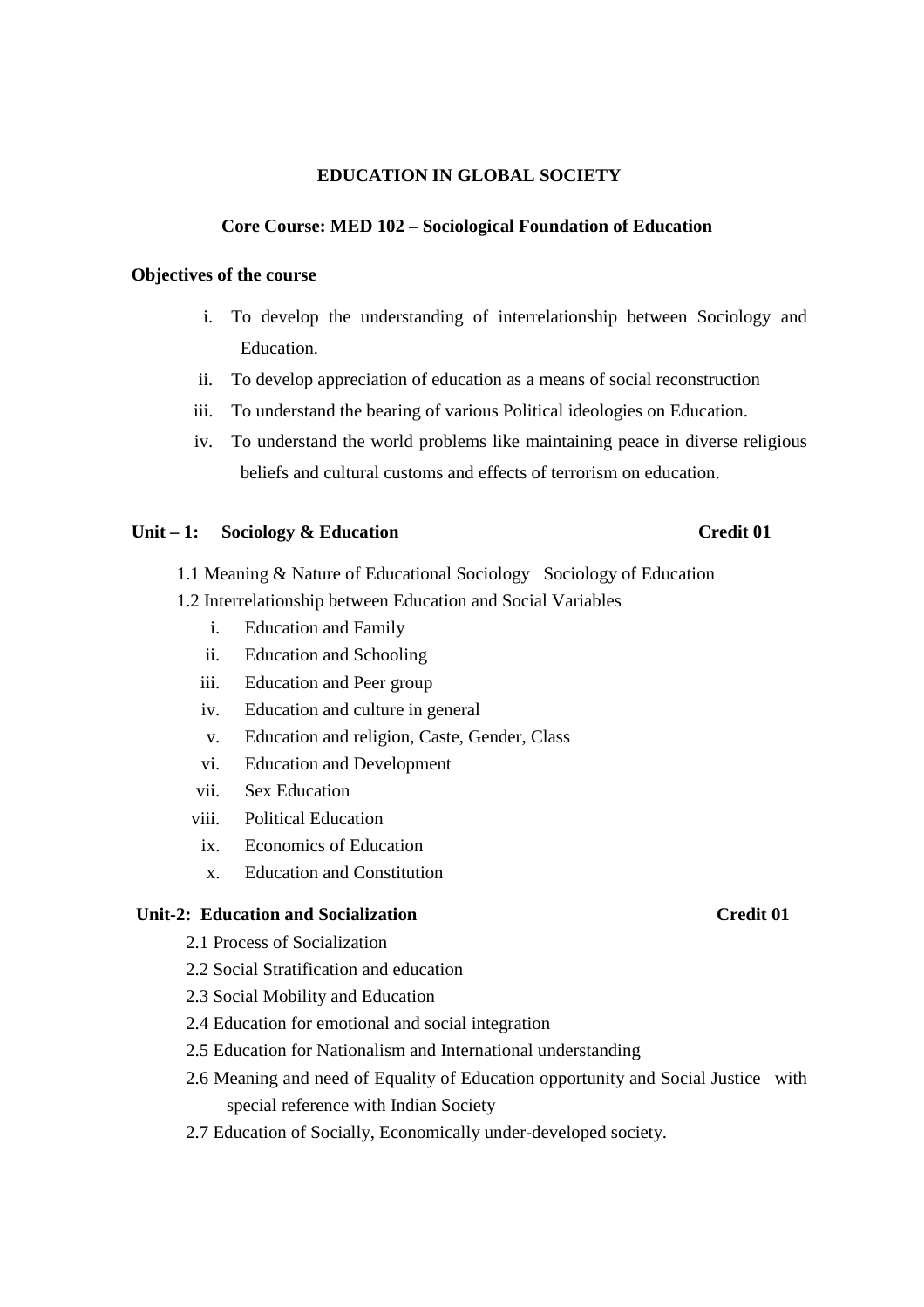## EDUCATION IN GLOBAL SOCIETY

### Core Course: MED 102 – Sociological Foundation of Education

**Objectives of the course**

i. To develop the understanding of interrelationship between Sociology and Education.

ii. To develop appreciation of education as a means of social reconstruction

iii. To understand the bearing of various Political ideologies on Education.

iv. To understand the world problems like maintaining peace in diverse religious beliefs and cultural customs and effects of terrorism on education.

**Unit – 1: Sociology & Education** **Credit 01**

1.1 Meaning & Nature of Educational Sociology Sociology of Education

1.2 Interrelationship between Education and Social Variables

i. Education and Family

ii. Education and Schooling

iii. Education and Peer group

iv. Education and culture in general

v. Education and religion, Caste, Gender, Class

vi. Education and Development

vii. Sex Education

viii. Political Education

ix. Economics of Education

x. Education and Constitution

**Unit-2: Education and Socialization** **Credit 01**

2.1 Process of Socialization

2.2 Social Stratification and education

2.3 Social Mobility and Education

2.4 Education for emotional and social integration

2.5 Education for Nationalism and International understanding

2.6 Meaning and need of Equality of Education opportunity and Social Justice with special reference with Indian Society

2.7 Education of Socially, Economically under-developed society.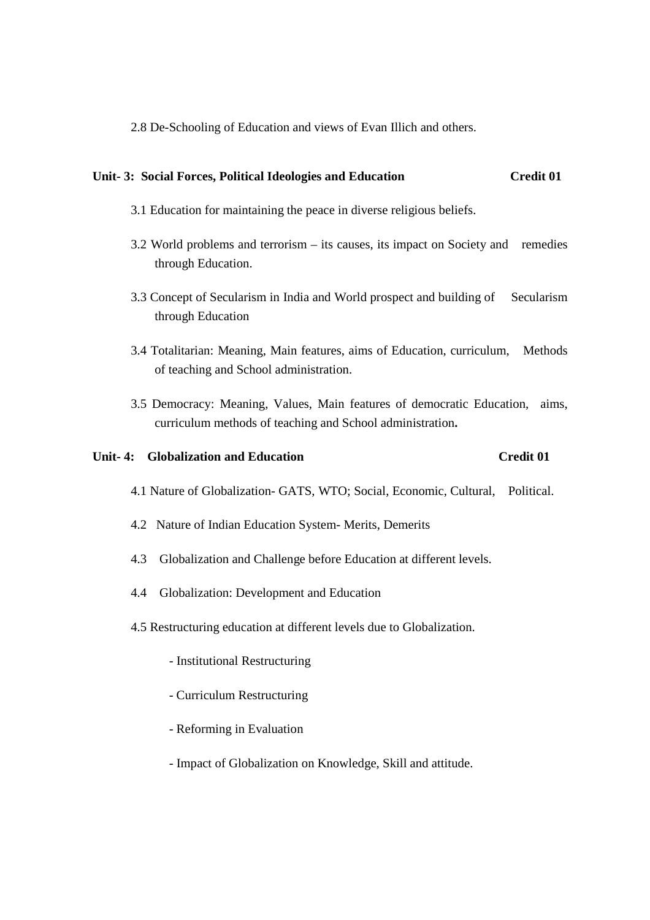2.8 De-Schooling of Education and views of Evan Illich and others.

**Unit- 3: Social Forces, Political Ideologies and Education** **Credit 01**

3.1 Education for maintaining the peace in diverse religious beliefs.

3.2 World problems and terrorism – its causes, its impact on Society and remedies through Education.

3.3 Concept of Secularism in India and World prospect and building of Secularism through Education

3.4 Totalitarian: Meaning, Main features, aims of Education, curriculum, Methods of teaching and School administration.

3.5 Democracy: Meaning, Values, Main features of democratic Education, aims, curriculum methods of teaching and School administration**.**

**Unit- 4: Globalization and Education** **Credit 01**

4.1 Nature of Globalization- GATS, WTO; Social, Economic, Cultural, Political.

4.2 Nature of Indian Education System- Merits, Demerits

4.3 Globalization and Challenge before Education at different levels.

4.4 Globalization: Development and Education

4.5 Restructuring education at different levels due to Globalization.

- Institutional Restructuring
- Curriculum Restructuring
- Reforming in Evaluation
- Impact of Globalization on Knowledge, Skill and attitude.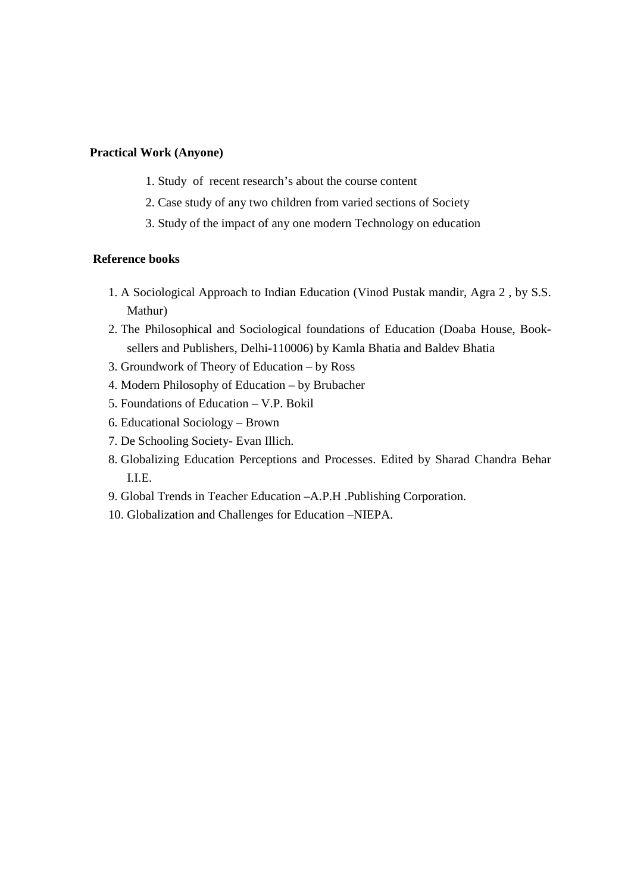**Practical Work (Anyone)**

1. Study of recent research's about the course content
2. Case study of any two children from varied sections of Society
3. Study of the impact of any one modern Technology on education

**Reference books**

1. A Sociological Approach to Indian Education (Vinod Pustak mandir, Agra 2 , by S.S. Mathur)
2. The Philosophical and Sociological foundations of Education (Doaba House, Book-sellers and Publishers, Delhi-110006) by Kamla Bhatia and Baldev Bhatia
3. Groundwork of Theory of Education – by Ross
4. Modern Philosophy of Education – by Brubacher
5. Foundations of Education – V.P. Bokil
6. Educational Sociology – Brown
7. De Schooling Society- Evan Illich.
8. Globalizing Education Perceptions and Processes. Edited by Sharad Chandra Behar I.I.E.
9. Global Trends in Teacher Education –A.P.H .Publishing Corporation.
10. Globalization and Challenges for Education –NIEPA.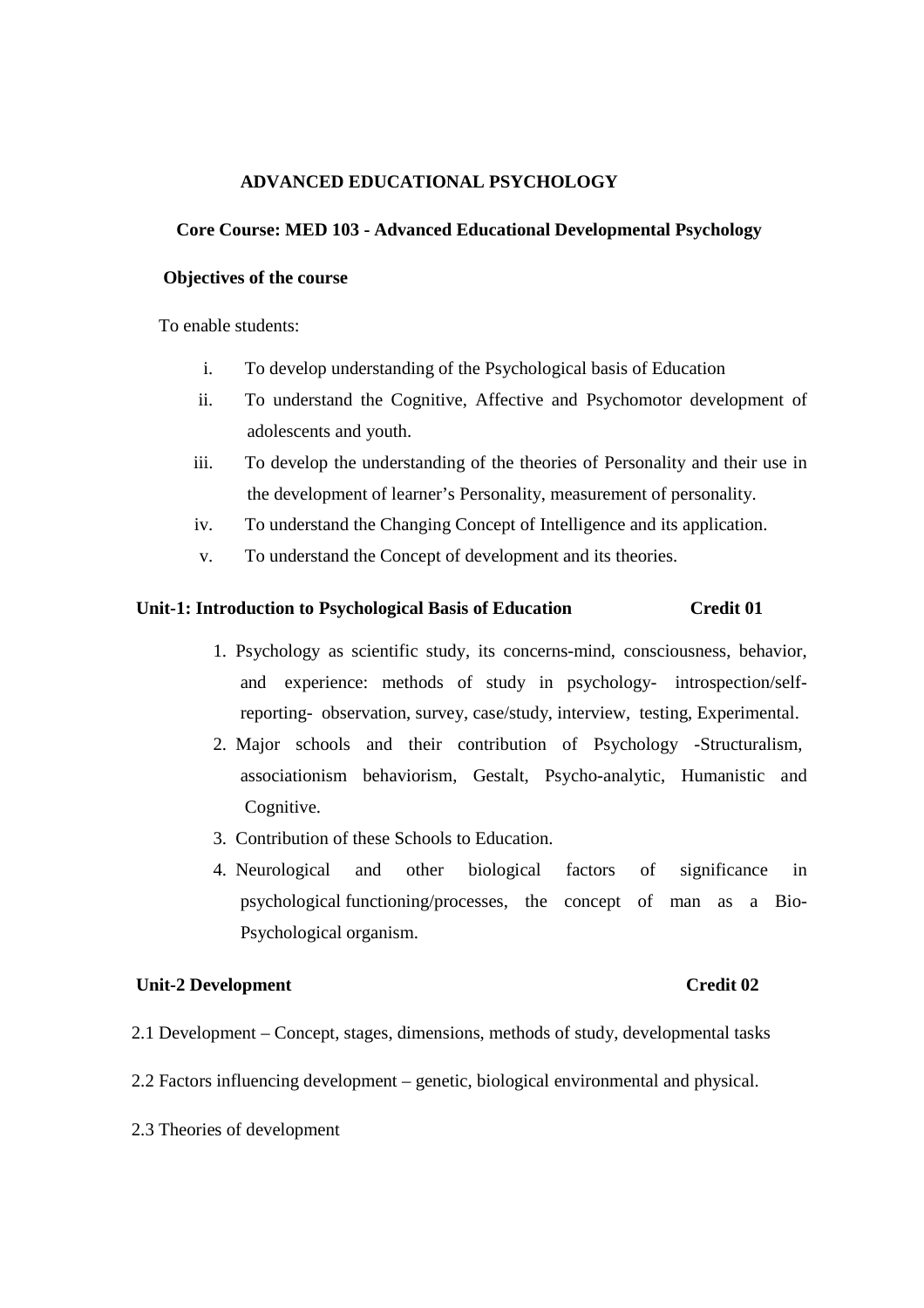# ADVANCED EDUCATIONAL PSYCHOLOGY

## Core Course: MED 103 - Advanced Educational Developmental Psychology

### Objectives of the course

To enable students:

i. To develop understanding of the Psychological basis of Education
ii. To understand the Cognitive, Affective and Psychomotor development of adolescents and youth.
iii. To develop the understanding of the theories of Personality and their use in the development of learner's Personality, measurement of personality.
iv. To understand the Changing Concept of Intelligence and its application.
v. To understand the Concept of development and its theories.

### Unit-1: Introduction to Psychological Basis of Education — Credit 01

1. Psychology as scientific study, its concerns-mind, consciousness, behavior, and experience: methods of study in psychology- introspection/self-reporting- observation, survey, case/study, interview, testing, Experimental.
2. Major schools and their contribution of Psychology -Structuralism, associationism behaviorism, Gestalt, Psycho-analytic, Humanistic and Cognitive.
3. Contribution of these Schools to Education.
4. Neurological and other biological factors of significance in psychological functioning/processes, the concept of man as a Bio-Psychological organism.

### Unit-2 Development — Credit 02

2.1 Development – Concept, stages, dimensions, methods of study, developmental tasks

2.2 Factors influencing development – genetic, biological environmental and physical.

2.3 Theories of development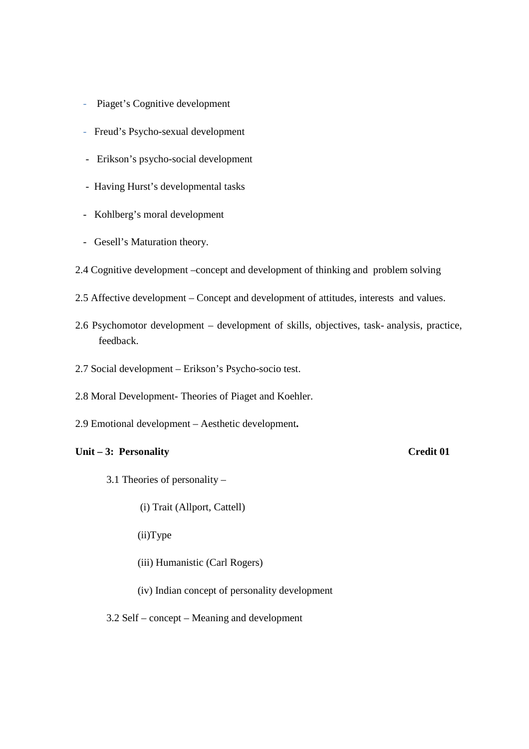- Piaget's Cognitive development
- Freud's Psycho-sexual development
- Erikson's psycho-social development
- Having Hurst's developmental tasks
- Kohlberg's moral development
- Gesell's Maturation theory.

2.4 Cognitive development –concept and development of thinking and problem solving

2.5 Affective development – Concept and development of attitudes, interests and values.

2.6 Psychomotor development – development of skills, objectives, task- analysis, practice, feedback.

2.7 Social development – Erikson's Psycho-socio test.

2.8 Moral Development- Theories of Piaget and Koehler.

2.9 Emotional development – Aesthetic development**.**

**Unit – 3: Personality** **Credit 01**

3.1 Theories of personality –

(i) Trait (Allport, Cattell)

(ii)Type

(iii) Humanistic (Carl Rogers)

(iv) Indian concept of personality development

3.2 Self – concept – Meaning and development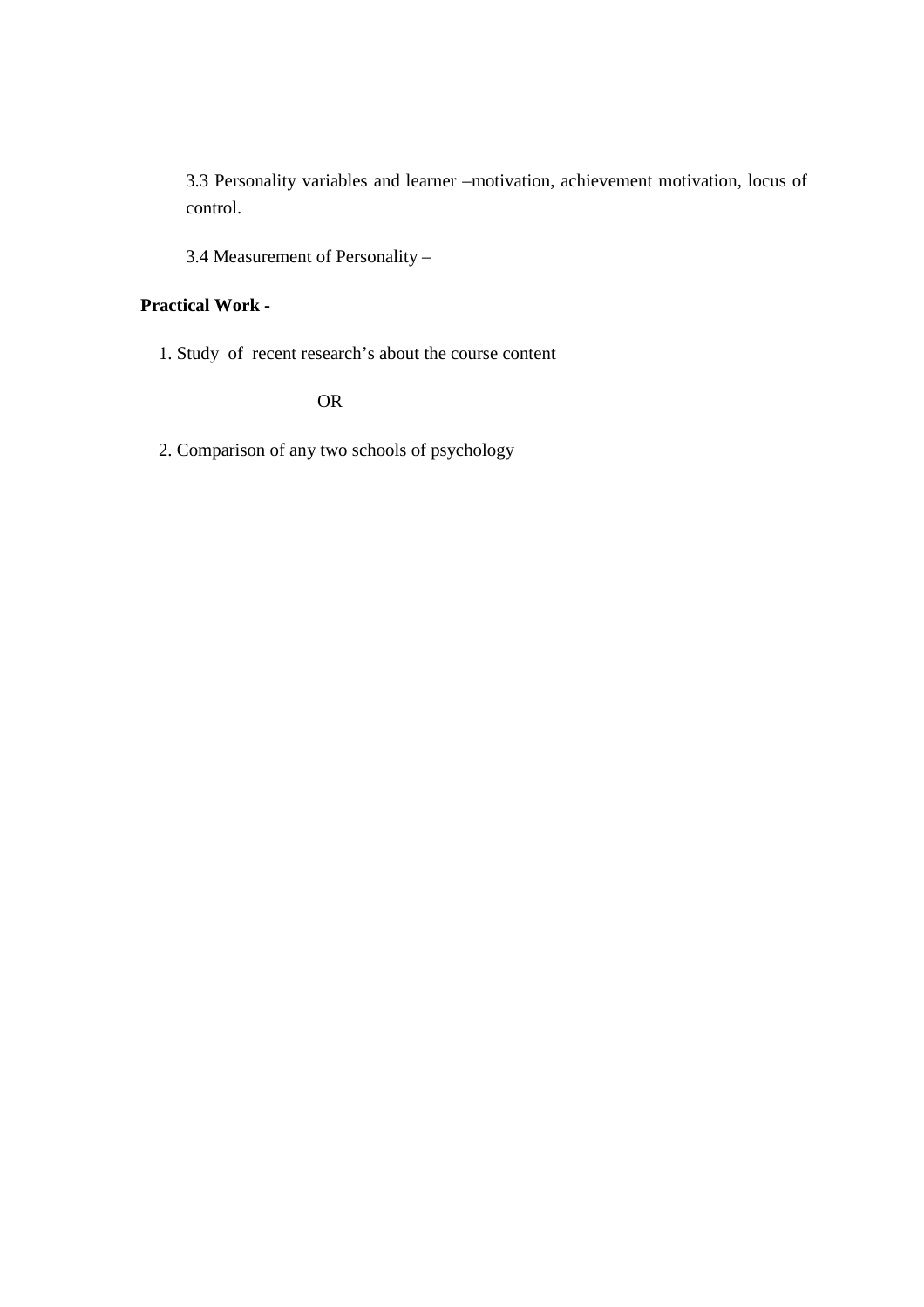3.3 Personality variables and learner –motivation, achievement motivation, locus of control.

3.4 Measurement of Personality –

**Practical Work -**

1. Study of recent research's about the course content

   OR

2. Comparison of any two schools of psychology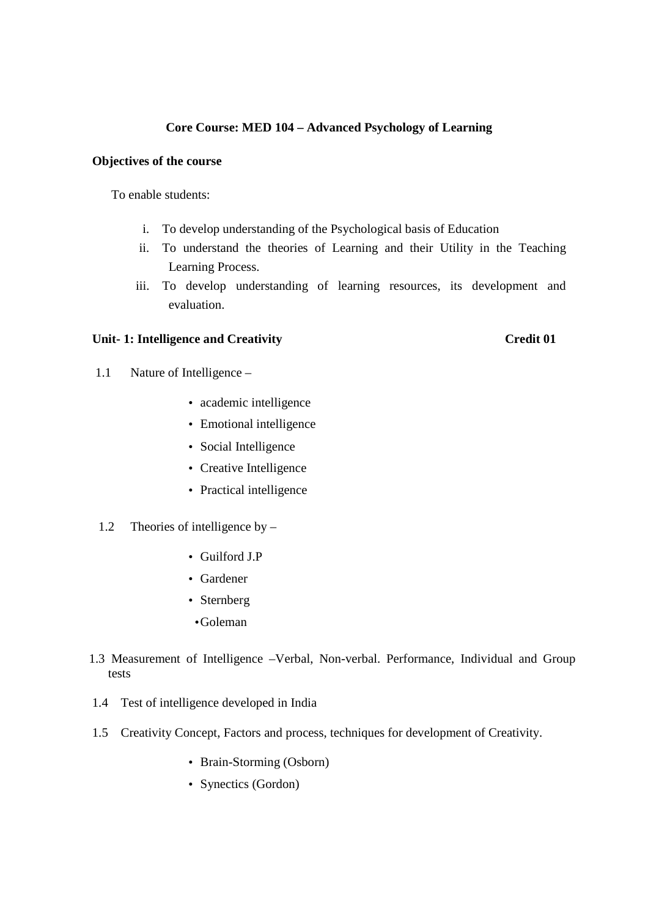**Core Course: MED 104 – Advanced Psychology of Learning**

**Objectives of the course**

To enable students:

i. To develop understanding of the Psychological basis of Education
ii. To understand the theories of Learning and their Utility in the Teaching Learning Process.
iii. To develop understanding of learning resources, its development and evaluation.

**Unit- 1: Intelligence and Creativity** **Credit 01**

1.1 Nature of Intelligence –

- academic intelligence
- Emotional intelligence
- Social Intelligence
- Creative Intelligence
- Practical intelligence

1.2 Theories of intelligence by –

- Guilford J.P
- Gardener
- Sternberg
- Goleman

1.3 Measurement of Intelligence –Verbal, Non-verbal. Performance, Individual and Group tests

1.4 Test of intelligence developed in India

1.5 Creativity Concept, Factors and process, techniques for development of Creativity.

- Brain-Storming (Osborn)
- Synectics (Gordon)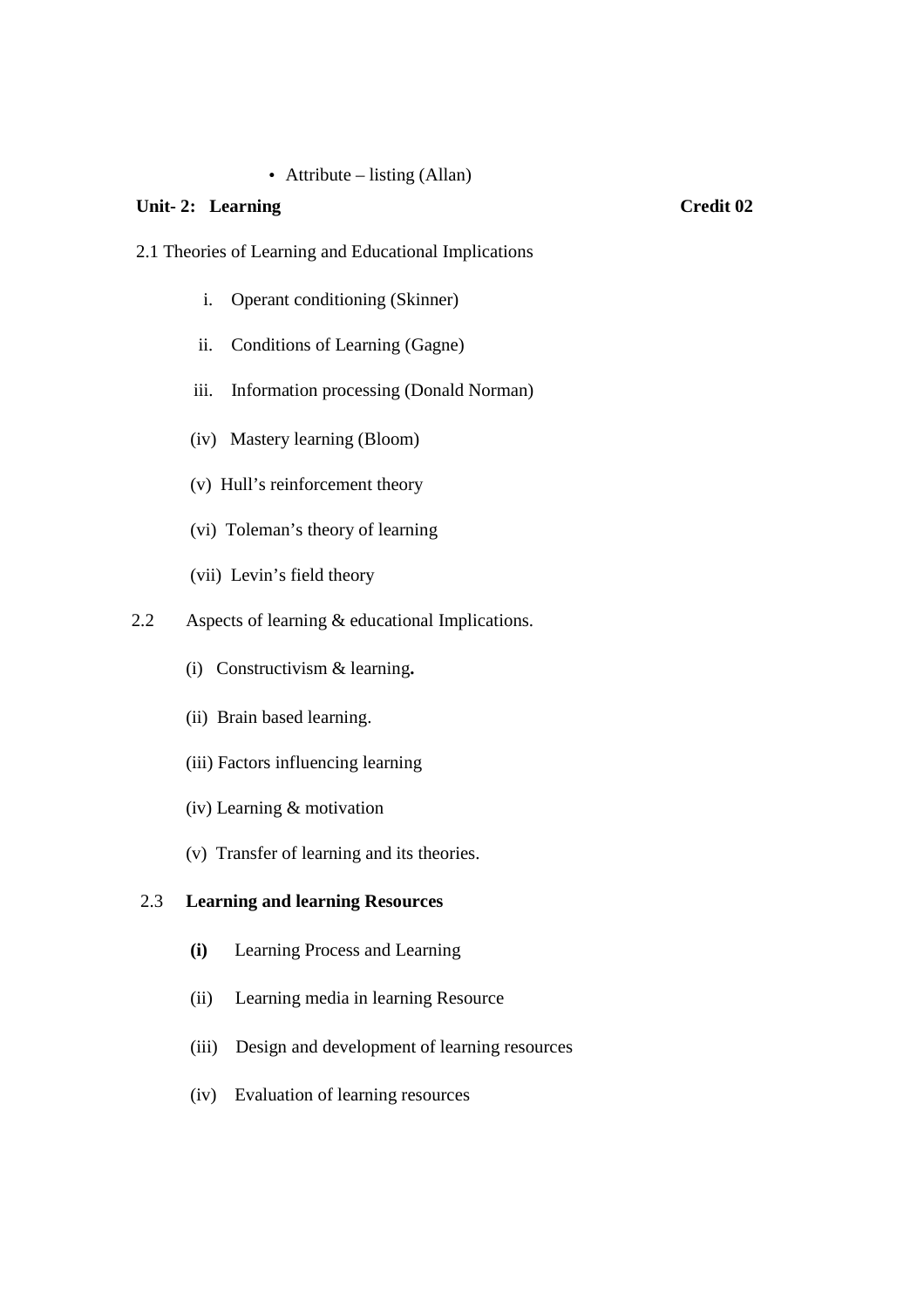- Attribute – listing (Allan)

**Unit- 2: Learning** **Credit 02**

2.1 Theories of Learning and Educational Implications

i. Operant conditioning (Skinner)

ii. Conditions of Learning (Gagne)

iii. Information processing (Donald Norman)

(iv) Mastery learning (Bloom)

(v) Hull's reinforcement theory

(vi) Toleman's theory of learning

(vii) Levin's field theory

2.2 Aspects of learning & educational Implications.

(i) Constructivism & learning**.**

(ii) Brain based learning.

(iii) Factors influencing learning

(iv) Learning & motivation

(v) Transfer of learning and its theories.

2.3 **Learning and learning Resources**

**(i)** Learning Process and Learning

(ii) Learning media in learning Resource

(iii) Design and development of learning resources

(iv) Evaluation of learning resources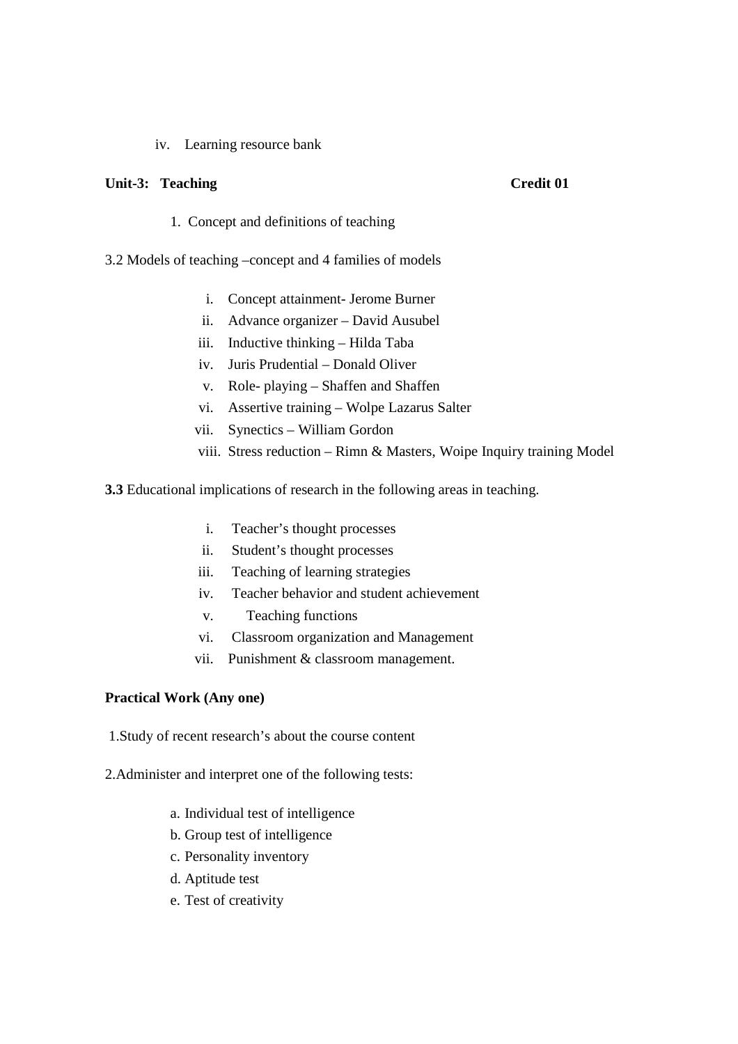iv. Learning resource bank

**Unit-3: Teaching** **Credit 01**

1. Concept and definitions of teaching

3.2 Models of teaching –concept and 4 families of models

i. Concept attainment- Jerome Burner
ii. Advance organizer – David Ausubel
iii. Inductive thinking – Hilda Taba
iv. Juris Prudential – Donald Oliver
v. Role- playing – Shaffen and Shaffen
vi. Assertive training – Wolpe Lazarus Salter
vii. Synectics – William Gordon
viii. Stress reduction – Rimn & Masters, Woipe Inquiry training Model

**3.3** Educational implications of research in the following areas in teaching.

i. Teacher's thought processes
ii. Student's thought processes
iii. Teaching of learning strategies
iv. Teacher behavior and student achievement
v. Teaching functions
vi. Classroom organization and Management
vii. Punishment & classroom management.

**Practical Work (Any one)**

1.Study of recent research's about the course content

2.Administer and interpret one of the following tests:

a. Individual test of intelligence
b. Group test of intelligence
c. Personality inventory
d. Aptitude test
e. Test of creativity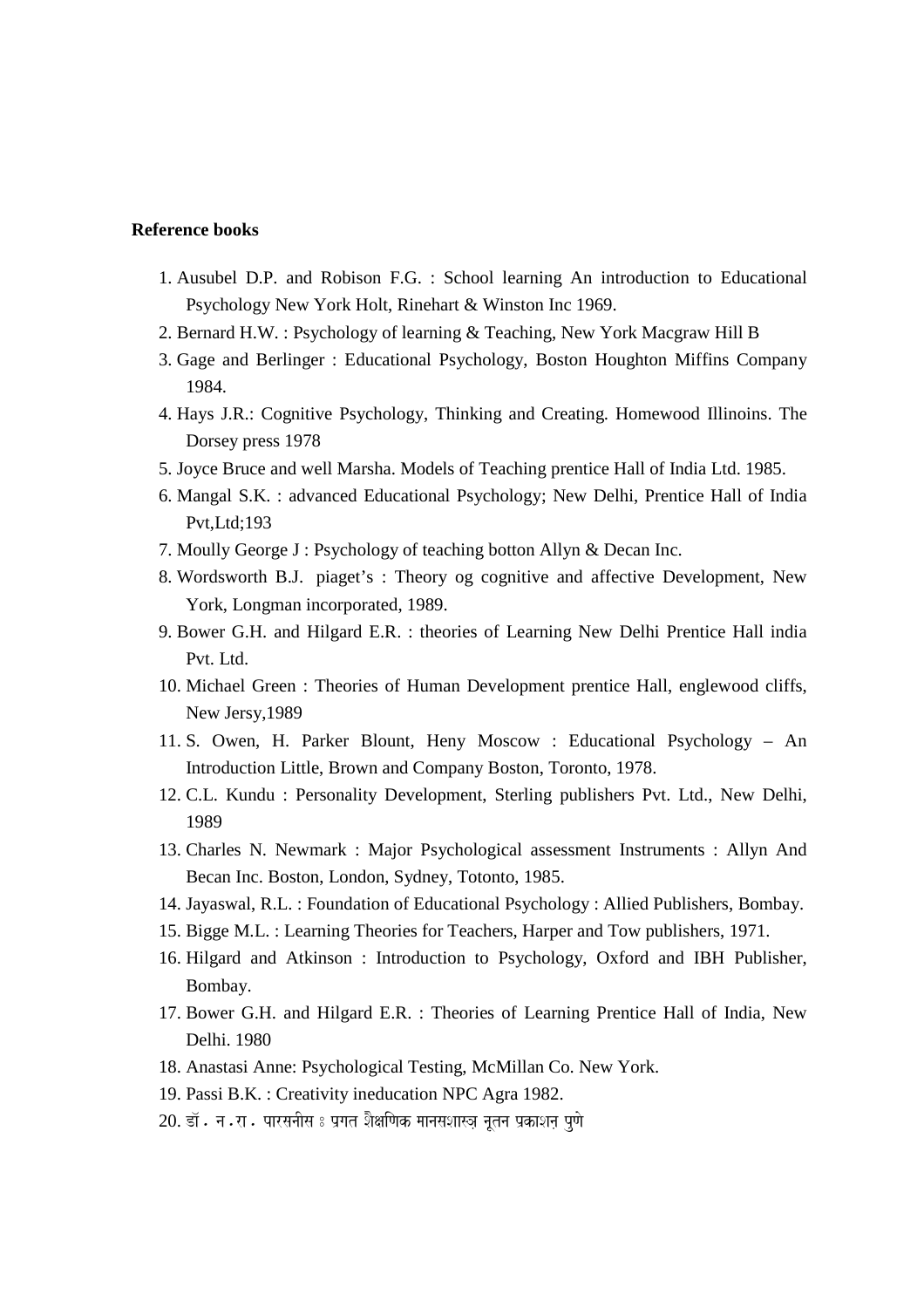**Reference books**

1. Ausubel D.P. and Robison F.G. : School learning An introduction to Educational Psychology New York Holt, Rinehart & Winston Inc 1969.
2. Bernard H.W. : Psychology of learning & Teaching, New York Macgraw Hill B
3. Gage and Berlinger : Educational Psychology, Boston Houghton Miffins Company 1984.
4. Hays J.R.: Cognitive Psychology, Thinking and Creating. Homewood Illinoins. The Dorsey press 1978
5. Joyce Bruce and well Marsha. Models of Teaching prentice Hall of India Ltd. 1985.
6. Mangal S.K. : advanced Educational Psychology; New Delhi, Prentice Hall of India Pvt,Ltd;193
7. Moully George J : Psychology of teaching botton Allyn & Decan Inc.
8. Wordsworth B.J. piaget's : Theory og cognitive and affective Development, New York, Longman incorporated, 1989.
9. Bower G.H. and Hilgard E.R. : theories of Learning New Delhi Prentice Hall india Pvt. Ltd.
10. Michael Green : Theories of Human Development prentice Hall, englewood cliffs, New Jersy,1989
11. S. Owen, H. Parker Blount, Heny Moscow : Educational Psychology – An Introduction Little, Brown and Company Boston, Toronto, 1978.
12. C.L. Kundu : Personality Development, Sterling publishers Pvt. Ltd., New Delhi, 1989
13. Charles N. Newmark : Major Psychological assessment Instruments : Allyn And Becan Inc. Boston, London, Sydney, Totonto, 1985.
14. Jayaswal, R.L. : Foundation of Educational Psychology : Allied Publishers, Bombay.
15. Bigge M.L. : Learning Theories for Teachers, Harper and Tow publishers, 1971.
16. Hilgard and Atkinson : Introduction to Psychology, Oxford and IBH Publisher, Bombay.
17. Bower G.H. and Hilgard E.R. : Theories of Learning Prentice Hall of India, New Delhi. 1980
18. Anastasi Anne: Psychological Testing, McMillan Co. New York.
19. Passi B.K. : Creativity ineducation NPC Agra 1982.
20. डॉ. न.रा. पारसनीस ः प्रगत शैक्षणिक मानसशास्त्र नूतन प्रकाशन पुणे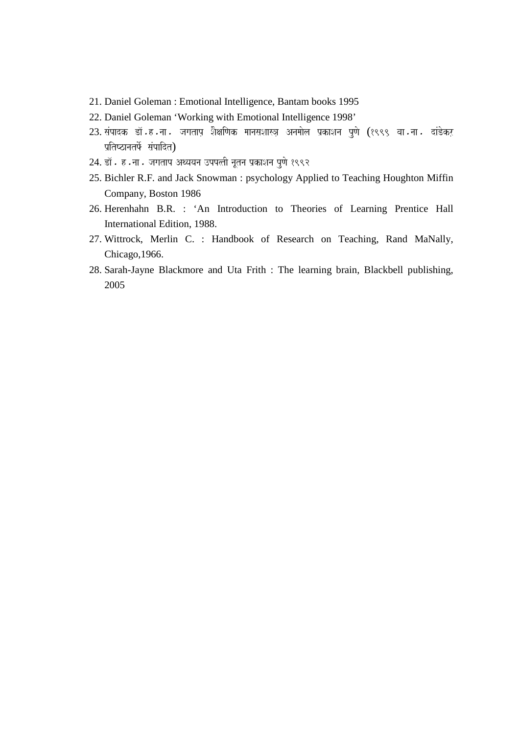21. Daniel Goleman : Emotional Intelligence, Bantam books 1995
22. Daniel Goleman ‘Working with Emotional Intelligence 1998’
23. संपादक डॉ.ह.ना. जगताप शैक्षणिक मानसशास्त्र अनमोल प्रकाशन पुणे (१९९९ वा.ना. दांडेकर प्रतिष्ठानतर्फे संपादित)
24. डॉ. ह.ना. जगताप अध्ययन उपपत्ती नूतन प्रकाशन पुणे १९९२
25. Bichler R.F. and Jack Snowman : psychology Applied to Teaching Houghton Miffin Company, Boston 1986
26. Herenhahn B.R. : ‘An Introduction to Theories of Learning Prentice Hall International Edition, 1988.
27. Wittrock, Merlin C. : Handbook of Research on Teaching, Rand MaNally, Chicago,1966.
28. Sarah-Jayne Blackmore and Uta Frith : The learning brain, Blackbell publishing, 2005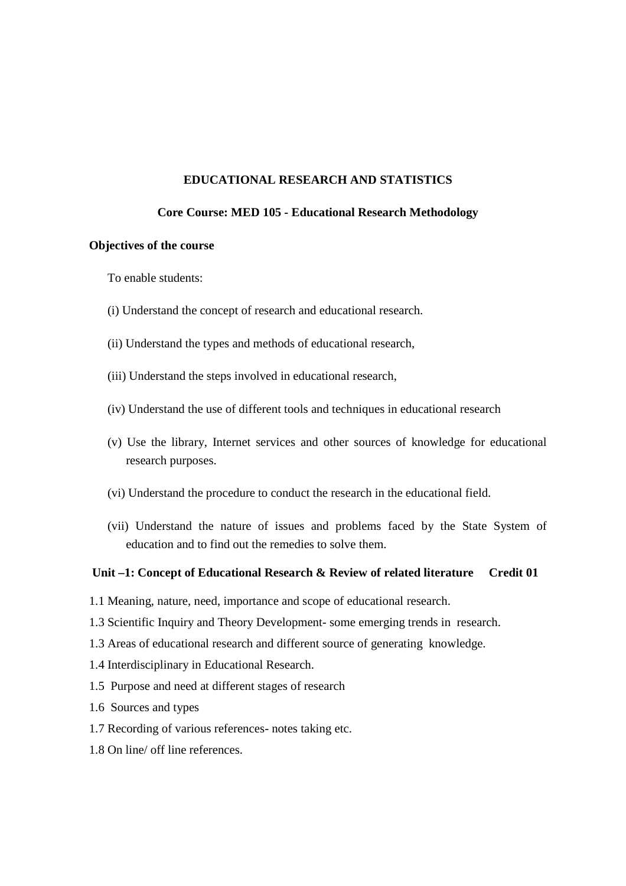## EDUCATIONAL RESEARCH AND STATISTICS

### Core Course: MED 105 - Educational Research Methodology

**Objectives of the course**

To enable students:

(i) Understand the concept of research and educational research.

(ii) Understand the types and methods of educational research,

(iii) Understand the steps involved in educational research,

(iv) Understand the use of different tools and techniques in educational research

(v) Use the library, Internet services and other sources of knowledge for educational research purposes.

(vi) Understand the procedure to conduct the research in the educational field.

(vii) Understand the nature of issues and problems faced by the State System of education and to find out the remedies to solve them.

**Unit –1: Concept of Educational Research & Review of related literature Credit 01**

1.1 Meaning, nature, need, importance and scope of educational research.

1.3 Scientific Inquiry and Theory Development- some emerging trends in research.

1.3 Areas of educational research and different source of generating knowledge.

1.4 Interdisciplinary in Educational Research.

1.5 Purpose and need at different stages of research

1.6 Sources and types

1.7 Recording of various references- notes taking etc.

1.8 On line/ off line references.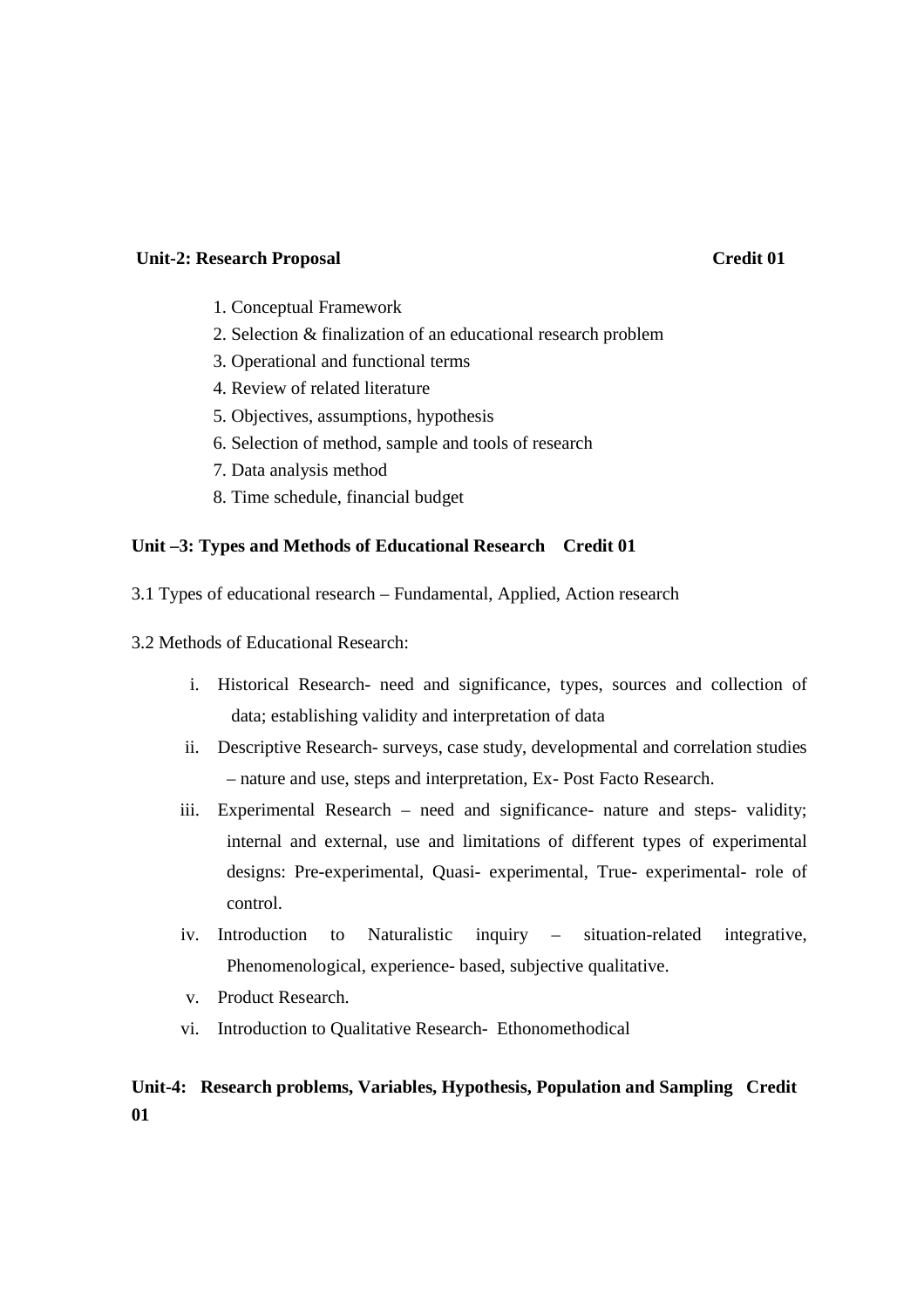**Unit-2: Research Proposal** **Credit 01**

1. Conceptual Framework
2. Selection & finalization of an educational research problem
3. Operational and functional terms
4. Review of related literature
5. Objectives, assumptions, hypothesis
6. Selection of method, sample and tools of research
7. Data analysis method
8. Time schedule, financial budget

**Unit –3: Types and Methods of Educational Research Credit 01**

3.1 Types of educational research – Fundamental, Applied, Action research

3.2 Methods of Educational Research:

i. Historical Research- need and significance, types, sources and collection of data; establishing validity and interpretation of data
ii. Descriptive Research- surveys, case study, developmental and correlation studies – nature and use, steps and interpretation, Ex- Post Facto Research.
iii. Experimental Research – need and significance- nature and steps- validity; internal and external, use and limitations of different types of experimental designs: Pre-experimental, Quasi- experimental, True- experimental- role of control.
iv. Introduction to Naturalistic inquiry – situation-related integrative, Phenomenological, experience- based, subjective qualitative.
v. Product Research.
vi. Introduction to Qualitative Research- Ethonomethodical

**Unit-4: Research problems, Variables, Hypothesis, Population and Sampling Credit 01**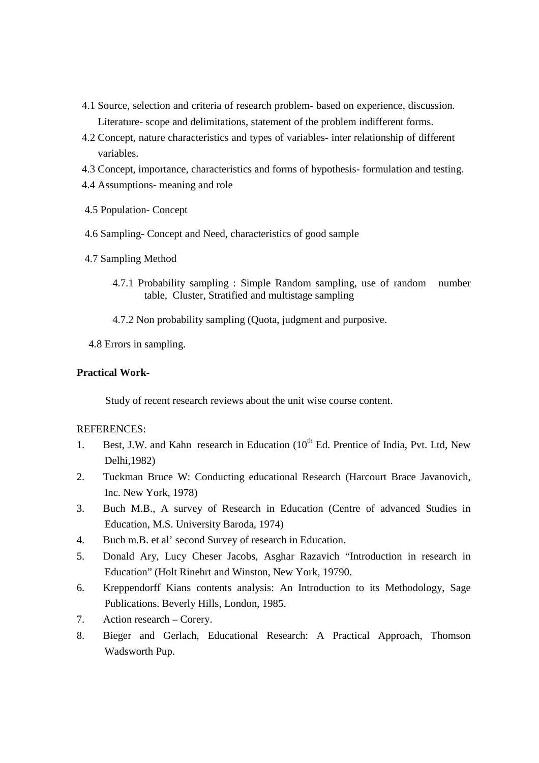4.1 Source, selection and criteria of research problem- based on experience, discussion. Literature- scope and delimitations, statement of the problem indifferent forms.

4.2 Concept, nature characteristics and types of variables- inter relationship of different variables.

4.3 Concept, importance, characteristics and forms of hypothesis- formulation and testing.

4.4 Assumptions- meaning and role

4.5 Population- Concept

4.6 Sampling- Concept and Need, characteristics of good sample

4.7 Sampling Method

4.7.1 Probability sampling : Simple Random sampling, use of random number table, Cluster, Stratified and multistage sampling

4.7.2 Non probability sampling (Quota, judgment and purposive.

4.8 Errors in sampling.

**Practical Work-**

Study of recent research reviews about the unit wise course content.

REFERENCES:

1. Best, J.W. and Kahn research in Education (10th Ed. Prentice of India, Pvt. Ltd, New Delhi,1982)
2. Tuckman Bruce W: Conducting educational Research (Harcourt Brace Javanovich, Inc. New York, 1978)
3. Buch M.B., A survey of Research in Education (Centre of advanced Studies in Education, M.S. University Baroda, 1974)
4. Buch m.B. et al' second Survey of research in Education.
5. Donald Ary, Lucy Cheser Jacobs, Asghar Razavich "Introduction in research in Education" (Holt Rinehrt and Winston, New York, 19790.
6. Kreppendorff Kians contents analysis: An Introduction to its Methodology, Sage Publications. Beverly Hills, London, 1985.
7. Action research – Corery.
8. Bieger and Gerlach, Educational Research: A Practical Approach, Thomson Wadsworth Pup.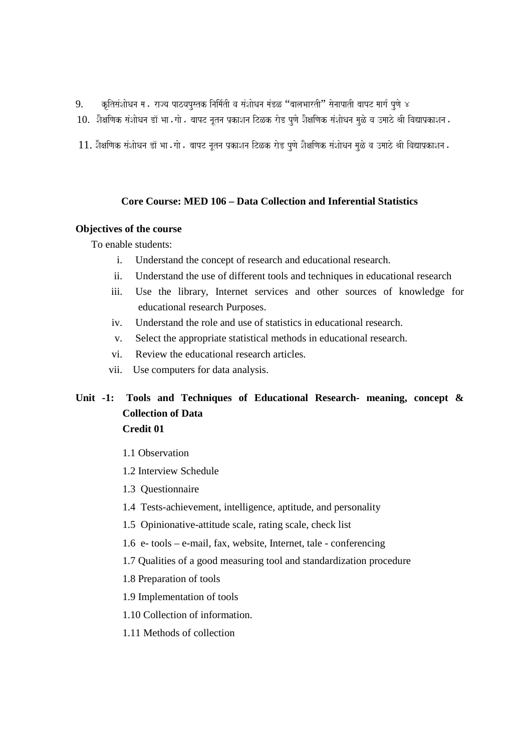9. कृतिसंशोधन म. राज्य पाठयपुस्तक निर्मिती व संशोधन मंडळ “बालभारती” सेनापाती बापट मार्ग पुणे ४

10. शैक्षणिक संशोधन डॉ भा.गो. बापट नूतन प्रकाशन टिळक रोड पुणे शैक्षणिक संशोधन मुळे व उमाठे श्री विद्याप्रकाशन.

11. शैक्षणिक संशोधन डॉ भा.गो. बापट नूतन प्रकाशन टिळक रोड पुणे शैक्षणिक संशोधन मुळे व उमाठे श्री विद्याप्रकाशन.

## Core Course: MED 106 – Data Collection and Inferential Statistics

**Objectives of the course**

To enable students:

i. Understand the concept of research and educational research.
ii. Understand the use of different tools and techniques in educational research
iii. Use the library, Internet services and other sources of knowledge for educational research Purposes.
iv. Understand the role and use of statistics in educational research.
v. Select the appropriate statistical methods in educational research.
vi. Review the educational research articles.
vii. Use computers for data analysis.

### Unit -1: Tools and Techniques of Educational Research- meaning, concept & Collection of Data
**Credit 01**

1.1 Observation

1.2 Interview Schedule

1.3 Questionnaire

1.4 Tests-achievement, intelligence, aptitude, and personality

1.5 Opinionative-attitude scale, rating scale, check list

1.6 e- tools – e-mail, fax, website, Internet, tale - conferencing

1.7 Qualities of a good measuring tool and standardization procedure

1.8 Preparation of tools

1.9 Implementation of tools

1.10 Collection of information.

1.11 Methods of collection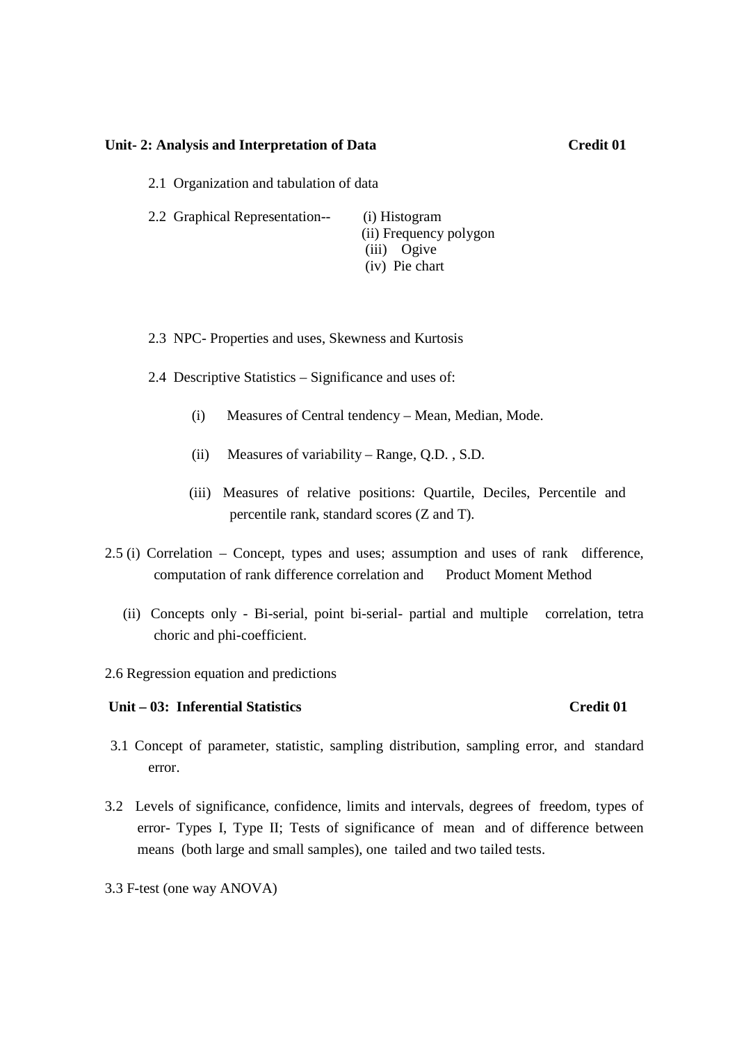**Unit- 2: Analysis and Interpretation of Data** **Credit 01**

2.1 Organization and tabulation of data

2.2 Graphical Representation-- (i) Histogram
(ii) Frequency polygon
(iii) Ogive
(iv) Pie chart

2.3 NPC- Properties and uses, Skewness and Kurtosis

2.4 Descriptive Statistics – Significance and uses of:

(i) Measures of Central tendency – Mean, Median, Mode.

(ii) Measures of variability – Range, Q.D. , S.D.

(iii) Measures of relative positions: Quartile, Deciles, Percentile and percentile rank, standard scores (Z and T).

2.5 (i) Correlation – Concept, types and uses; assumption and uses of rank difference, computation of rank difference correlation and Product Moment Method

(ii) Concepts only - Bi-serial, point bi-serial- partial and multiple correlation, tetra choric and phi-coefficient.

2.6 Regression equation and predictions

**Unit – 03: Inferential Statistics** **Credit 01**

3.1 Concept of parameter, statistic, sampling distribution, sampling error, and standard error.

3.2 Levels of significance, confidence, limits and intervals, degrees of freedom, types of error- Types I, Type II; Tests of significance of mean and of difference between means (both large and small samples), one tailed and two tailed tests.

3.3 F-test (one way ANOVA)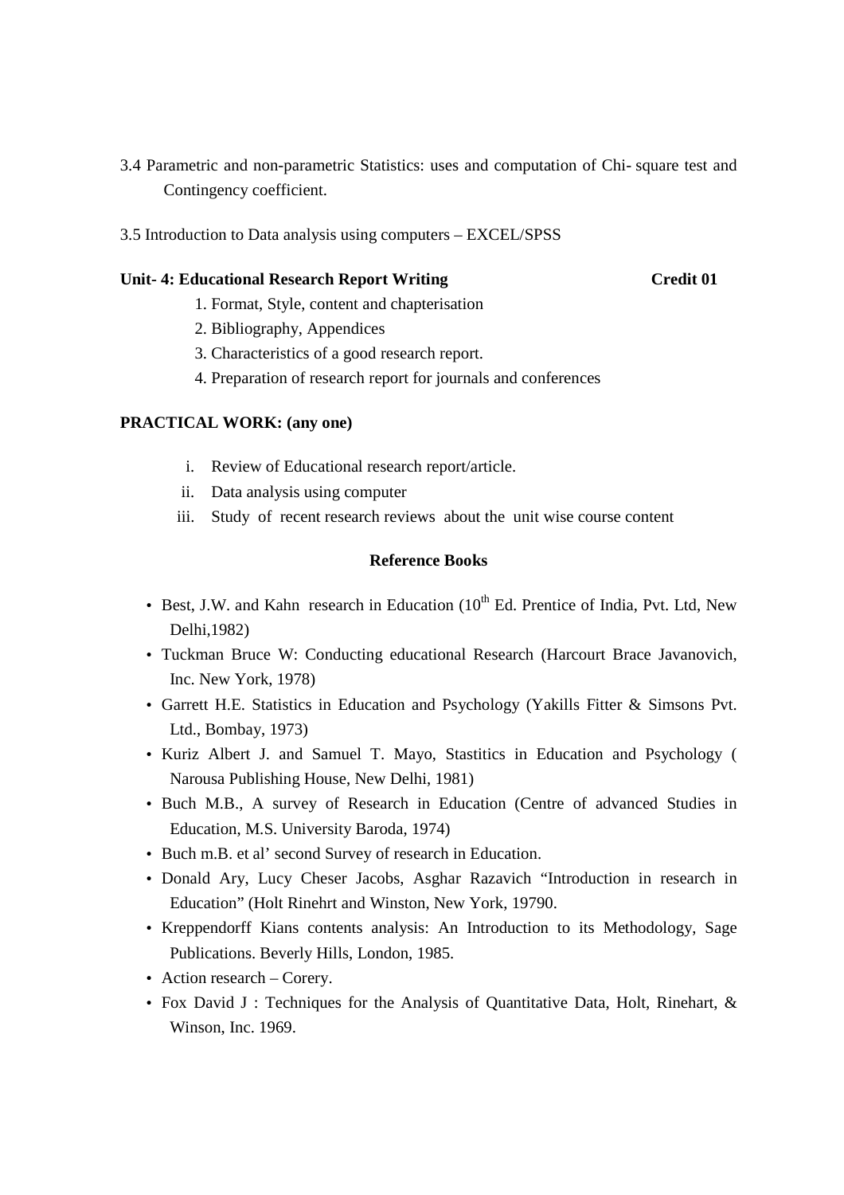3.4 Parametric and non-parametric Statistics: uses and computation of Chi- square test and Contingency coefficient.

3.5 Introduction to Data analysis using computers – EXCEL/SPSS

**Unit- 4: Educational Research Report Writing** **Credit 01**

1. Format, Style, content and chapterisation
2. Bibliography, Appendices
3. Characteristics of a good research report.
4. Preparation of research report for journals and conferences

**PRACTICAL WORK: (any one)**

i. Review of Educational research report/article.
ii. Data analysis using computer
iii. Study of recent research reviews about the unit wise course content

**Reference Books**

- Best, J.W. and Kahn research in Education (10th Ed. Prentice of India, Pvt. Ltd, New Delhi,1982)
- Tuckman Bruce W: Conducting educational Research (Harcourt Brace Javanovich, Inc. New York, 1978)
- Garrett H.E. Statistics in Education and Psychology (Yakills Fitter & Simsons Pvt. Ltd., Bombay, 1973)
- Kuriz Albert J. and Samuel T. Mayo, Stastitics in Education and Psychology ( Narousa Publishing House, New Delhi, 1981)
- Buch M.B., A survey of Research in Education (Centre of advanced Studies in Education, M.S. University Baroda, 1974)
- Buch m.B. et al' second Survey of research in Education.
- Donald Ary, Lucy Cheser Jacobs, Asghar Razavich "Introduction in research in Education" (Holt Rinehrt and Winston, New York, 19790.
- Kreppendorff Kians contents analysis: An Introduction to its Methodology, Sage Publications. Beverly Hills, London, 1985.
- Action research – Corery.
- Fox David J : Techniques for the Analysis of Quantitative Data, Holt, Rinehart, & Winson, Inc. 1969.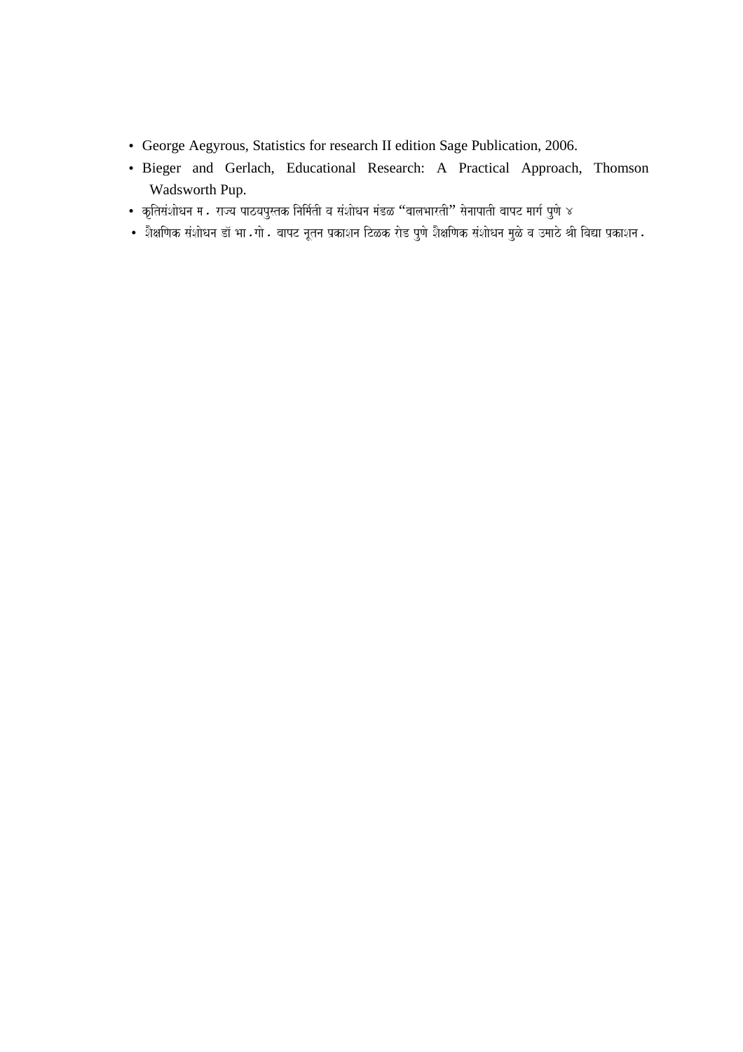- George Aegyrous, Statistics for research II edition Sage Publication, 2006.
- Bieger and Gerlach, Educational Research: A Practical Approach, Thomson Wadsworth Pup.
- कृतिसंशोधन म. राज्य पाठ्यपुस्तक निर्मिती व संशोधन मंडळ "बालभारती" सेनापाती बापट मार्ग पुणे ४
- शैक्षणिक संशोधन डॉ भा.गो. बापट नूतन प्रकाशन टिळक रोड पुणे शैक्षणिक संशोधन मुळे व उमाठे श्री विद्या प्रकाशन.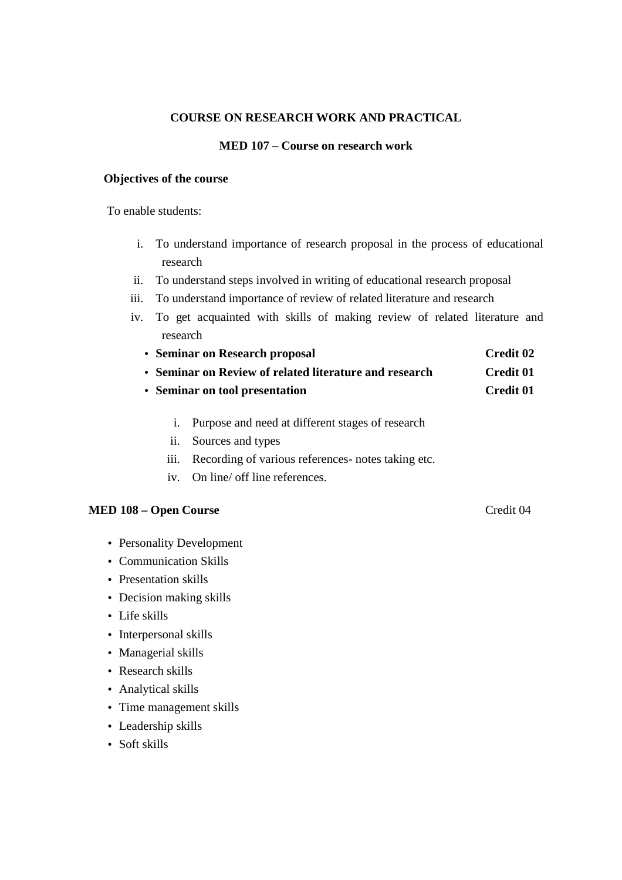## COURSE ON RESEARCH WORK AND PRACTICAL

### MED 107 – Course on research work

**Objectives of the course**

To enable students:

i. To understand importance of research proposal in the process of educational research
ii. To understand steps involved in writing of educational research proposal
iii. To understand importance of review of related literature and research
iv. To get acquainted with skills of making review of related literature and research

- **Seminar on Research proposal** **Credit 02**
- **Seminar on Review of related literature and research** **Credit 01**
- **Seminar on tool presentation** **Credit 01**

  i. Purpose and need at different stages of research
  ii. Sources and types
  iii. Recording of various references- notes taking etc.
  iv. On line/ off line references.

**MED 108 – Open Course** Credit 04

- Personality Development
- Communication Skills
- Presentation skills
- Decision making skills
- Life skills
- Interpersonal skills
- Managerial skills
- Research skills
- Analytical skills
- Time management skills
- Leadership skills
- Soft skills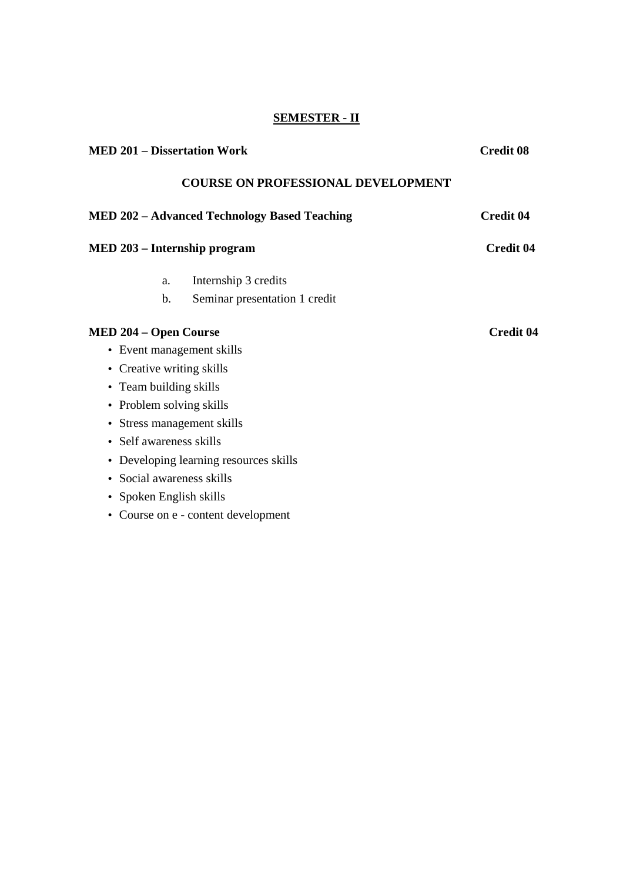# SEMESTER - II

**MED 201 – Dissertation Work** **Credit 08**

## COURSE ON PROFESSIONAL DEVELOPMENT

**MED 202 – Advanced Technology Based Teaching** **Credit 04**

**MED 203 – Internship program** **Credit 04**

a. Internship 3 credits
b. Seminar presentation 1 credit

**MED 204 – Open Course** **Credit 04**

- Event management skills
- Creative writing skills
- Team building skills
- Problem solving skills
- Stress management skills
- Self awareness skills
- Developing learning resources skills
- Social awareness skills
- Spoken English skills
- Course on e - content development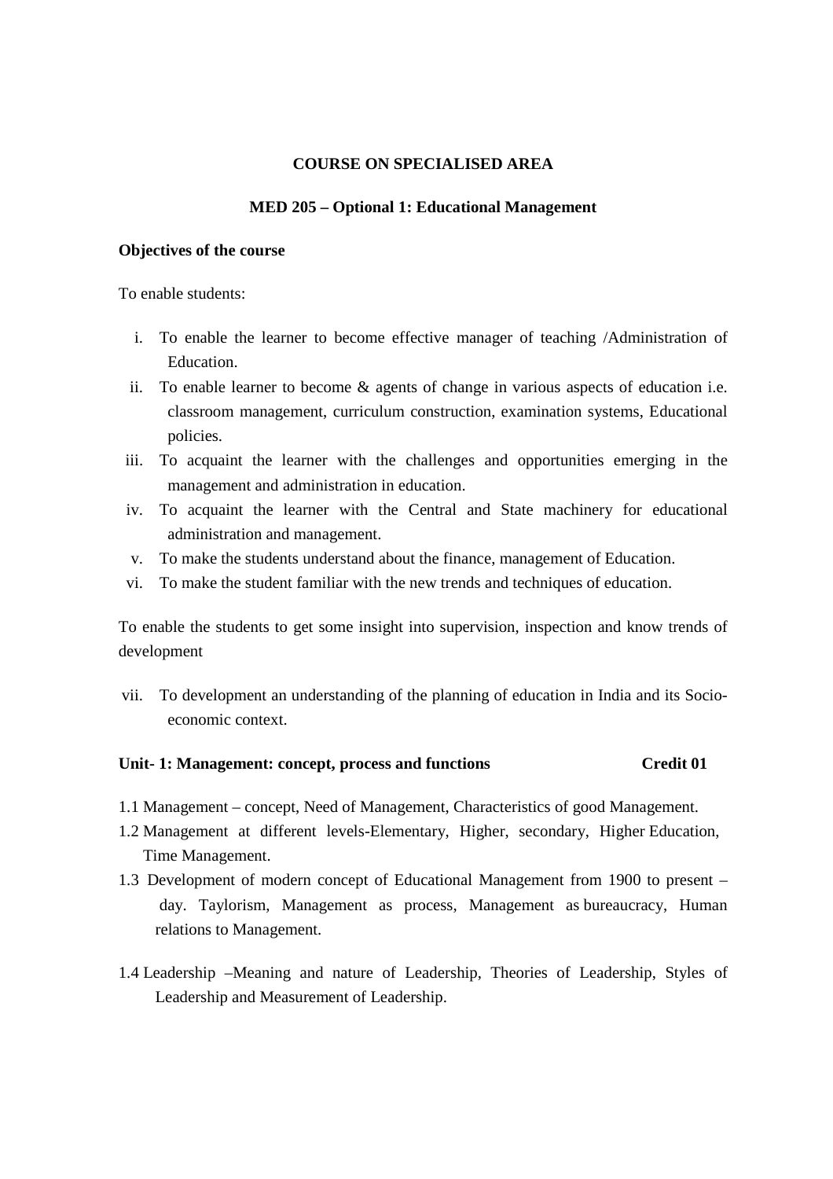**COURSE ON SPECIALISED AREA**

**MED 205 – Optional 1: Educational Management**

**Objectives of the course**

To enable students:

i. To enable the learner to become effective manager of teaching /Administration of Education.
ii. To enable learner to become & agents of change in various aspects of education i.e. classroom management, curriculum construction, examination systems, Educational policies.
iii. To acquaint the learner with the challenges and opportunities emerging in the management and administration in education.
iv. To acquaint the learner with the Central and State machinery for educational administration and management.
v. To make the students understand about the finance, management of Education.
vi. To make the student familiar with the new trends and techniques of education.

To enable the students to get some insight into supervision, inspection and know trends of development

vii. To development an understanding of the planning of education in India and its Socio-economic context.

**Unit- 1: Management: concept, process and functions Credit 01**

1.1 Management – concept, Need of Management, Characteristics of good Management.
1.2 Management at different levels-Elementary, Higher, secondary, Higher Education, Time Management.
1.3 Development of modern concept of Educational Management from 1900 to present – day. Taylorism, Management as process, Management as bureaucracy, Human relations to Management.
1.4 Leadership –Meaning and nature of Leadership, Theories of Leadership, Styles of Leadership and Measurement of Leadership.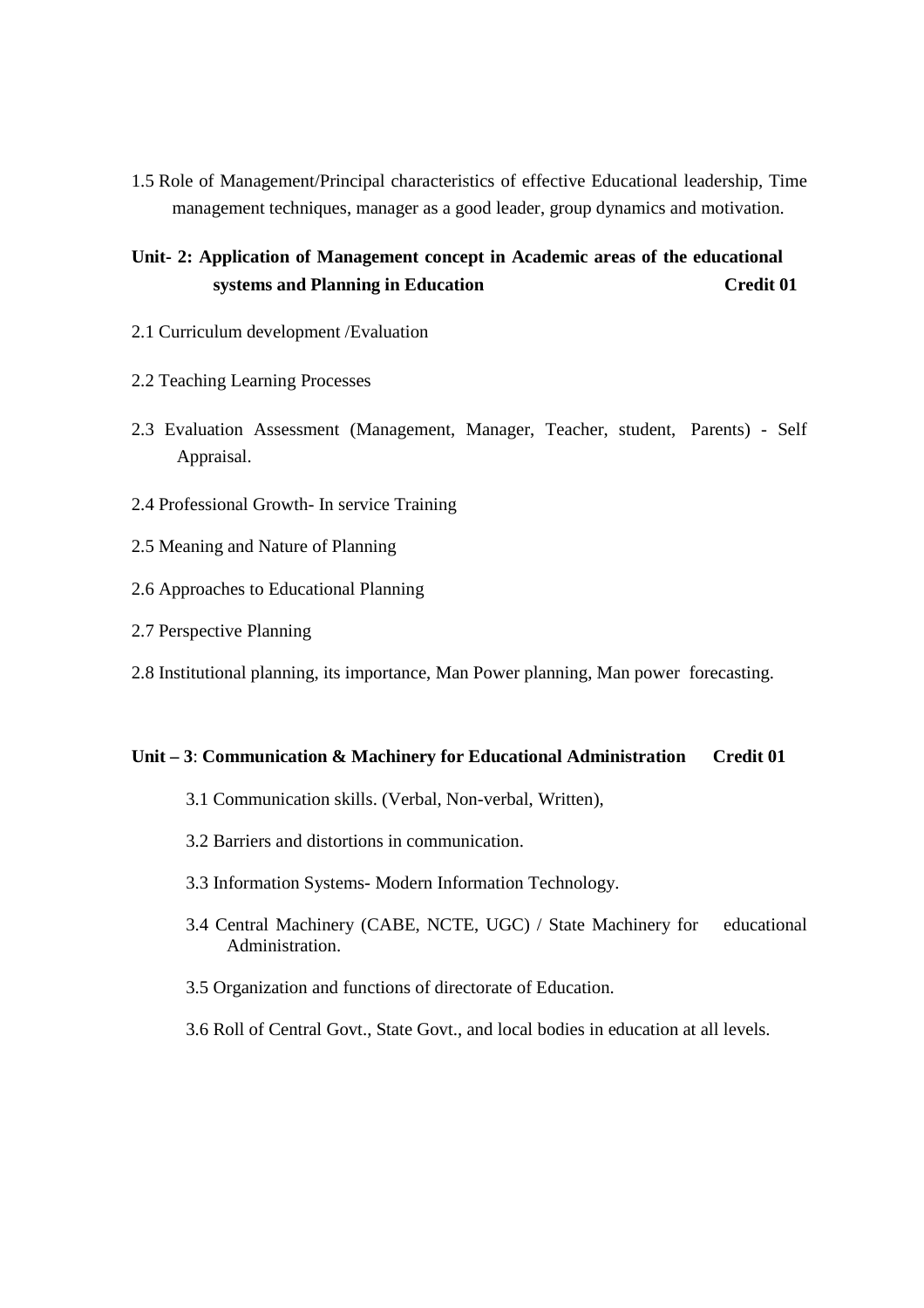1.5 Role of Management/Principal characteristics of effective Educational leadership, Time management techniques, manager as a good leader, group dynamics and motivation.

**Unit- 2: Application of Management concept in Academic areas of the educational systems and Planning in Education Credit 01**

2.1 Curriculum development /Evaluation

2.2 Teaching Learning Processes

2.3 Evaluation Assessment (Management, Manager, Teacher, student, Parents) - Self Appraisal.

2.4 Professional Growth- In service Training

2.5 Meaning and Nature of Planning

2.6 Approaches to Educational Planning

2.7 Perspective Planning

2.8 Institutional planning, its importance, Man Power planning, Man power forecasting.

**Unit – 3**: **Communication & Machinery for Educational Administration Credit 01**

3.1 Communication skills. (Verbal, Non-verbal, Written),

3.2 Barriers and distortions in communication.

3.3 Information Systems- Modern Information Technology.

3.4 Central Machinery (CABE, NCTE, UGC) / State Machinery for educational Administration.

3.5 Organization and functions of directorate of Education.

3.6 Roll of Central Govt., State Govt., and local bodies in education at all levels.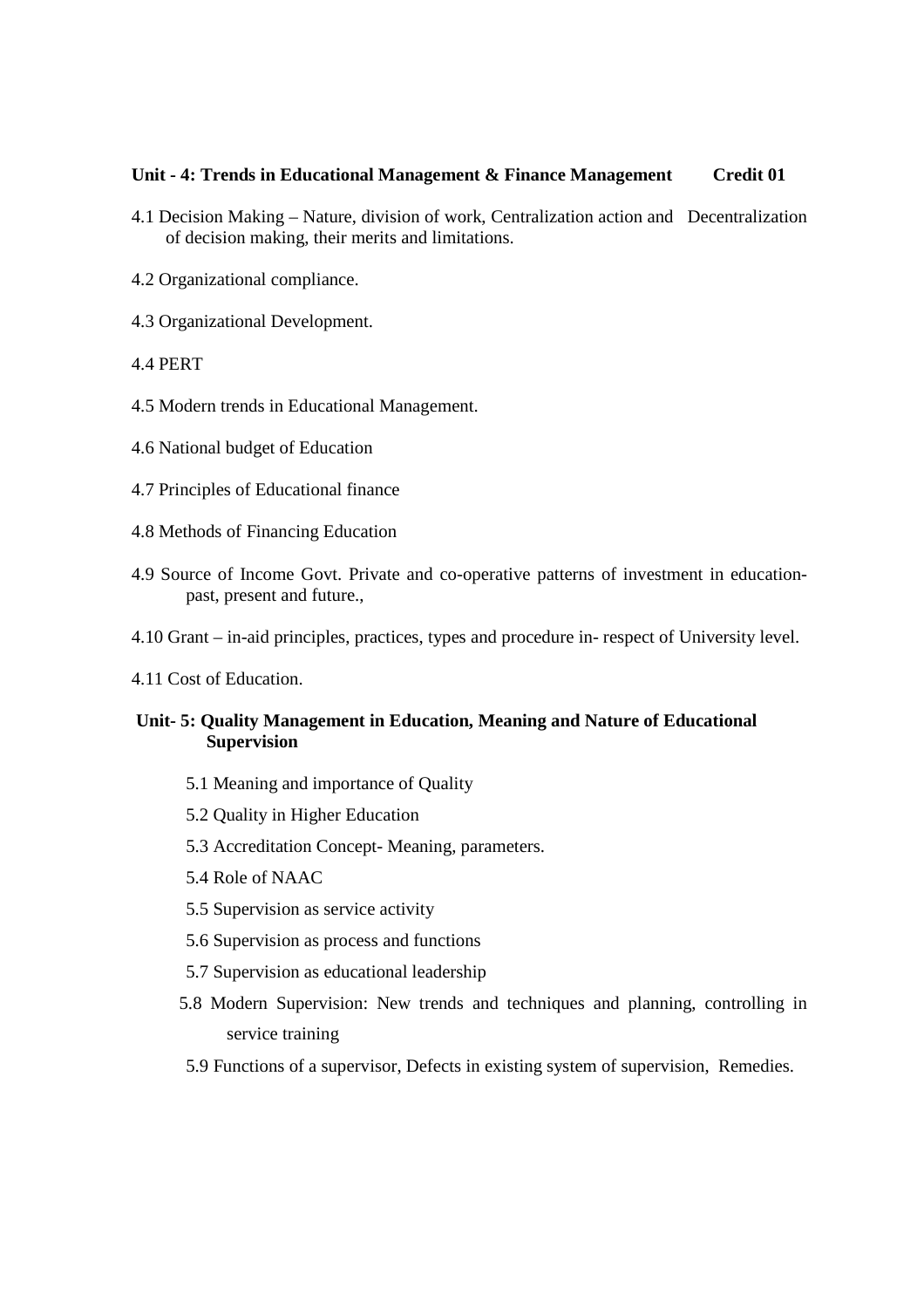**Unit - 4: Trends in Educational Management & Finance Management Credit 01**

4.1 Decision Making – Nature, division of work, Centralization action and Decentralization of decision making, their merits and limitations.

4.2 Organizational compliance.

4.3 Organizational Development.

4.4 PERT

4.5 Modern trends in Educational Management.

4.6 National budget of Education

4.7 Principles of Educational finance

4.8 Methods of Financing Education

4.9 Source of Income Govt. Private and co-operative patterns of investment in education-past, present and future.,

4.10 Grant – in-aid principles, practices, types and procedure in- respect of University level.

4.11 Cost of Education.

**Unit- 5: Quality Management in Education, Meaning and Nature of Educational Supervision**

5.1 Meaning and importance of Quality

5.2 Quality in Higher Education

5.3 Accreditation Concept- Meaning, parameters.

5.4 Role of NAAC

5.5 Supervision as service activity

5.6 Supervision as process and functions

5.7 Supervision as educational leadership

5.8 Modern Supervision: New trends and techniques and planning, controlling in service training

5.9 Functions of a supervisor, Defects in existing system of supervision, Remedies.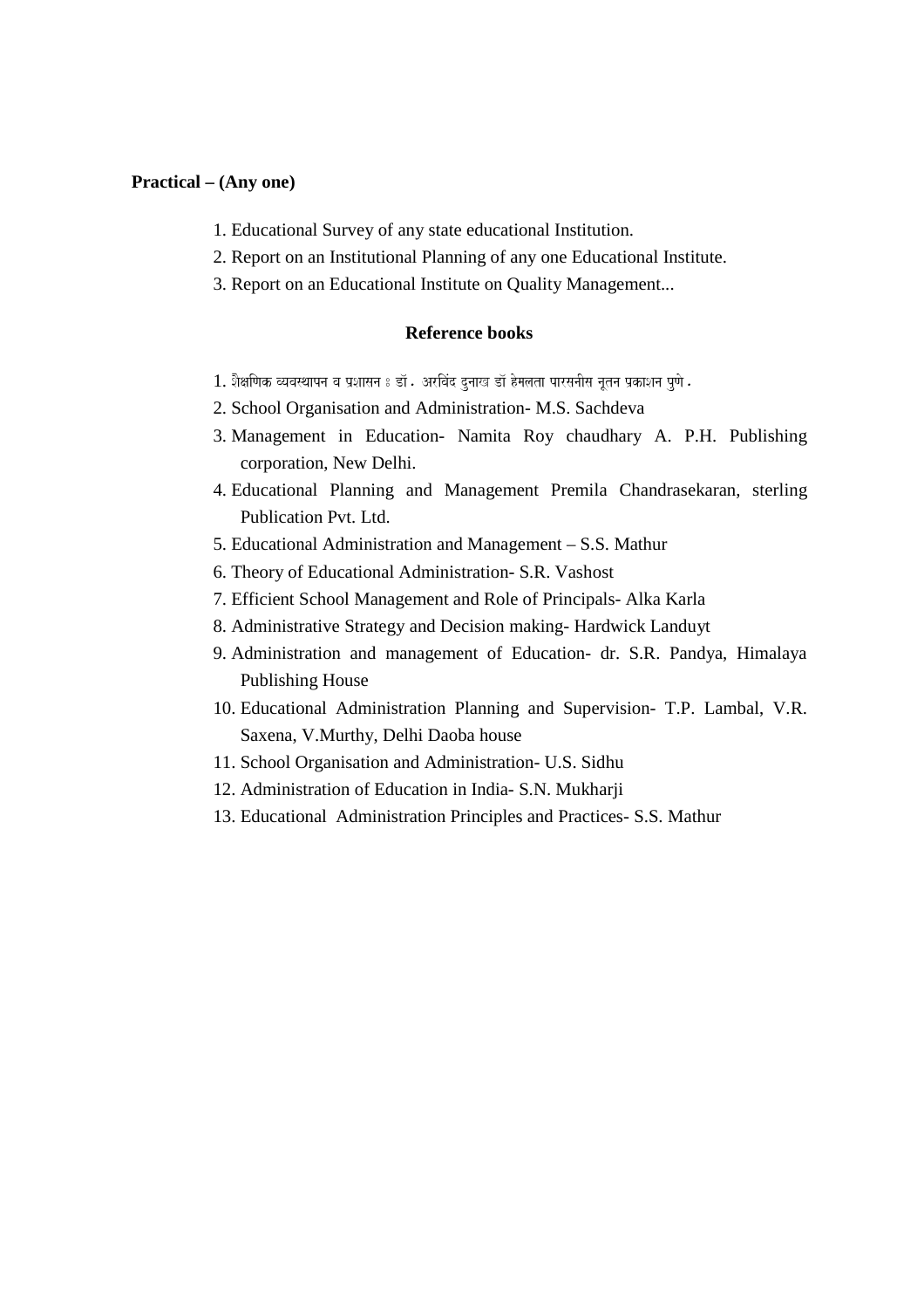**Practical – (Any one)**

1. Educational Survey of any state educational Institution.
2. Report on an Institutional Planning of any one Educational Institute.
3. Report on an Educational Institute on Quality Management...

**Reference books**

1. शैक्षणिक व्यवस्थापन व प्रशासन : डॉ. अरविंद दुनाख डॉ हेमलता पारसनीस नूतन प्रकाशन पुणे.
2. School Organisation and Administration- M.S. Sachdeva
3. Management in Education- Namita Roy chaudhary A. P.H. Publishing corporation, New Delhi.
4. Educational Planning and Management Premila Chandrasekaran, sterling Publication Pvt. Ltd.
5. Educational Administration and Management – S.S. Mathur
6. Theory of Educational Administration- S.R. Vashost
7. Efficient School Management and Role of Principals- Alka Karla
8. Administrative Strategy and Decision making- Hardwick Landuyt
9. Administration and management of Education- dr. S.R. Pandya, Himalaya Publishing House
10. Educational Administration Planning and Supervision- T.P. Lambal, V.R. Saxena, V.Murthy, Delhi Daoba house
11. School Organisation and Administration- U.S. Sidhu
12. Administration of Education in India- S.N. Mukharji
13. Educational Administration Principles and Practices- S.S. Mathur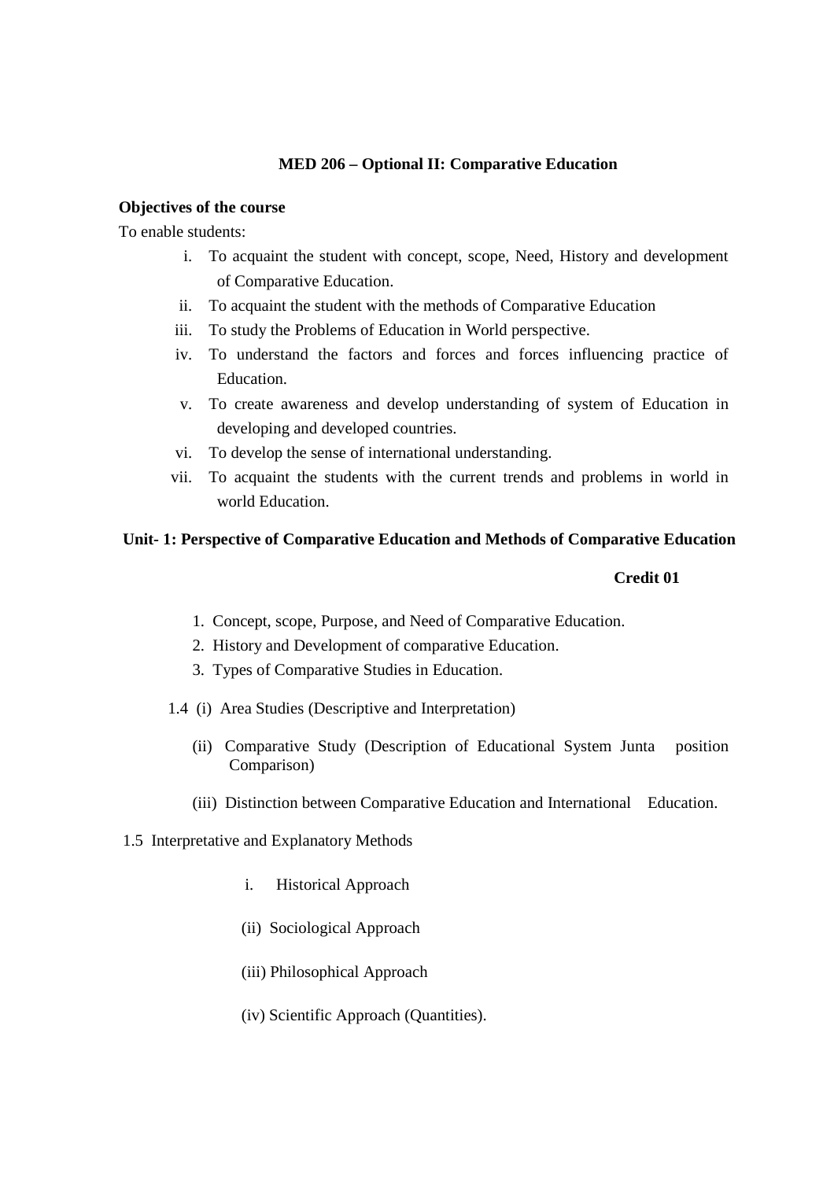**MED 206 – Optional II: Comparative Education**

**Objectives of the course**

To enable students:

i. To acquaint the student with concept, scope, Need, History and development of Comparative Education.
ii. To acquaint the student with the methods of Comparative Education
iii. To study the Problems of Education in World perspective.
iv. To understand the factors and forces and forces influencing practice of Education.
v. To create awareness and develop understanding of system of Education in developing and developed countries.
vi. To develop the sense of international understanding.
vii. To acquaint the students with the current trends and problems in world in world Education.

**Unit- 1: Perspective of Comparative Education and Methods of Comparative Education**

**Credit 01**

1. Concept, scope, Purpose, and Need of Comparative Education.
2. History and Development of comparative Education.
3. Types of Comparative Studies in Education.

1.4 (i) Area Studies (Descriptive and Interpretation)

(ii) Comparative Study (Description of Educational System Junta position Comparison)

(iii) Distinction between Comparative Education and International Education.

1.5 Interpretative and Explanatory Methods

i. Historical Approach

(ii) Sociological Approach

(iii) Philosophical Approach

(iv) Scientific Approach (Quantities).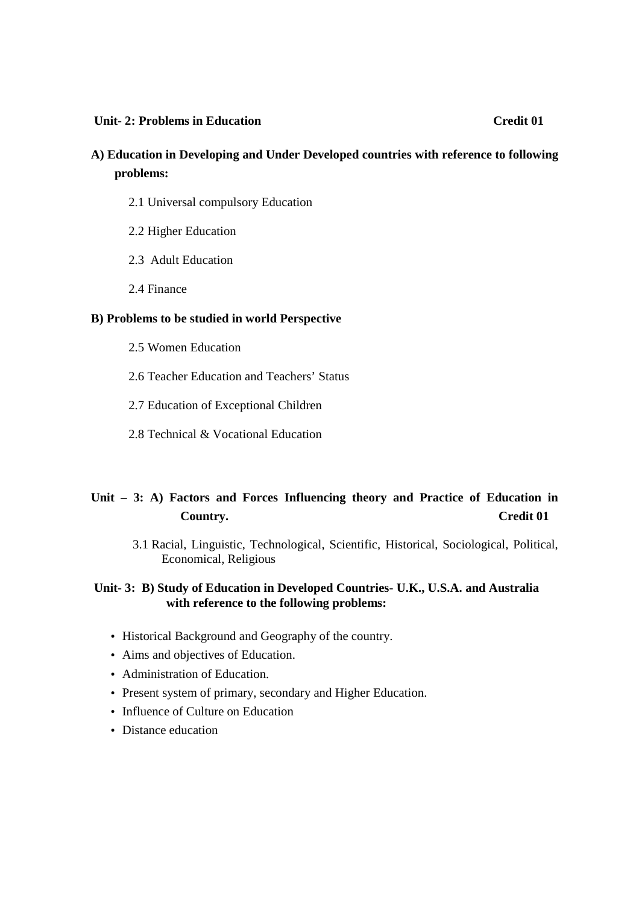**Unit- 2: Problems in Education** **Credit 01**

**A) Education in Developing and Under Developed countries with reference to following problems:**

2.1 Universal compulsory Education

2.2 Higher Education

2.3 Adult Education

2.4 Finance

**B) Problems to be studied in world Perspective**

2.5 Women Education

2.6 Teacher Education and Teachers' Status

2.7 Education of Exceptional Children

2.8 Technical & Vocational Education

**Unit – 3: A) Factors and Forces Influencing theory and Practice of Education in Country.** **Credit 01**

3.1 Racial, Linguistic, Technological, Scientific, Historical, Sociological, Political, Economical, Religious

**Unit- 3: B) Study of Education in Developed Countries- U.K., U.S.A. and Australia with reference to the following problems:**

- Historical Background and Geography of the country.
- Aims and objectives of Education.
- Administration of Education.
- Present system of primary, secondary and Higher Education.
- Influence of Culture on Education
- Distance education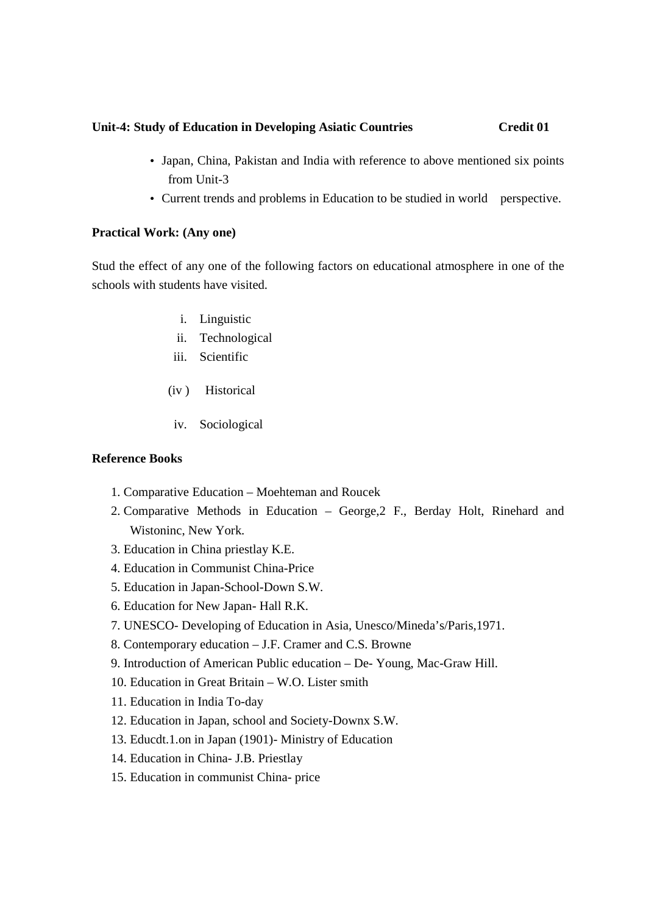**Unit-4: Study of Education in Developing Asiatic Countries Credit 01**

- Japan, China, Pakistan and India with reference to above mentioned six points from Unit-3
- Current trends and problems in Education to be studied in world perspective.

**Practical Work: (Any one)**

Stud the effect of any one of the following factors on educational atmosphere in one of the schools with students have visited.

i. Linguistic
ii. Technological
iii. Scientific
(iv ) Historical
iv. Sociological

**Reference Books**

1. Comparative Education – Moehteman and Roucek
2. Comparative Methods in Education – George,2 F., Berday Holt, Rinehard and Wistoninc, New York.
3. Education in China priestlay K.E.
4. Education in Communist China-Price
5. Education in Japan-School-Down S.W.
6. Education for New Japan- Hall R.K.
7. UNESCO- Developing of Education in Asia, Unesco/Mineda's/Paris,1971.
8. Contemporary education – J.F. Cramer and C.S. Browne
9. Introduction of American Public education – De- Young, Mac-Graw Hill.
10. Education in Great Britain – W.O. Lister smith
11. Education in India To-day
12. Education in Japan, school and Society-Downx S.W.
13. Educdt.1.on in Japan (1901)- Ministry of Education
14. Education in China- J.B. Priestlay
15. Education in communist China- price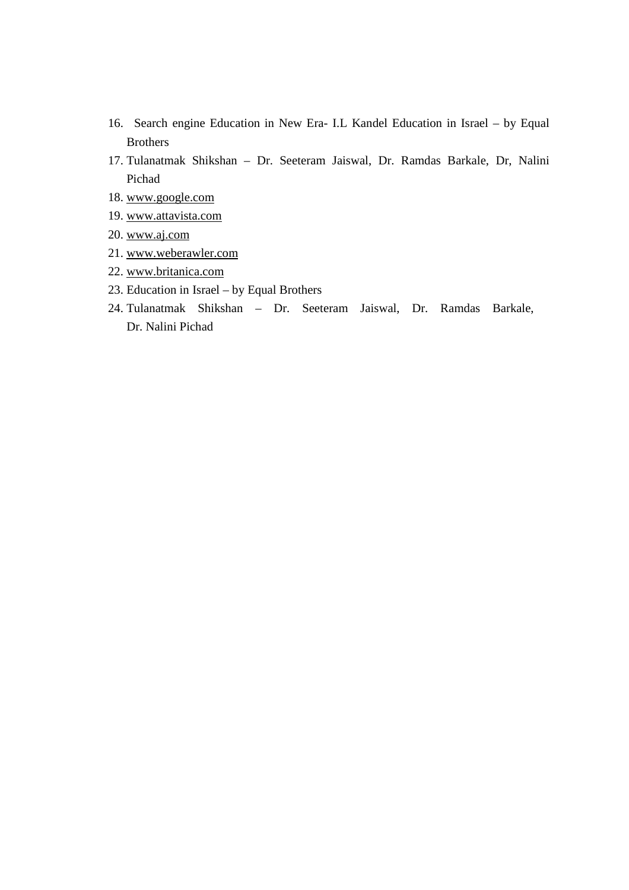16. Search engine Education in New Era- I.L Kandel Education in Israel – by Equal Brothers
17. Tulanatmak Shikshan – Dr. Seeteram Jaiswal, Dr. Ramdas Barkale, Dr, Nalini Pichad
18. www.google.com
19. www.attavista.com
20. www.aj.com
21. www.weberawler.com
22. www.britanica.com
23. Education in Israel – by Equal Brothers
24. Tulanatmak Shikshan – Dr. Seeteram Jaiswal, Dr. Ramdas Barkale, Dr. Nalini Pichad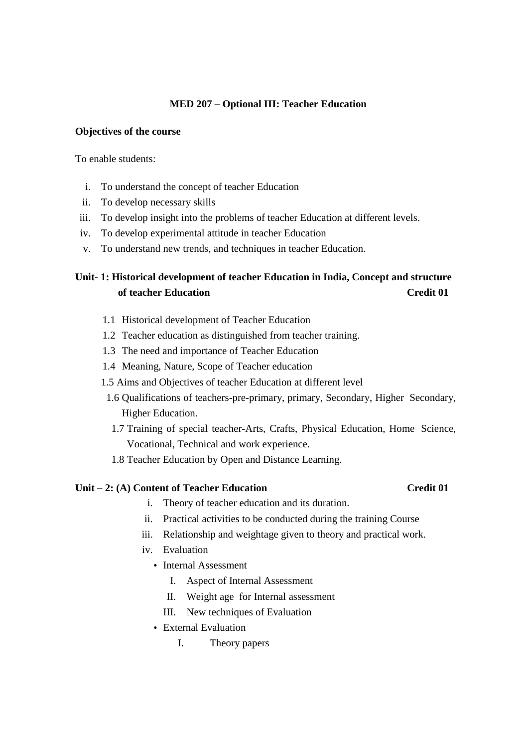## MED 207 – Optional III: Teacher Education

**Objectives of the course**

To enable students:

i. To understand the concept of teacher Education
ii. To develop necessary skills
iii. To develop insight into the problems of teacher Education at different levels.
iv. To develop experimental attitude in teacher Education
v. To understand new trends, and techniques in teacher Education.

### Unit- 1: Historical development of teacher Education in India, Concept and structure of teacher Education — Credit 01

1.1 Historical development of Teacher Education
1.2 Teacher education as distinguished from teacher training.
1.3 The need and importance of Teacher Education
1.4 Meaning, Nature, Scope of Teacher education
1.5 Aims and Objectives of teacher Education at different level
1.6 Qualifications of teachers-pre-primary, primary, Secondary, Higher Secondary, Higher Education.
1.7 Training of special teacher-Arts, Crafts, Physical Education, Home Science, Vocational, Technical and work experience.
1.8 Teacher Education by Open and Distance Learning.

### Unit – 2: (A) Content of Teacher Education — Credit 01

i. Theory of teacher education and its duration.
ii. Practical activities to be conducted during the training Course
iii. Relationship and weightage given to theory and practical work.
iv. Evaluation
   - Internal Assessment
      I. Aspect of Internal Assessment
      II. Weight age for Internal assessment
      III. New techniques of Evaluation
   - External Evaluation
      I. Theory papers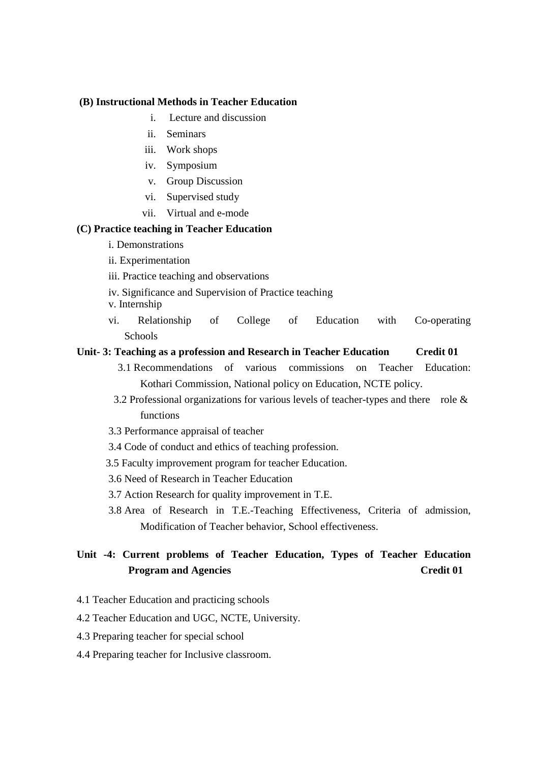**(B) Instructional Methods in Teacher Education**

i. Lecture and discussion
ii. Seminars
iii. Work shops
iv. Symposium
v. Group Discussion
vi. Supervised study
vii. Virtual and e-mode

**(C) Practice teaching in Teacher Education**

i. Demonstrations
ii. Experimentation
iii. Practice teaching and observations
iv. Significance and Supervision of Practice teaching
v. Internship
vi. Relationship of College of Education with Co-operating Schools

**Unit- 3: Teaching as a profession and Research in Teacher Education Credit 01**

3.1 Recommendations of various commissions on Teacher Education: Kothari Commission, National policy on Education, NCTE policy.
3.2 Professional organizations for various levels of teacher-types and there role & functions
3.3 Performance appraisal of teacher
3.4 Code of conduct and ethics of teaching profession.
3.5 Faculty improvement program for teacher Education.
3.6 Need of Research in Teacher Education
3.7 Action Research for quality improvement in T.E.
3.8 Area of Research in T.E.-Teaching Effectiveness, Criteria of admission, Modification of Teacher behavior, School effectiveness.

**Unit -4: Current problems of Teacher Education, Types of Teacher Education Program and Agencies Credit 01**

4.1 Teacher Education and practicing schools
4.2 Teacher Education and UGC, NCTE, University.
4.3 Preparing teacher for special school
4.4 Preparing teacher for Inclusive classroom.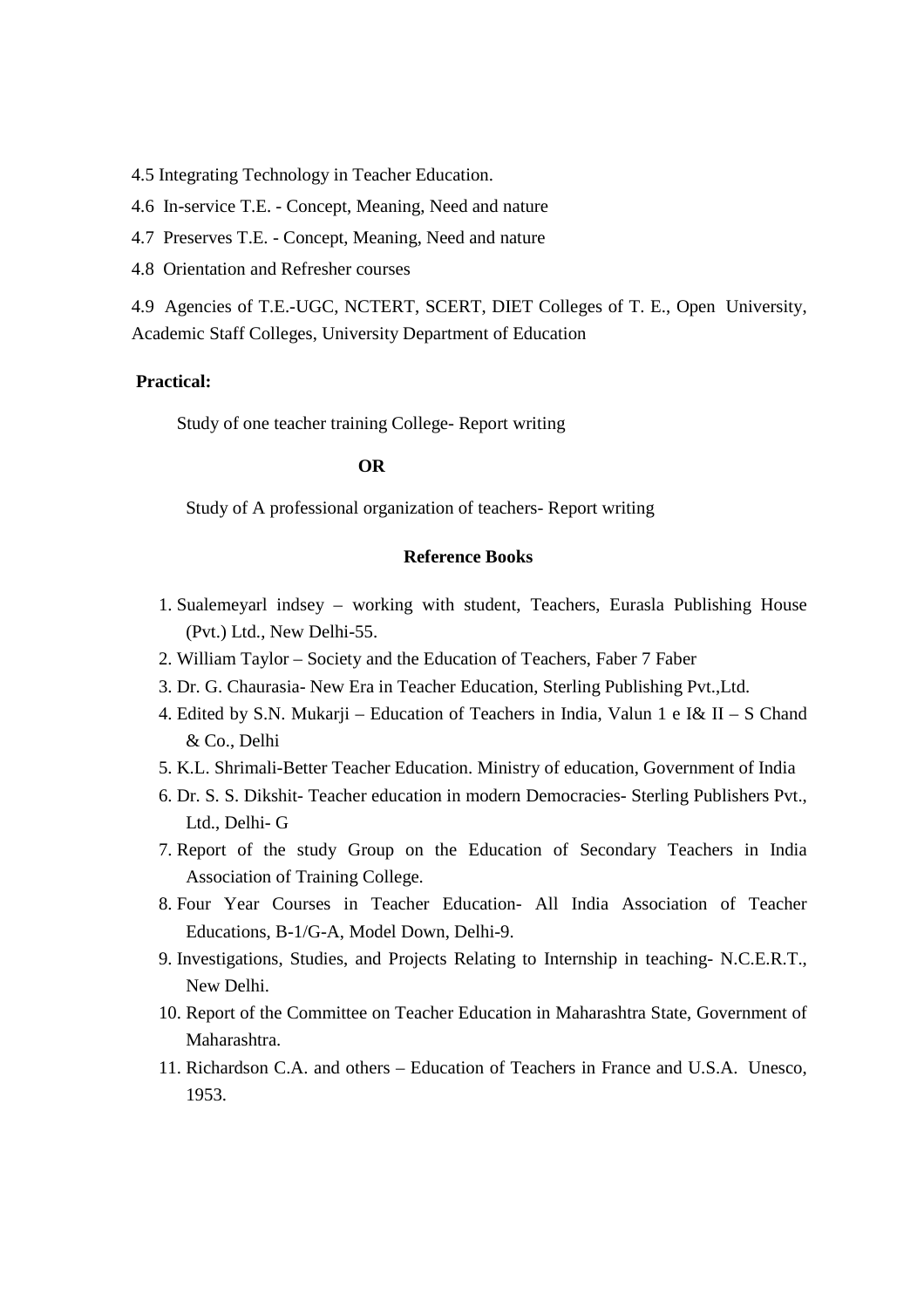4.5 Integrating Technology in Teacher Education.

4.6 In-service T.E. - Concept, Meaning, Need and nature

4.7 Preserves T.E. - Concept, Meaning, Need and nature

4.8 Orientation and Refresher courses

4.9 Agencies of T.E.-UGC, NCTERT, SCERT, DIET Colleges of T. E., Open University, Academic Staff Colleges, University Department of Education

**Practical:**

Study of one teacher training College- Report writing

**OR**

Study of A professional organization of teachers- Report writing

**Reference Books**

1. Sualemeyarl indsey – working with student, Teachers, Eurasla Publishing House (Pvt.) Ltd., New Delhi-55.
2. William Taylor – Society and the Education of Teachers, Faber 7 Faber
3. Dr. G. Chaurasia- New Era in Teacher Education, Sterling Publishing Pvt.,Ltd.
4. Edited by S.N. Mukarji – Education of Teachers in India, Valun 1 e I& II – S Chand & Co., Delhi
5. K.L. Shrimali-Better Teacher Education. Ministry of education, Government of India
6. Dr. S. S. Dikshit- Teacher education in modern Democracies- Sterling Publishers Pvt., Ltd., Delhi- G
7. Report of the study Group on the Education of Secondary Teachers in India Association of Training College.
8. Four Year Courses in Teacher Education- All India Association of Teacher Educations, B-1/G-A, Model Down, Delhi-9.
9. Investigations, Studies, and Projects Relating to Internship in teaching- N.C.E.R.T., New Delhi.
10. Report of the Committee on Teacher Education in Maharashtra State, Government of Maharashtra.
11. Richardson C.A. and others – Education of Teachers in France and U.S.A. Unesco, 1953.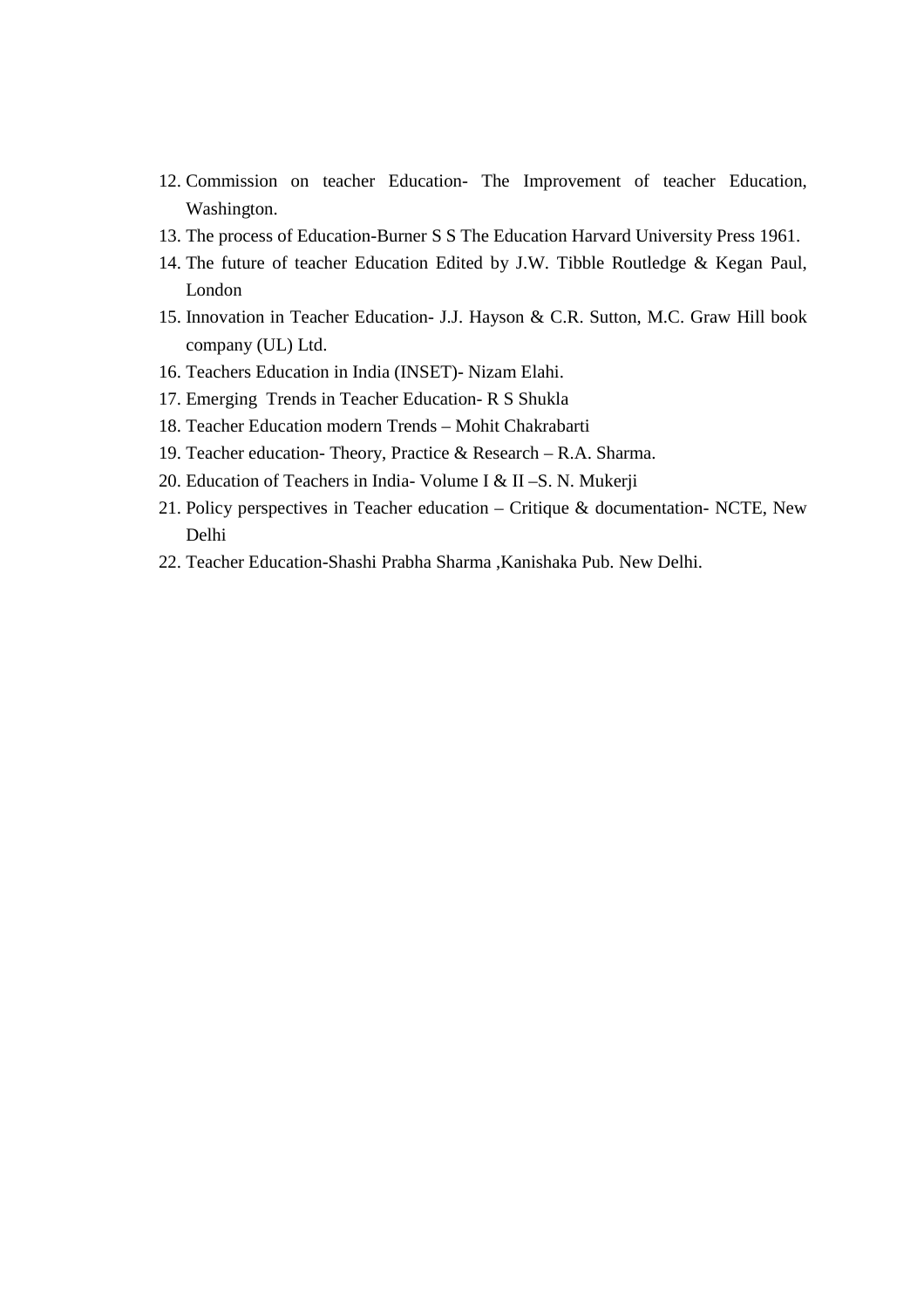12. Commission on teacher Education- The Improvement of teacher Education, Washington.
13. The process of Education-Burner S S The Education Harvard University Press 1961.
14. The future of teacher Education Edited by J.W. Tibble Routledge & Kegan Paul, London
15. Innovation in Teacher Education- J.J. Hayson & C.R. Sutton, M.C. Graw Hill book company (UL) Ltd.
16. Teachers Education in India (INSET)- Nizam Elahi.
17. Emerging Trends in Teacher Education- R S Shukla
18. Teacher Education modern Trends – Mohit Chakrabarti
19. Teacher education- Theory, Practice & Research – R.A. Sharma.
20. Education of Teachers in India- Volume I & II –S. N. Mukerji
21. Policy perspectives in Teacher education – Critique & documentation- NCTE, New Delhi
22. Teacher Education-Shashi Prabha Sharma ,Kanishaka Pub. New Delhi.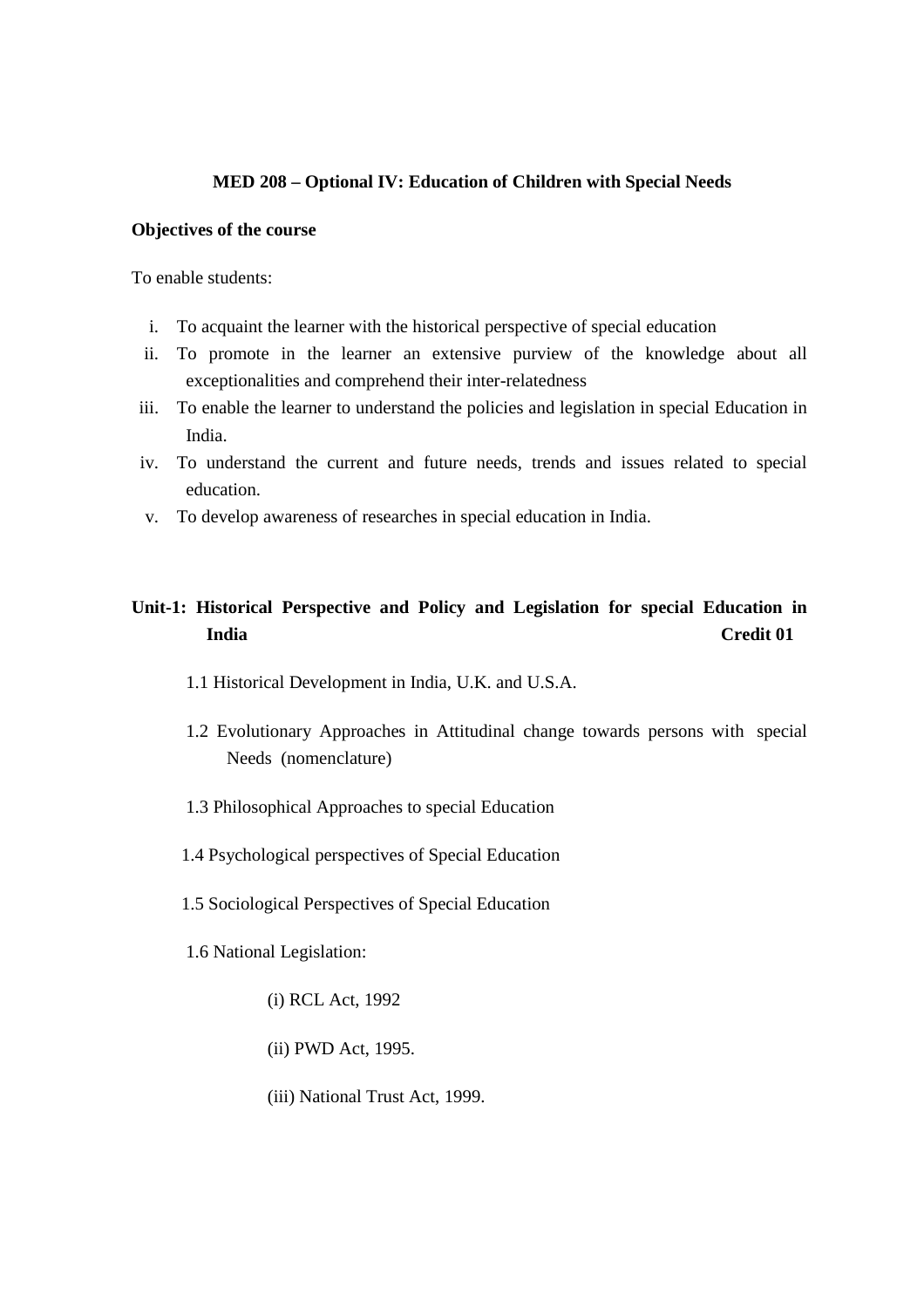**MED 208 – Optional IV: Education of Children with Special Needs**

**Objectives of the course**

To enable students:

i. To acquaint the learner with the historical perspective of special education
ii. To promote in the learner an extensive purview of the knowledge about all exceptionalities and comprehend their inter-relatedness
iii. To enable the learner to understand the policies and legislation in special Education in India.
iv. To understand the current and future needs, trends and issues related to special education.
v. To develop awareness of researches in special education in India.

**Unit-1: Historical Perspective and Policy and Legislation for special Education in India** **Credit 01**

1.1 Historical Development in India, U.K. and U.S.A.

1.2 Evolutionary Approaches in Attitudinal change towards persons with special Needs (nomenclature)

1.3 Philosophical Approaches to special Education

1.4 Psychological perspectives of Special Education

1.5 Sociological Perspectives of Special Education

1.6 National Legislation:

(i) RCL Act, 1992

(ii) PWD Act, 1995.

(iii) National Trust Act, 1999.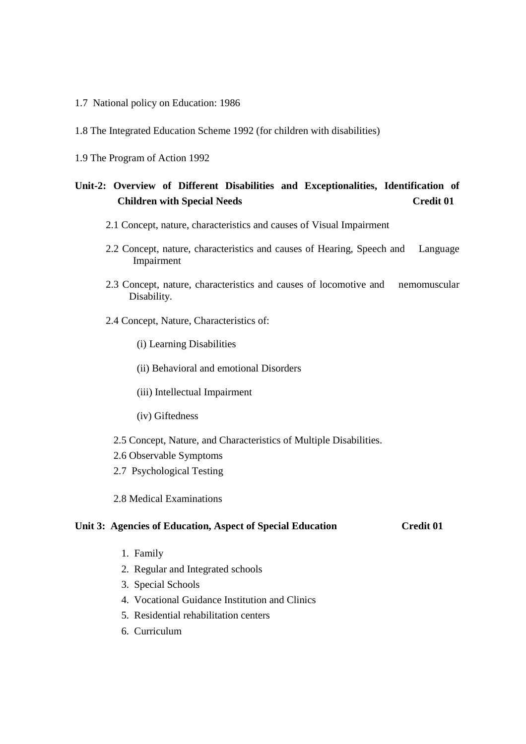1.7 National policy on Education: 1986

1.8 The Integrated Education Scheme 1992 (for children with disabilities)

1.9 The Program of Action 1992

**Unit-2: Overview of Different Disabilities and Exceptionalities, Identification of Children with Special Needs** **Credit 01**

2.1 Concept, nature, characteristics and causes of Visual Impairment

2.2 Concept, nature, characteristics and causes of Hearing, Speech and Language Impairment

2.3 Concept, nature, characteristics and causes of locomotive and nemomuscular Disability.

2.4 Concept, Nature, Characteristics of:

(i) Learning Disabilities

(ii) Behavioral and emotional Disorders

(iii) Intellectual Impairment

(iv) Giftedness

2.5 Concept, Nature, and Characteristics of Multiple Disabilities.

2.6 Observable Symptoms

2.7 Psychological Testing

2.8 Medical Examinations

**Unit 3: Agencies of Education, Aspect of Special Education** **Credit 01**

1. Family
2. Regular and Integrated schools
3. Special Schools
4. Vocational Guidance Institution and Clinics
5. Residential rehabilitation centers
6. Curriculum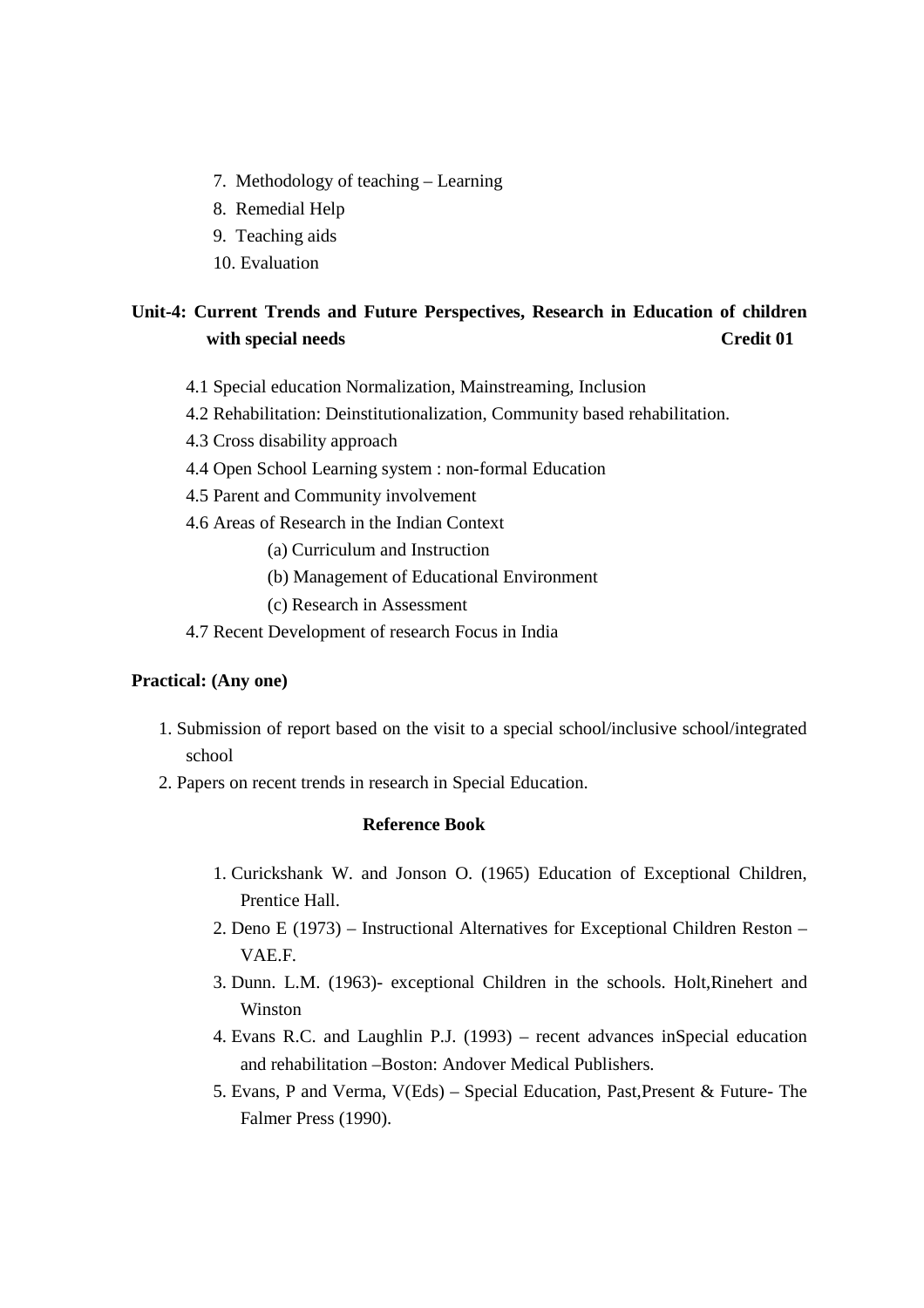7. Methodology of teaching – Learning
8. Remedial Help
9. Teaching aids
10. Evaluation

## Unit-4: Current Trends and Future Perspectives, Research in Education of children with special needs **Credit 01**

4.1 Special education Normalization, Mainstreaming, Inclusion

4.2 Rehabilitation: Deinstitutionalization, Community based rehabilitation.

4.3 Cross disability approach

4.4 Open School Learning system : non-formal Education

4.5 Parent and Community involvement

4.6 Areas of Research in the Indian Context

- (a) Curriculum and Instruction
- (b) Management of Educational Environment
- (c) Research in Assessment

4.7 Recent Development of research Focus in India

**Practical: (Any one)**

1. Submission of report based on the visit to a special school/inclusive school/integrated school
2. Papers on recent trends in research in Special Education.

### Reference Book

1. Curickshank W. and Jonson O. (1965) Education of Exceptional Children, Prentice Hall.
2. Deno E (1973) – Instructional Alternatives for Exceptional Children Reston – VAE.F.
3. Dunn. L.M. (1963)- exceptional Children in the schools. Holt,Rinehert and Winston
4. Evans R.C. and Laughlin P.J. (1993) – recent advances inSpecial education and rehabilitation –Boston: Andover Medical Publishers.
5. Evans, P and Verma, V(Eds) – Special Education, Past,Present & Future- The Falmer Press (1990).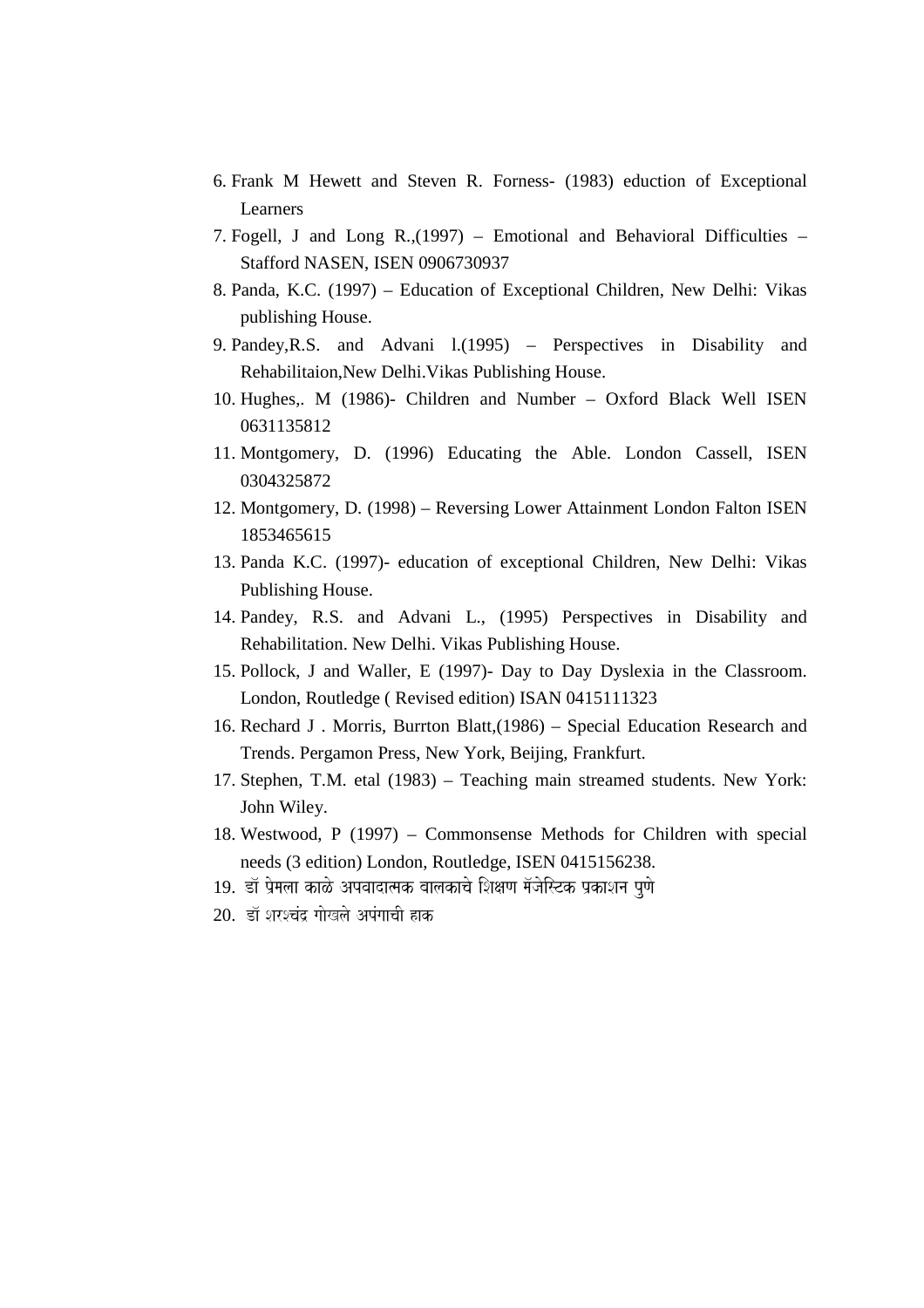6. Frank M Hewett and Steven R. Forness- (1983) eduction of Exceptional Learners
7. Fogell, J and Long R.,(1997) – Emotional and Behavioral Difficulties – Stafford NASEN, ISEN 0906730937
8. Panda, K.C. (1997) – Education of Exceptional Children, New Delhi: Vikas publishing House.
9. Pandey,R.S. and Advani l.(1995) – Perspectives in Disability and Rehabilitaion,New Delhi.Vikas Publishing House.
10. Hughes,. M (1986)- Children and Number – Oxford Black Well ISEN 0631135812
11. Montgomery, D. (1996) Educating the Able. London Cassell, ISEN 0304325872
12. Montgomery, D. (1998) – Reversing Lower Attainment London Falton ISEN 1853465615
13. Panda K.C. (1997)- education of exceptional Children, New Delhi: Vikas Publishing House.
14. Pandey, R.S. and Advani L., (1995) Perspectives in Disability and Rehabilitation. New Delhi. Vikas Publishing House.
15. Pollock, J and Waller, E (1997)- Day to Day Dyslexia in the Classroom. London, Routledge ( Revised edition) ISAN 0415111323
16. Rechard J . Morris, Burrton Blatt,(1986) – Special Education Research and Trends. Pergamon Press, New York, Beijing, Frankfurt.
17. Stephen, T.M. etal (1983) – Teaching main streamed students. New York: John Wiley.
18. Westwood, P (1997) – Commonsense Methods for Children with special needs (3 edition) London, Routledge, ISEN 0415156238.
19. डॉ प्रेमला काळे अपवादात्मक बालकाचे शिक्षण मॅजेस्टिक प्रकाशन पुणे
20. डॉ शरश्चंद्र गोखले अपंगाची हाक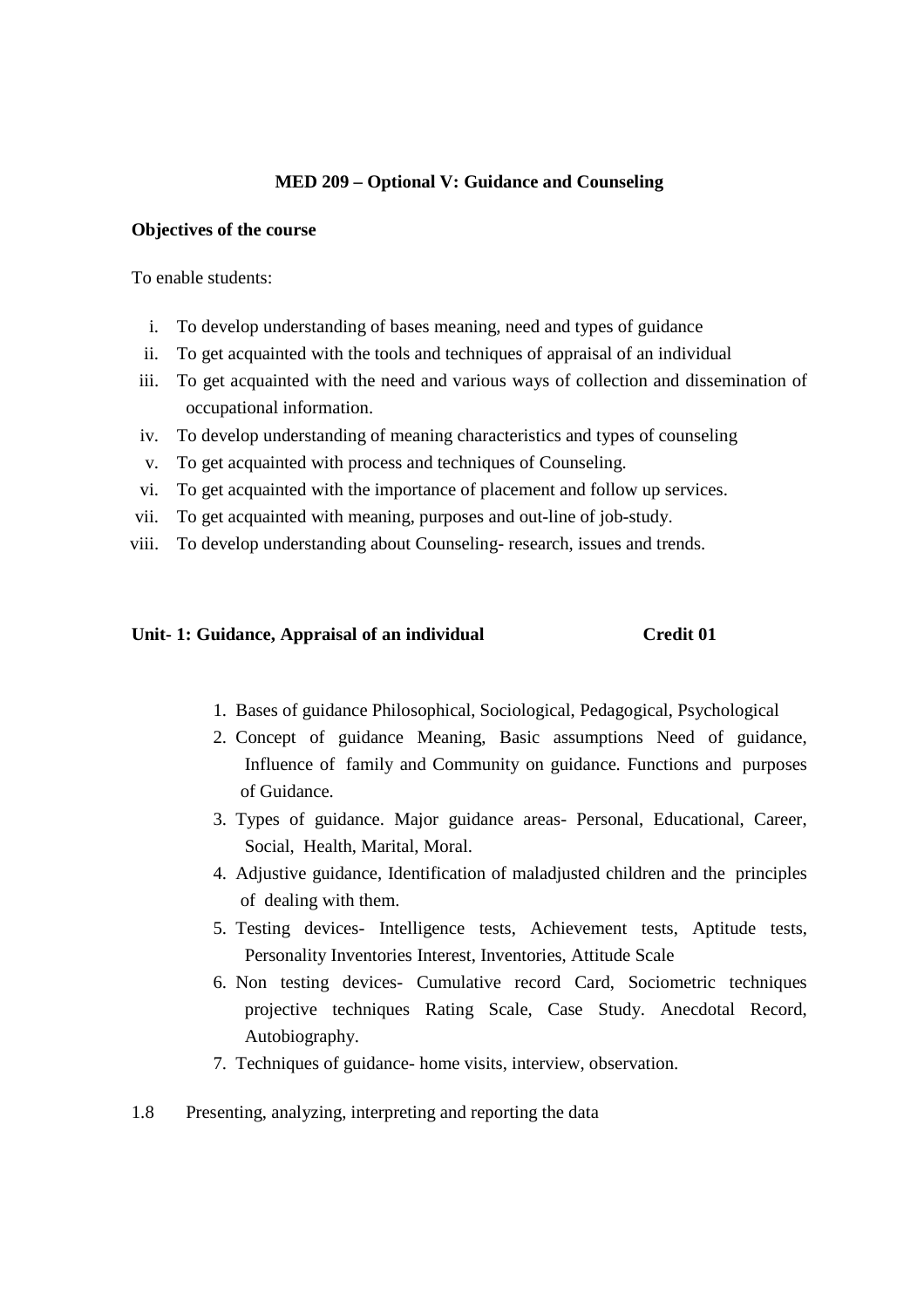**MED 209 – Optional V: Guidance and Counseling**

**Objectives of the course**

To enable students:

i. To develop understanding of bases meaning, need and types of guidance
ii. To get acquainted with the tools and techniques of appraisal of an individual
iii. To get acquainted with the need and various ways of collection and dissemination of occupational information.
iv. To develop understanding of meaning characteristics and types of counseling
v. To get acquainted with process and techniques of Counseling.
vi. To get acquainted with the importance of placement and follow up services.
vii. To get acquainted with meaning, purposes and out-line of job-study.
viii. To develop understanding about Counseling- research, issues and trends.

**Unit- 1: Guidance, Appraisal of an individual** **Credit 01**

1. Bases of guidance Philosophical, Sociological, Pedagogical, Psychological
2. Concept of guidance Meaning, Basic assumptions Need of guidance, Influence of family and Community on guidance. Functions and purposes of Guidance.
3. Types of guidance. Major guidance areas- Personal, Educational, Career, Social, Health, Marital, Moral.
4. Adjustive guidance, Identification of maladjusted children and the principles of dealing with them.
5. Testing devices- Intelligence tests, Achievement tests, Aptitude tests, Personality Inventories Interest, Inventories, Attitude Scale
6. Non testing devices- Cumulative record Card, Sociometric techniques projective techniques Rating Scale, Case Study. Anecdotal Record, Autobiography.
7. Techniques of guidance- home visits, interview, observation.

1.8 Presenting, analyzing, interpreting and reporting the data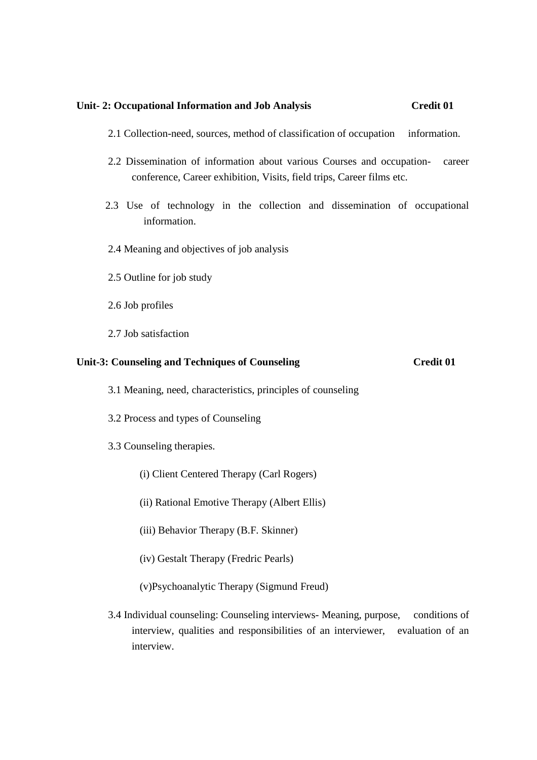**Unit- 2: Occupational Information and Job Analysis** **Credit 01**

2.1 Collection-need, sources, method of classification of occupation information.

2.2 Dissemination of information about various Courses and occupation- career conference, Career exhibition, Visits, field trips, Career films etc.

2.3 Use of technology in the collection and dissemination of occupational information.

2.4 Meaning and objectives of job analysis

2.5 Outline for job study

2.6 Job profiles

2.7 Job satisfaction

**Unit-3: Counseling and Techniques of Counseling** **Credit 01**

3.1 Meaning, need, characteristics, principles of counseling

3.2 Process and types of Counseling

3.3 Counseling therapies.

(i) Client Centered Therapy (Carl Rogers)

(ii) Rational Emotive Therapy (Albert Ellis)

(iii) Behavior Therapy (B.F. Skinner)

(iv) Gestalt Therapy (Fredric Pearls)

(v)Psychoanalytic Therapy (Sigmund Freud)

3.4 Individual counseling: Counseling interviews- Meaning, purpose, conditions of interview, qualities and responsibilities of an interviewer, evaluation of an interview.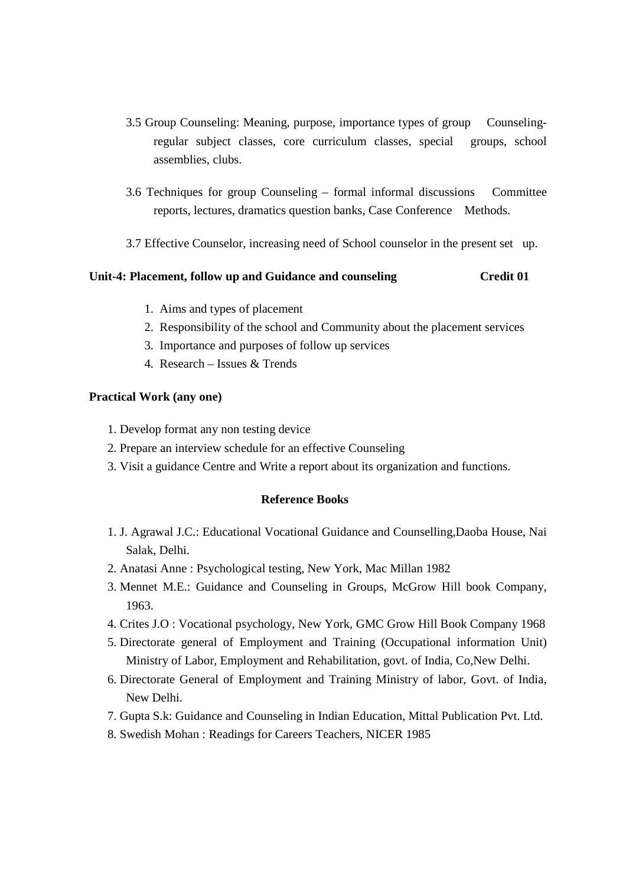3.5 Group Counseling: Meaning, purpose, importance types of group Counseling- regular subject classes, core curriculum classes, special groups, school assemblies, clubs.

3.6 Techniques for group Counseling – formal informal discussions Committee reports, lectures, dramatics question banks, Case Conference Methods.

3.7 Effective Counselor, increasing need of School counselor in the present set up.

**Unit-4: Placement, follow up and Guidance and counseling Credit 01**

1. Aims and types of placement
2. Responsibility of the school and Community about the placement services
3. Importance and purposes of follow up services
4. Research – Issues & Trends

**Practical Work (any one)**

1. Develop format any non testing device
2. Prepare an interview schedule for an effective Counseling
3. Visit a guidance Centre and Write a report about its organization and functions.

**Reference Books**

1. J. Agrawal J.C.: Educational Vocational Guidance and Counselling,Daoba House, Nai Salak, Delhi.
2. Anatasi Anne : Psychological testing, New York, Mac Millan 1982
3. Mennet M.E.: Guidance and Counseling in Groups, McGrow Hill book Company, 1963.
4. Crites J.O : Vocational psychology, New York, GMC Grow Hill Book Company 1968
5. Directorate general of Employment and Training (Occupational information Unit) Ministry of Labor, Employment and Rehabilitation, govt. of India, Co,New Delhi.
6. Directorate General of Employment and Training Ministry of labor, Govt. of India, New Delhi.
7. Gupta S.k: Guidance and Counseling in Indian Education, Mittal Publication Pvt. Ltd.
8. Swedish Mohan : Readings for Careers Teachers, NICER 1985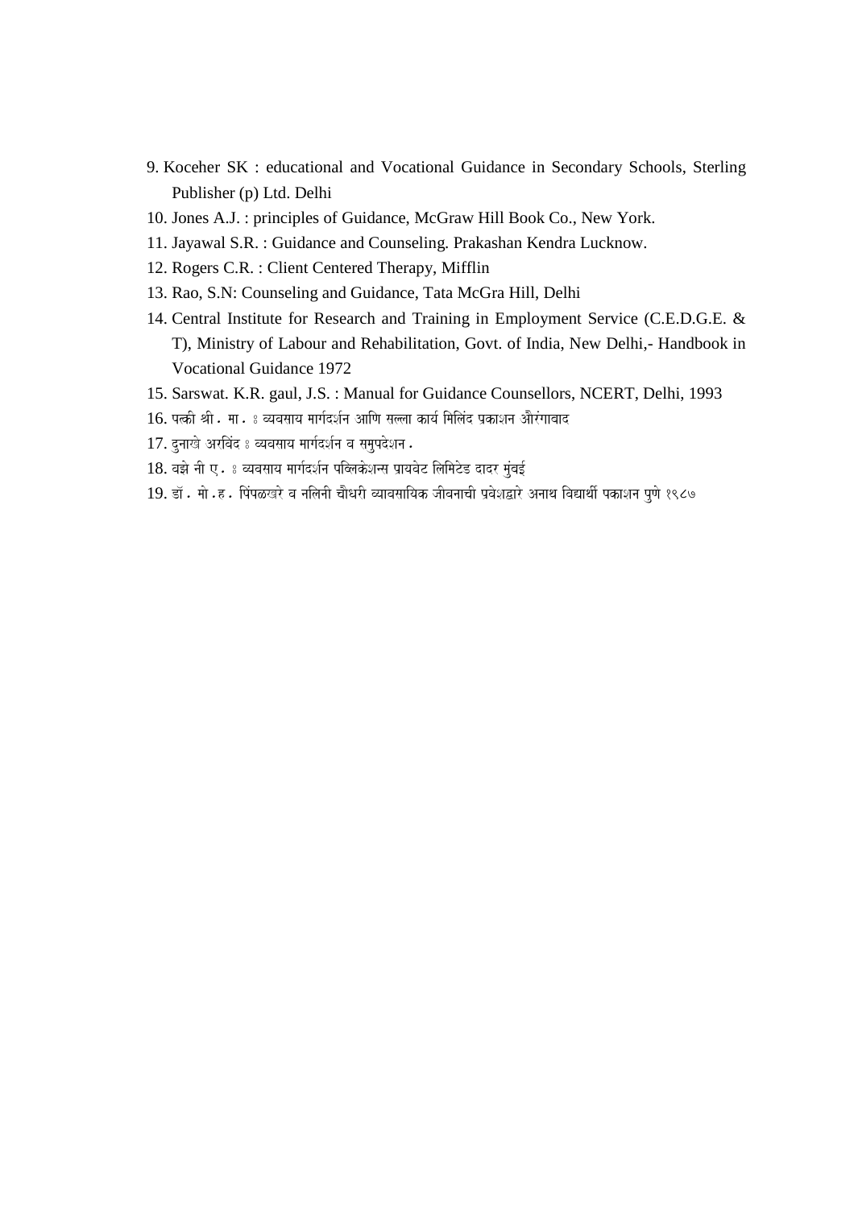9. Koceher SK : educational and Vocational Guidance in Secondary Schools, Sterling Publisher (p) Ltd. Delhi
10. Jones A.J. : principles of Guidance, McGraw Hill Book Co., New York.
11. Jayawal S.R. : Guidance and Counseling. Prakashan Kendra Lucknow.
12. Rogers C.R. : Client Centered Therapy, Mifflin
13. Rao, S.N: Counseling and Guidance, Tata McGra Hill, Delhi
14. Central Institute for Research and Training in Employment Service (C.E.D.G.E. & T), Ministry of Labour and Rehabilitation, Govt. of India, New Delhi,- Handbook in Vocational Guidance 1972
15. Sarswat. K.R. gaul, J.S. : Manual for Guidance Counsellors, NCERT, Delhi, 1993
16. पत्की श्री. मा. ः व्यवसाय मार्गदर्शन आणि सल्ला कार्य मिलिंद प्रकाशन औरंगाबाद
17. दुनाखे अरविंद ः व्यवसाय मार्गदर्शन व समुपदेशन.
18. वझे नी ए. ः व्यवसाय मार्गदर्शन पब्लिकेशन्स प्रायवेट लिमिटेड दादर मुंबई
19. डॉ. मो.ह. पिंपळखरे व नलिनी चौधरी व्यावसायिक जीवनाची प्रवेशद्वारे अनाथ विद्यार्थी पकाशन पुणे १९८७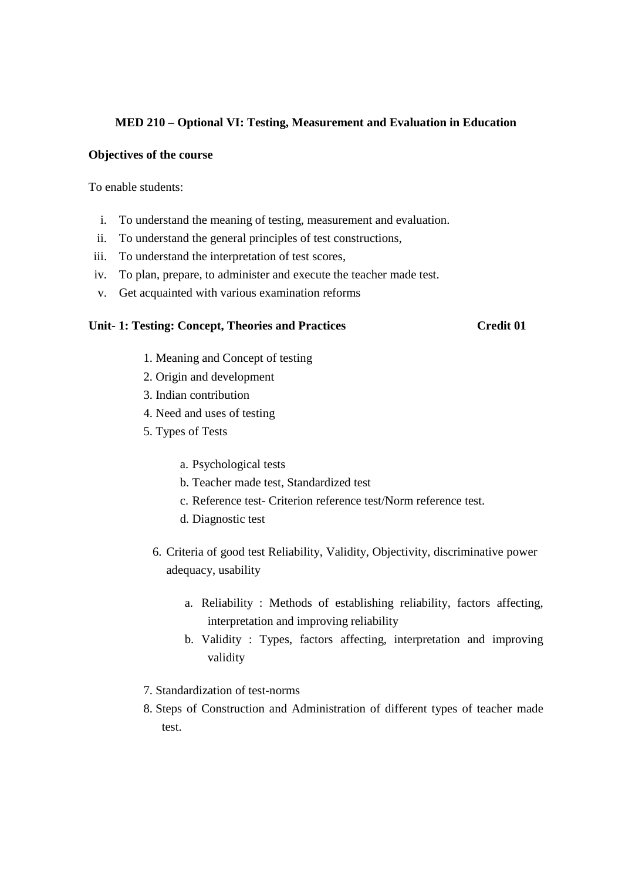**MED 210 – Optional VI: Testing, Measurement and Evaluation in Education**

**Objectives of the course**

To enable students:

i. To understand the meaning of testing, measurement and evaluation.
ii. To understand the general principles of test constructions,
iii. To understand the interpretation of test scores,
iv. To plan, prepare, to administer and execute the teacher made test.
v. Get acquainted with various examination reforms

**Unit- 1: Testing: Concept, Theories and Practices** **Credit 01**

1. Meaning and Concept of testing
2. Origin and development
3. Indian contribution
4. Need and uses of testing
5. Types of Tests
   a. Psychological tests
   b. Teacher made test, Standardized test
   c. Reference test- Criterion reference test/Norm reference test.
   d. Diagnostic test
6. Criteria of good test Reliability, Validity, Objectivity, discriminative power adequacy, usability
   a. Reliability : Methods of establishing reliability, factors affecting, interpretation and improving reliability
   b. Validity : Types, factors affecting, interpretation and improving validity
7. Standardization of test-norms
8. Steps of Construction and Administration of different types of teacher made test.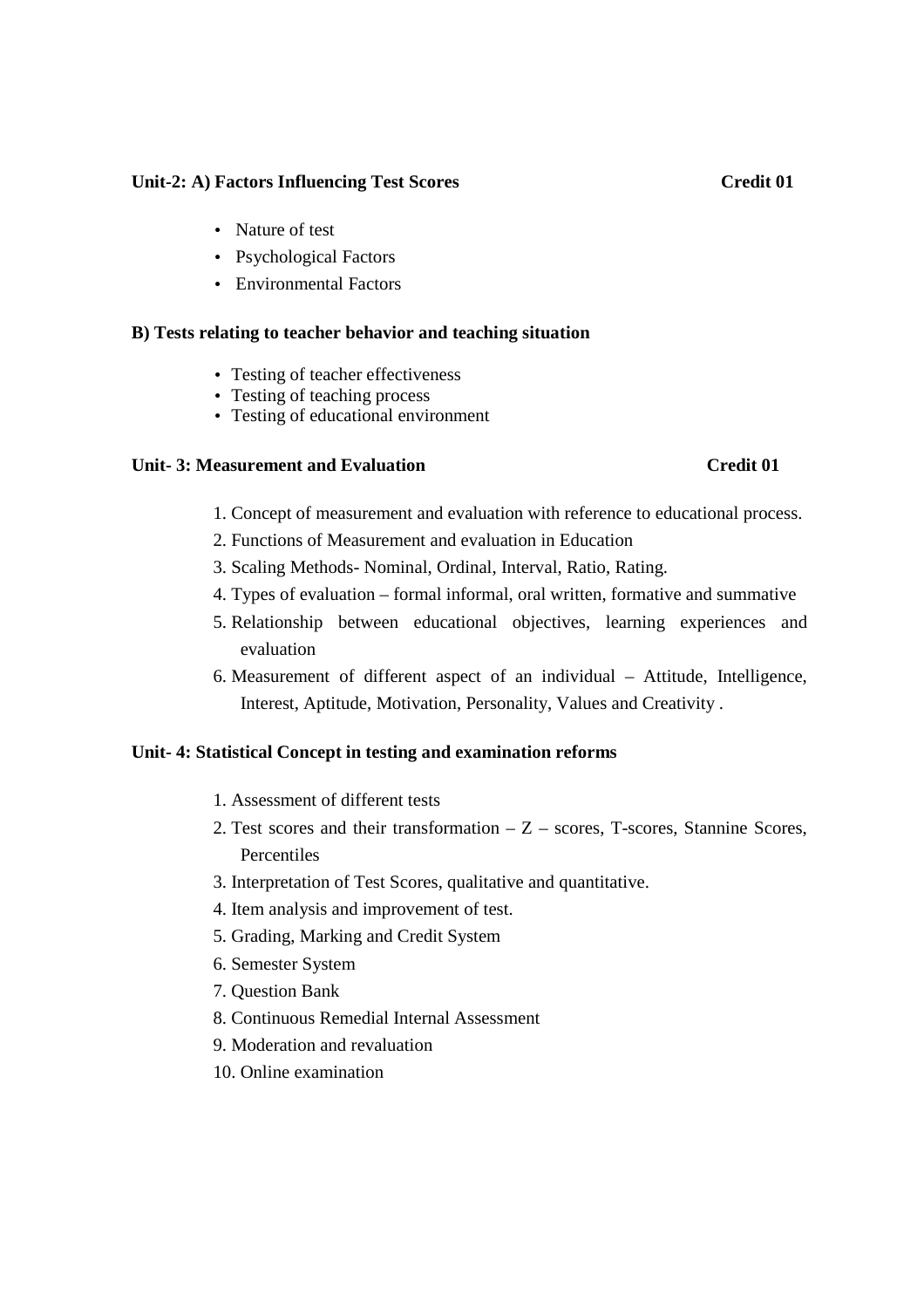**Unit-2: A) Factors Influencing Test Scores** **Credit 01**

- Nature of test
- Psychological Factors
- Environmental Factors

**B) Tests relating to teacher behavior and teaching situation**

- Testing of teacher effectiveness
- Testing of teaching process
- Testing of educational environment

**Unit- 3: Measurement and Evaluation** **Credit 01**

1. Concept of measurement and evaluation with reference to educational process.
2. Functions of Measurement and evaluation in Education
3. Scaling Methods- Nominal, Ordinal, Interval, Ratio, Rating.
4. Types of evaluation – formal informal, oral written, formative and summative
5. Relationship between educational objectives, learning experiences and evaluation
6. Measurement of different aspect of an individual – Attitude, Intelligence, Interest, Aptitude, Motivation, Personality, Values and Creativity .

**Unit- 4: Statistical Concept in testing and examination reforms**

1. Assessment of different tests
2. Test scores and their transformation – Z – scores, T-scores, Stannine Scores, Percentiles
3. Interpretation of Test Scores, qualitative and quantitative.
4. Item analysis and improvement of test.
5. Grading, Marking and Credit System
6. Semester System
7. Question Bank
8. Continuous Remedial Internal Assessment
9. Moderation and revaluation
10. Online examination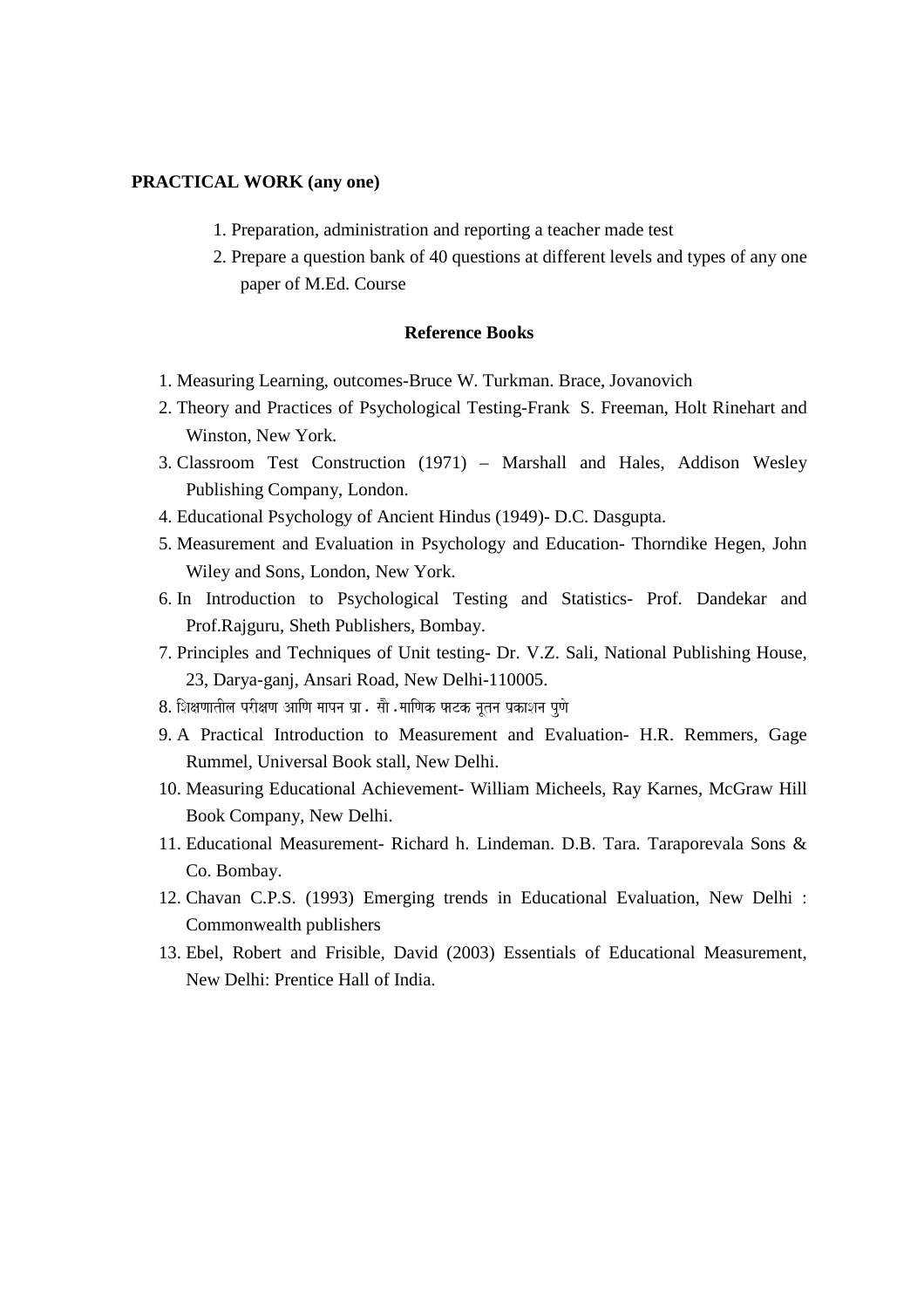**PRACTICAL WORK (any one)**

1. Preparation, administration and reporting a teacher made test
2. Prepare a question bank of 40 questions at different levels and types of any one paper of M.Ed. Course

**Reference Books**

1. Measuring Learning, outcomes-Bruce W. Turkman. Brace, Jovanovich
2. Theory and Practices of Psychological Testing-Frank S. Freeman, Holt Rinehart and Winston, New York.
3. Classroom Test Construction (1971) – Marshall and Hales, Addison Wesley Publishing Company, London.
4. Educational Psychology of Ancient Hindus (1949)- D.C. Dasgupta.
5. Measurement and Evaluation in Psychology and Education- Thorndike Hegen, John Wiley and Sons, London, New York.
6. In Introduction to Psychological Testing and Statistics- Prof. Dandekar and Prof.Rajguru, Sheth Publishers, Bombay.
7. Principles and Techniques of Unit testing- Dr. V.Z. Sali, National Publishing House, 23, Darya-ganj, Ansari Road, New Delhi-110005.
8. शिक्षणातील परीक्षण आणि मापन प्रा. सौ.माणिक फाटक नूतन प्रकाशन पुणे
9. A Practical Introduction to Measurement and Evaluation- H.R. Remmers, Gage Rummel, Universal Book stall, New Delhi.
10. Measuring Educational Achievement- William Micheels, Ray Karnes, McGraw Hill Book Company, New Delhi.
11. Educational Measurement- Richard h. Lindeman. D.B. Tara. Taraporevala Sons & Co. Bombay.
12. Chavan C.P.S. (1993) Emerging trends in Educational Evaluation, New Delhi : Commonwealth publishers
13. Ebel, Robert and Frisible, David (2003) Essentials of Educational Measurement, New Delhi: Prentice Hall of India.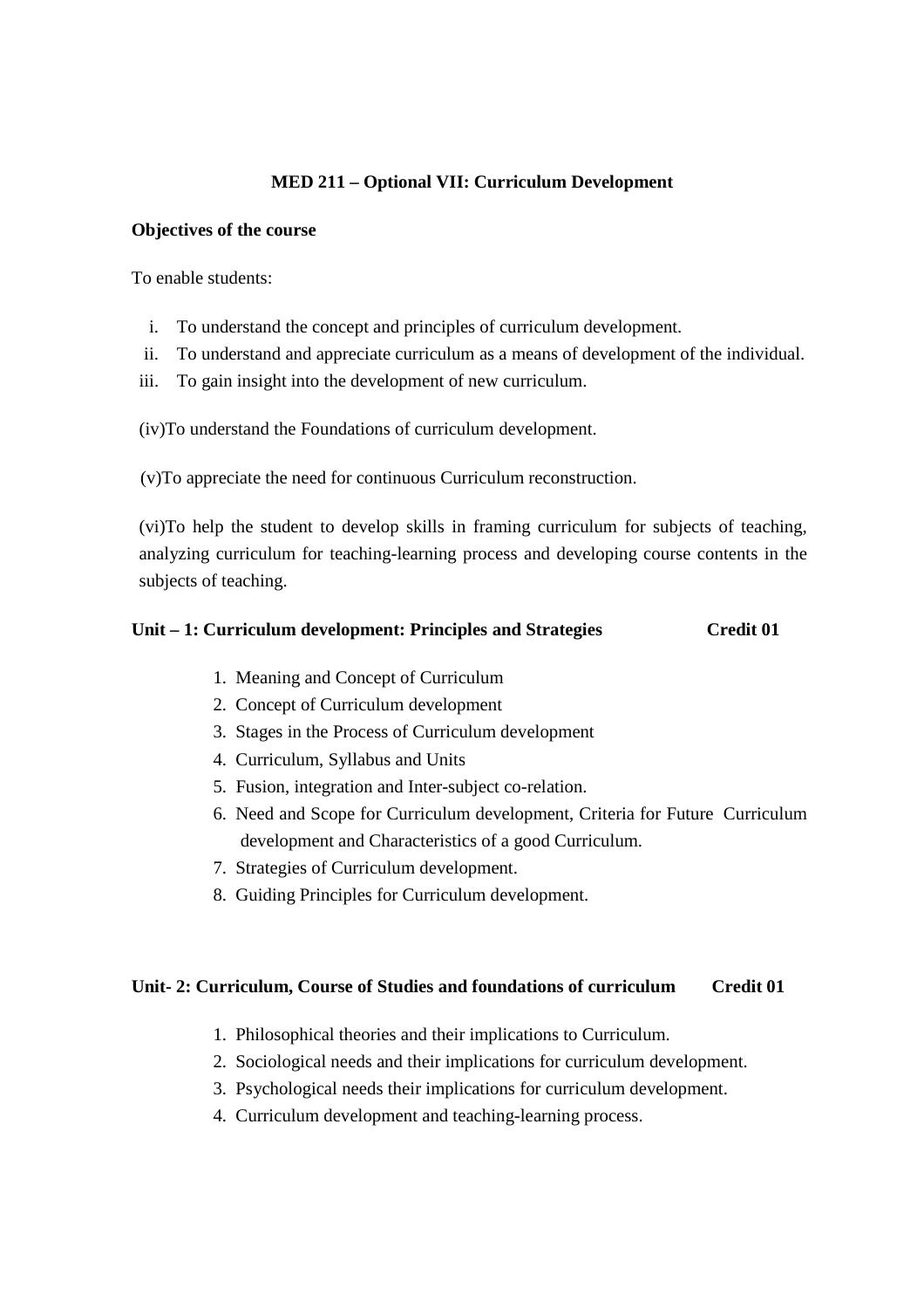**MED 211 – Optional VII: Curriculum Development**

**Objectives of the course**

To enable students:

i. To understand the concept and principles of curriculum development.
ii. To understand and appreciate curriculum as a means of development of the individual.
iii. To gain insight into the development of new curriculum.

(iv)To understand the Foundations of curriculum development.

(v)To appreciate the need for continuous Curriculum reconstruction.

(vi)To help the student to develop skills in framing curriculum for subjects of teaching, analyzing curriculum for teaching-learning process and developing course contents in the subjects of teaching.

**Unit – 1: Curriculum development: Principles and Strategies Credit 01**

1. Meaning and Concept of Curriculum
2. Concept of Curriculum development
3. Stages in the Process of Curriculum development
4. Curriculum, Syllabus and Units
5. Fusion, integration and Inter-subject co-relation.
6. Need and Scope for Curriculum development, Criteria for Future Curriculum development and Characteristics of a good Curriculum.
7. Strategies of Curriculum development.
8. Guiding Principles for Curriculum development.

**Unit- 2: Curriculum, Course of Studies and foundations of curriculum Credit 01**

1. Philosophical theories and their implications to Curriculum.
2. Sociological needs and their implications for curriculum development.
3. Psychological needs their implications for curriculum development.
4. Curriculum development and teaching-learning process.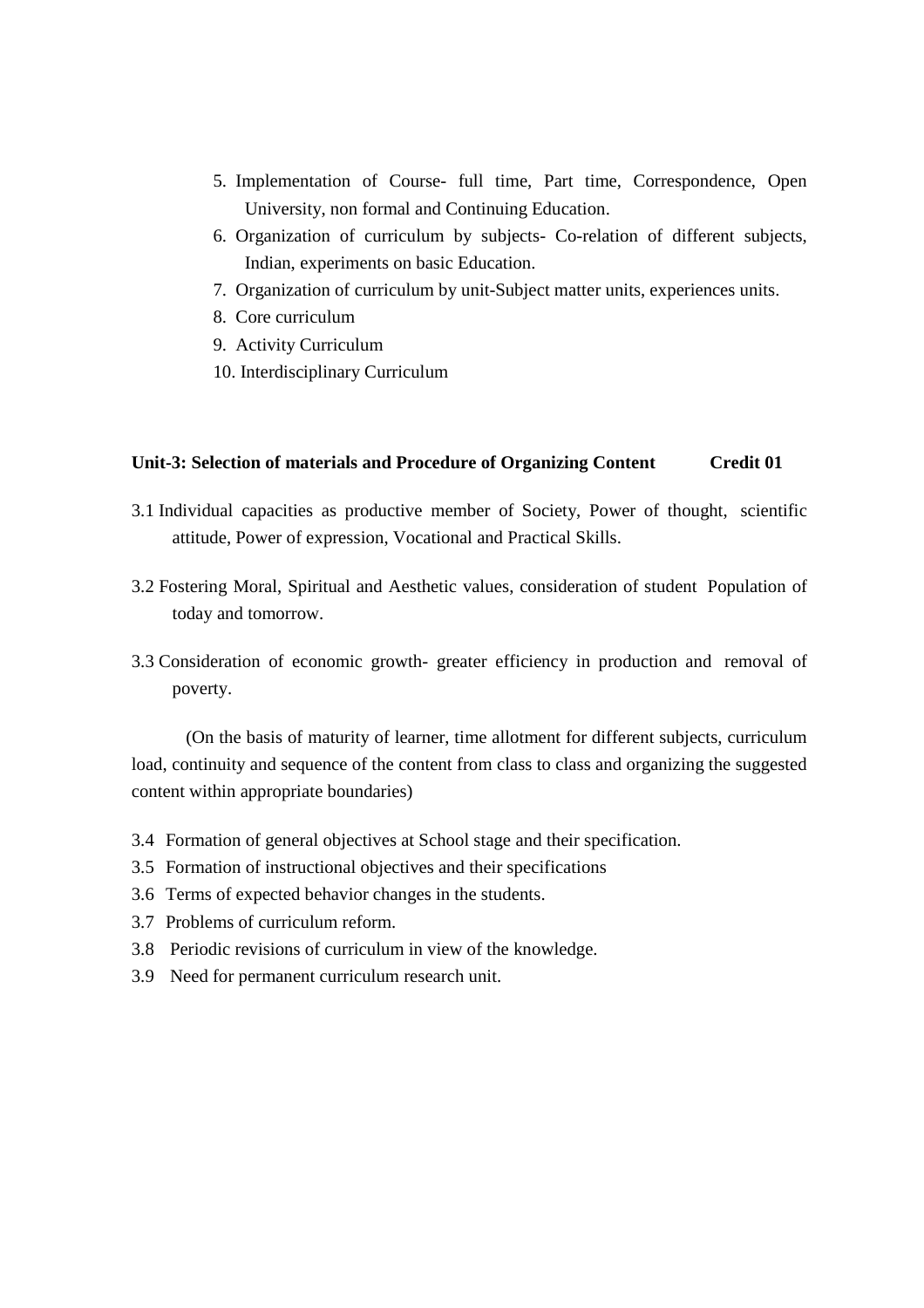5. Implementation of Course- full time, Part time, Correspondence, Open University, non formal and Continuing Education.
6. Organization of curriculum by subjects- Co-relation of different subjects, Indian, experiments on basic Education.
7. Organization of curriculum by unit-Subject matter units, experiences units.
8. Core curriculum
9. Activity Curriculum
10. Interdisciplinary Curriculum

**Unit-3: Selection of materials and Procedure of Organizing Content Credit 01**

3.1 Individual capacities as productive member of Society, Power of thought, scientific attitude, Power of expression, Vocational and Practical Skills.

3.2 Fostering Moral, Spiritual and Aesthetic values, consideration of student Population of today and tomorrow.

3.3 Consideration of economic growth- greater efficiency in production and removal of poverty.

(On the basis of maturity of learner, time allotment for different subjects, curriculum load, continuity and sequence of the content from class to class and organizing the suggested content within appropriate boundaries)

3.4 Formation of general objectives at School stage and their specification.
3.5 Formation of instructional objectives and their specifications
3.6 Terms of expected behavior changes in the students.
3.7 Problems of curriculum reform.
3.8 Periodic revisions of curriculum in view of the knowledge.
3.9 Need for permanent curriculum research unit.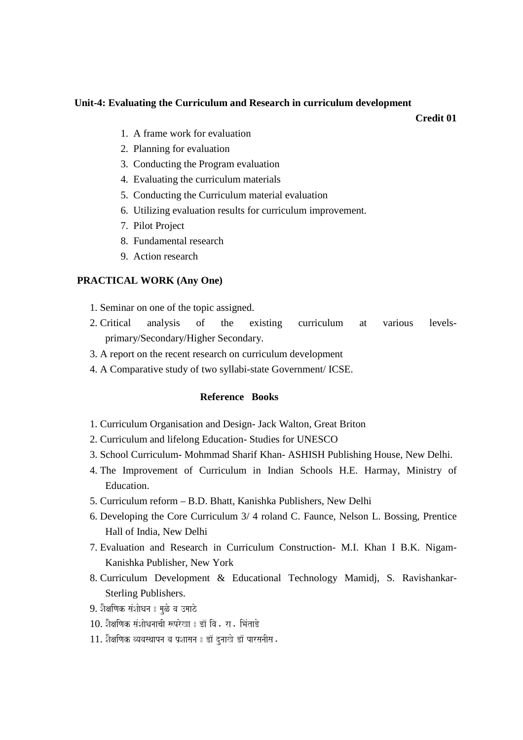**Unit-4: Evaluating the Curriculum and Research in curriculum development**

**Credit 01**

1. A frame work for evaluation
2. Planning for evaluation
3. Conducting the Program evaluation
4. Evaluating the curriculum materials
5. Conducting the Curriculum material evaluation
6. Utilizing evaluation results for curriculum improvement.
7. Pilot Project
8. Fundamental research
9. Action research

**PRACTICAL WORK (Any One)**

1. Seminar on one of the topic assigned.
2. Critical analysis of the existing curriculum at various levels- primary/Secondary/Higher Secondary.
3. A report on the recent research on curriculum development
4. A Comparative study of two syllabi-state Government/ ICSE.

**Reference Books**

1. Curriculum Organisation and Design- Jack Walton, Great Briton
2. Curriculum and lifelong Education- Studies for UNESCO
3. School Curriculum- Mohmmad Sharif Khan- ASHISH Publishing House, New Delhi.
4. The Improvement of Curriculum in Indian Schools H.E. Harmay, Ministry of Education.
5. Curriculum reform – B.D. Bhatt, Kanishka Publishers, New Delhi
6. Developing the Core Curriculum 3/ 4 roland C. Faunce, Nelson L. Bossing, Prentice Hall of India, New Delhi
7. Evaluation and Research in Curriculum Construction- M.I. Khan I B.K. Nigam- Kanishka Publisher, New York
8. Curriculum Development & Educational Technology Mamidj, S. Ravishankar- Sterling Publishers.
9. शैक्षणिक संशोधन ः मुळे व उमाठे
10. शैक्षणिक संशोधनाची रूपरेखा ः डॉ वि . रा . भिंताडे
11. शैक्षणिक व्यवस्थापन व प्रशासन ः डॉ दुनाखे डॉ पारसनीस .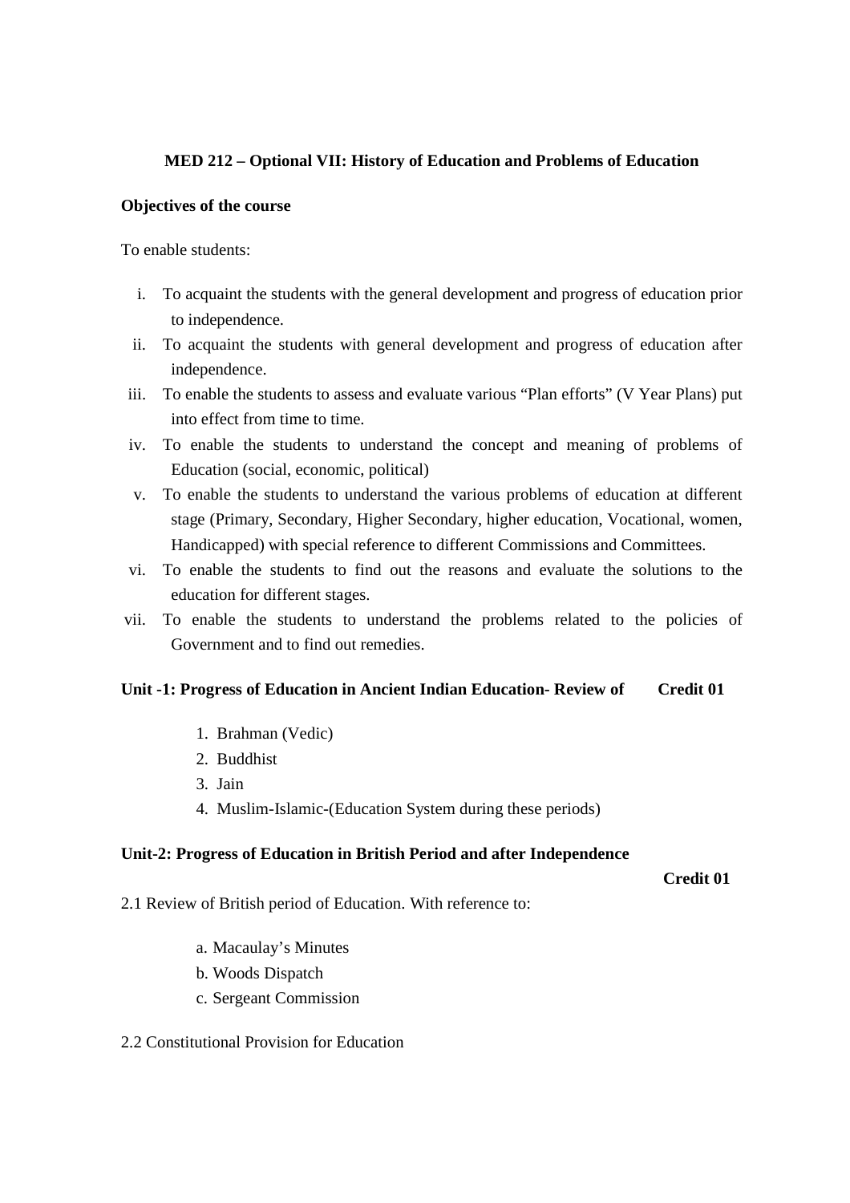**MED 212 – Optional VII: History of Education and Problems of Education**

**Objectives of the course**

To enable students:

i. To acquaint the students with the general development and progress of education prior to independence.
ii. To acquaint the students with general development and progress of education after independence.
iii. To enable the students to assess and evaluate various "Plan efforts" (V Year Plans) put into effect from time to time.
iv. To enable the students to understand the concept and meaning of problems of Education (social, economic, political)
v. To enable the students to understand the various problems of education at different stage (Primary, Secondary, Higher Secondary, higher education, Vocational, women, Handicapped) with special reference to different Commissions and Committees.
vi. To enable the students to find out the reasons and evaluate the solutions to the education for different stages.
vii. To enable the students to understand the problems related to the policies of Government and to find out remedies.

**Unit -1: Progress of Education in Ancient Indian Education- Review of Credit 01**

1. Brahman (Vedic)
2. Buddhist
3. Jain
4. Muslim-Islamic-(Education System during these periods)

**Unit-2: Progress of Education in British Period and after Independence**

**Credit 01**

2.1 Review of British period of Education. With reference to:

a. Macaulay's Minutes
b. Woods Dispatch
c. Sergeant Commission

2.2 Constitutional Provision for Education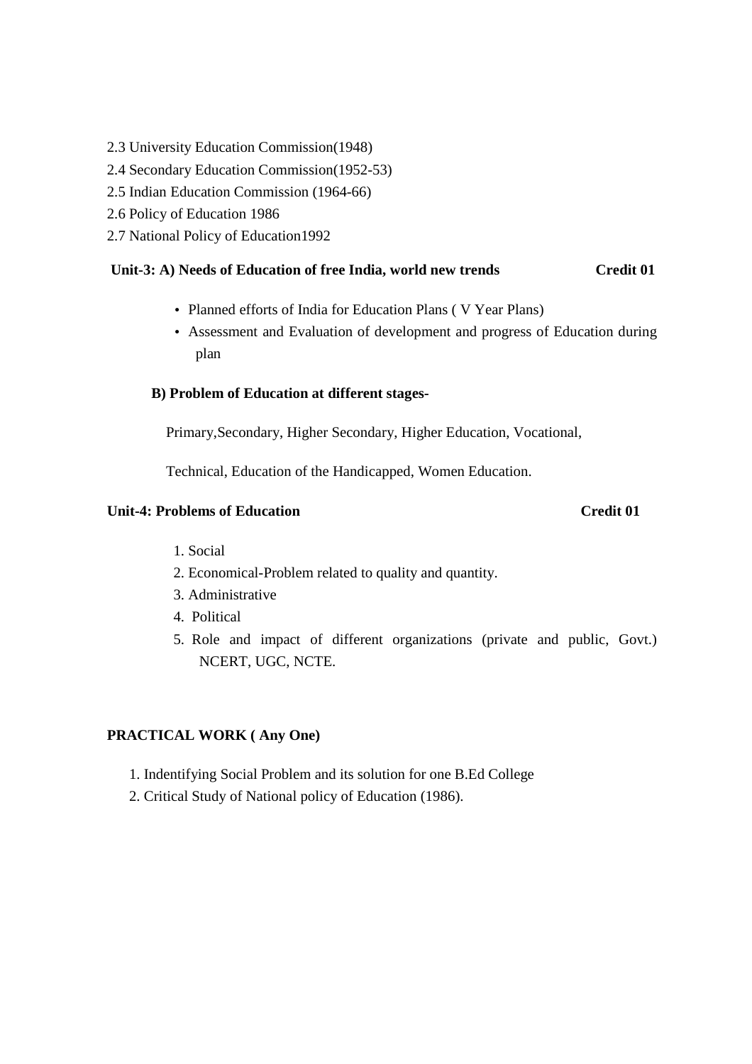2.3 University Education Commission(1948)

2.4 Secondary Education Commission(1952-53)

2.5 Indian Education Commission (1964-66)

2.6 Policy of Education 1986

2.7 National Policy of Education1992

**Unit-3: A) Needs of Education of free India, world new trends** **Credit 01**

- Planned efforts of India for Education Plans ( V Year Plans)
- Assessment and Evaluation of development and progress of Education during plan

**B) Problem of Education at different stages-**

Primary,Secondary, Higher Secondary, Higher Education, Vocational,

Technical, Education of the Handicapped, Women Education.

**Unit-4: Problems of Education** **Credit 01**

1. Social
2. Economical-Problem related to quality and quantity.
3. Administrative
4. Political
5. Role and impact of different organizations (private and public, Govt.) NCERT, UGC, NCTE.

**PRACTICAL WORK ( Any One)**

1. Indentifying Social Problem and its solution for one B.Ed College
2. Critical Study of National policy of Education (1986).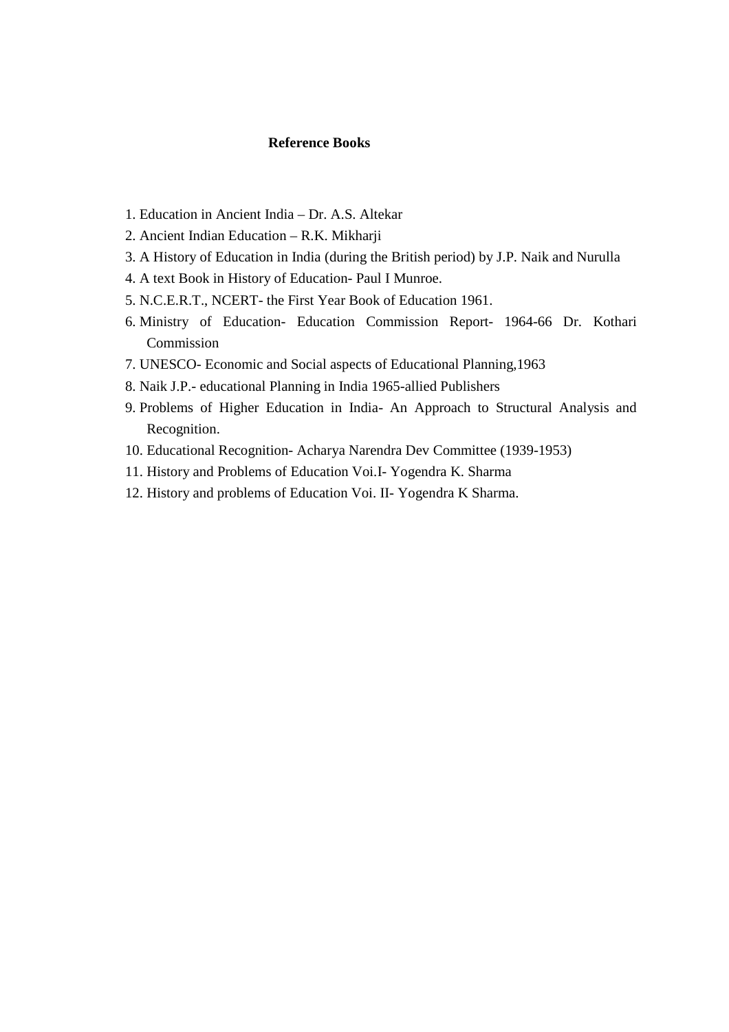**Reference Books**

1. Education in Ancient India – Dr. A.S. Altekar
2. Ancient Indian Education – R.K. Mikharji
3. A History of Education in India (during the British period) by J.P. Naik and Nurulla
4. A text Book in History of Education- Paul I Munroe.
5. N.C.E.R.T., NCERT- the First Year Book of Education 1961.
6. Ministry of Education- Education Commission Report- 1964-66 Dr. Kothari Commission
7. UNESCO- Economic and Social aspects of Educational Planning,1963
8. Naik J.P.- educational Planning in India 1965-allied Publishers
9. Problems of Higher Education in India- An Approach to Structural Analysis and Recognition.
10. Educational Recognition- Acharya Narendra Dev Committee (1939-1953)
11. History and Problems of Education Voi.I- Yogendra K. Sharma
12. History and problems of Education Voi. II- Yogendra K Sharma.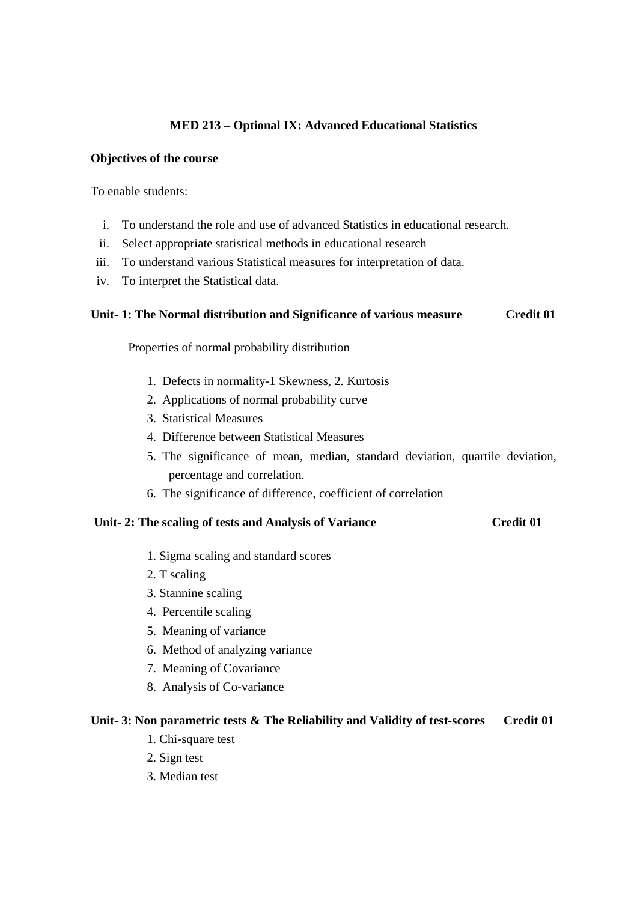## MED 213 – Optional IX: Advanced Educational Statistics

**Objectives of the course**

To enable students:

i. To understand the role and use of advanced Statistics in educational research.
ii. Select appropriate statistical methods in educational research
iii. To understand various Statistical measures for interpretation of data.
iv. To interpret the Statistical data.

**Unit- 1: The Normal distribution and Significance of various measure Credit 01**

Properties of normal probability distribution

1. Defects in normality-1 Skewness, 2. Kurtosis
2. Applications of normal probability curve
3. Statistical Measures
4. Difference between Statistical Measures
5. The significance of mean, median, standard deviation, quartile deviation, percentage and correlation.
6. The significance of difference, coefficient of correlation

**Unit- 2: The scaling of tests and Analysis of Variance Credit 01**

1. Sigma scaling and standard scores
2. T scaling
3. Stannine scaling
4. Percentile scaling
5. Meaning of variance
6. Method of analyzing variance
7. Meaning of Covariance
8. Analysis of Co-variance

**Unit- 3: Non parametric tests & The Reliability and Validity of test-scores Credit 01**

1. Chi-square test
2. Sign test
3. Median test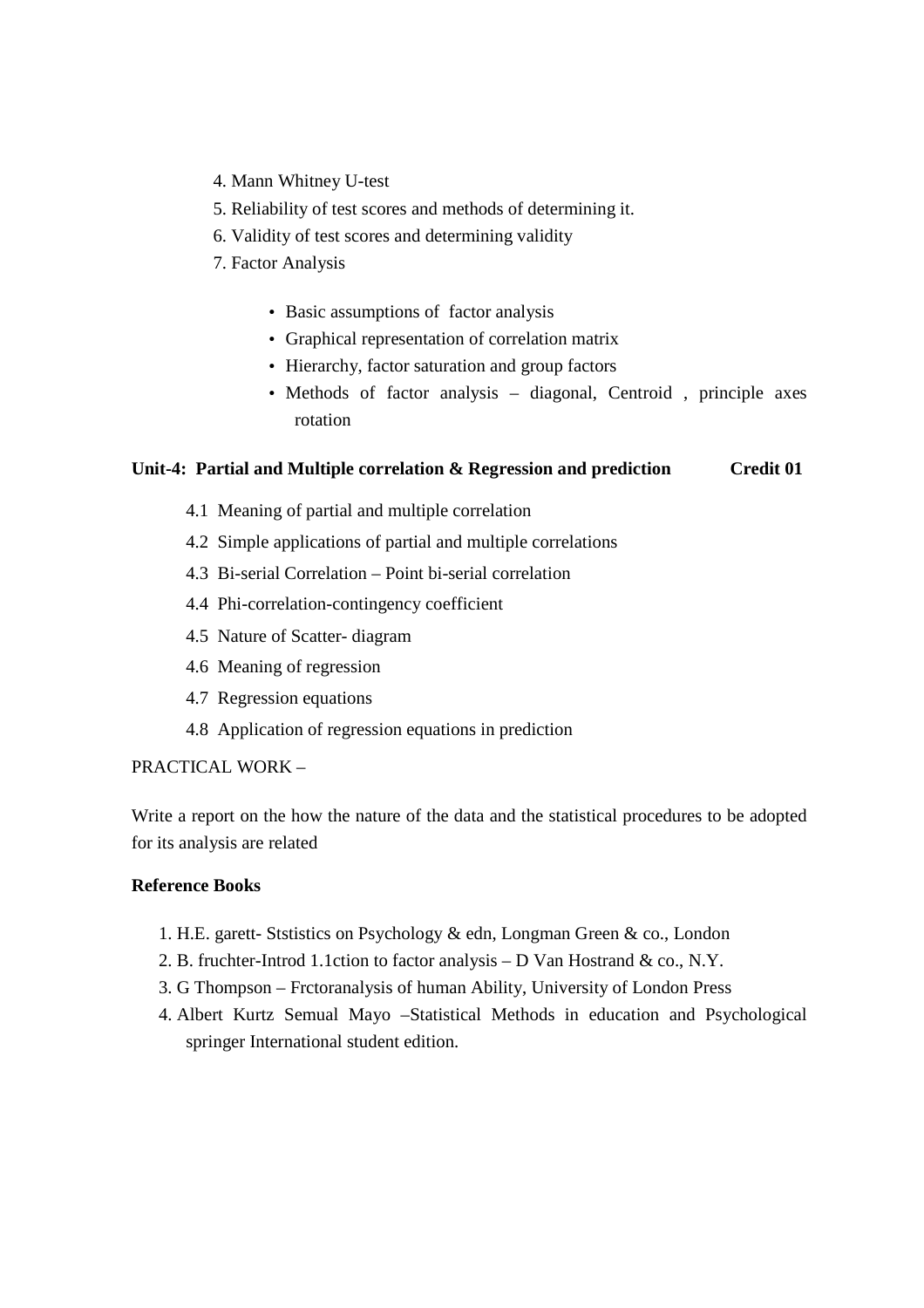4. Mann Whitney U-test
5. Reliability of test scores and methods of determining it.
6. Validity of test scores and determining validity
7. Factor Analysis

    - Basic assumptions of factor analysis
    - Graphical representation of correlation matrix
    - Hierarchy, factor saturation and group factors
    - Methods of factor analysis – diagonal, Centroid , principle axes rotation

**Unit-4: Partial and Multiple correlation & Regression and prediction Credit 01**

4.1 Meaning of partial and multiple correlation

4.2 Simple applications of partial and multiple correlations

4.3 Bi-serial Correlation – Point bi-serial correlation

4.4 Phi-correlation-contingency coefficient

4.5 Nature of Scatter- diagram

4.6 Meaning of regression

4.7 Regression equations

4.8 Application of regression equations in prediction

PRACTICAL WORK –

Write a report on the how the nature of the data and the statistical procedures to be adopted for its analysis are related

**Reference Books**

1. H.E. garett- Ststistics on Psychology & edn, Longman Green & co., London
2. B. fruchter-Introd 1.1ction to factor analysis – D Van Hostrand & co., N.Y.
3. G Thompson – Frctoranalysis of human Ability, University of London Press
4. Albert Kurtz Semual Mayo –Statistical Methods in education and Psychological springer International student edition.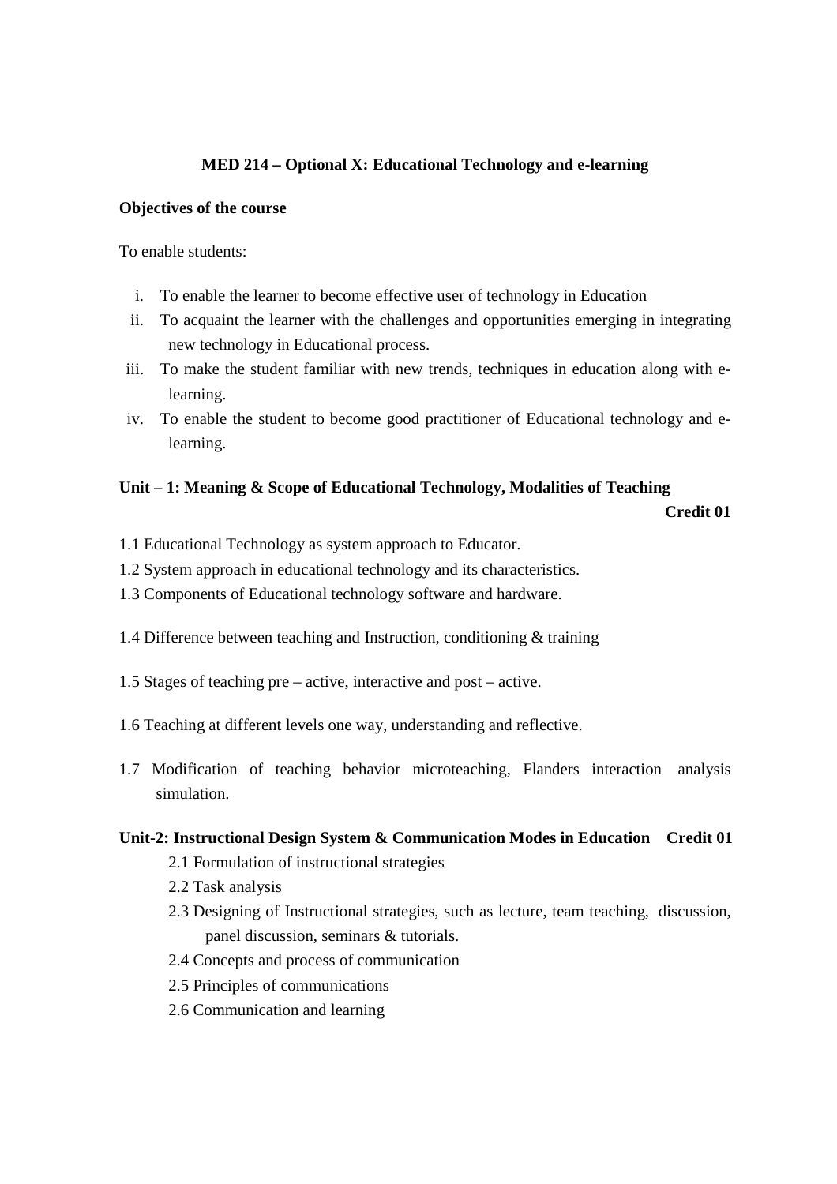**MED 214 – Optional X: Educational Technology and e-learning**

**Objectives of the course**

To enable students:

i. To enable the learner to become effective user of technology in Education
ii. To acquaint the learner with the challenges and opportunities emerging in integrating new technology in Educational process.
iii. To make the student familiar with new trends, techniques in education along with e-learning.
iv. To enable the student to become good practitioner of Educational technology and e-learning.

**Unit – 1: Meaning & Scope of Educational Technology, Modalities of Teaching**
**Credit 01**

1.1 Educational Technology as system approach to Educator.

1.2 System approach in educational technology and its characteristics.

1.3 Components of Educational technology software and hardware.

1.4 Difference between teaching and Instruction, conditioning & training

1.5 Stages of teaching pre – active, interactive and post – active.

1.6 Teaching at different levels one way, understanding and reflective.

1.7 Modification of teaching behavior microteaching, Flanders interaction analysis simulation.

**Unit-2: Instructional Design System & Communication Modes in Education Credit 01**

2.1 Formulation of instructional strategies

2.2 Task analysis

2.3 Designing of Instructional strategies, such as lecture, team teaching, discussion, panel discussion, seminars & tutorials.

2.4 Concepts and process of communication

2.5 Principles of communications

2.6 Communication and learning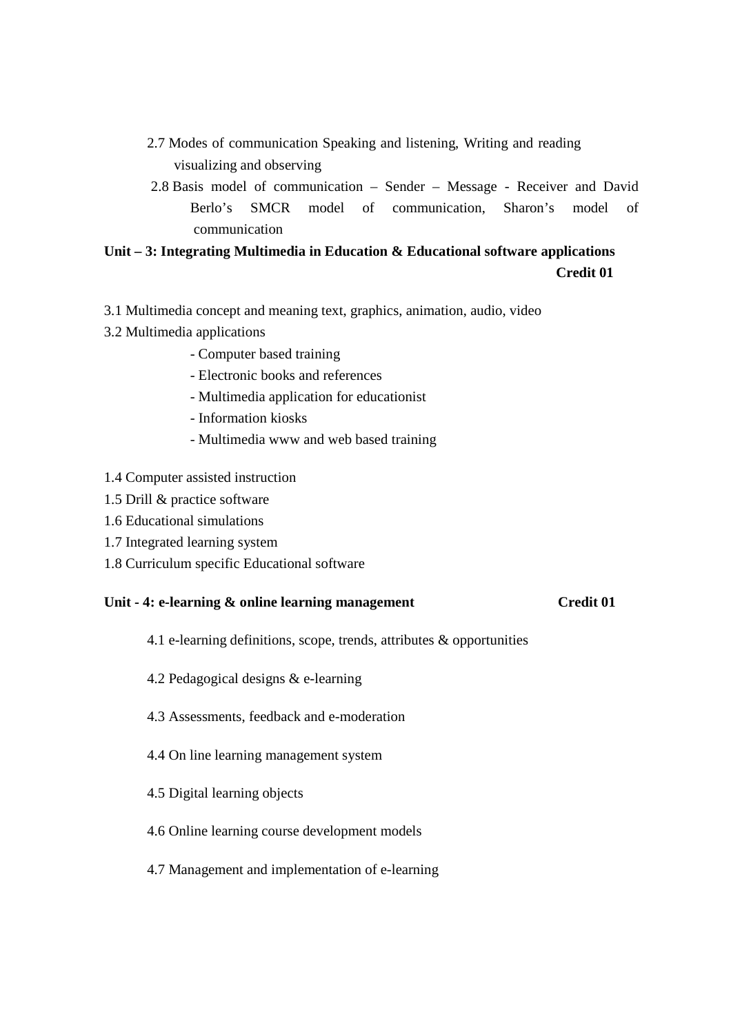2.7 Modes of communication Speaking and listening, Writing and reading visualizing and observing

2.8 Basis model of communication – Sender – Message - Receiver and David Berlo's SMCR model of communication, Sharon's model of communication

**Unit – 3: Integrating Multimedia in Education & Educational software applications Credit 01**

3.1 Multimedia concept and meaning text, graphics, animation, audio, video

3.2 Multimedia applications

- Computer based training
- Electronic books and references
- Multimedia application for educationist
- Information kiosks
- Multimedia www and web based training

1.4 Computer assisted instruction

1.5 Drill & practice software

1.6 Educational simulations

1.7 Integrated learning system

1.8 Curriculum specific Educational software

**Unit - 4: e-learning & online learning management Credit 01**

4.1 e-learning definitions, scope, trends, attributes & opportunities

4.2 Pedagogical designs & e-learning

4.3 Assessments, feedback and e-moderation

4.4 On line learning management system

4.5 Digital learning objects

4.6 Online learning course development models

4.7 Management and implementation of e-learning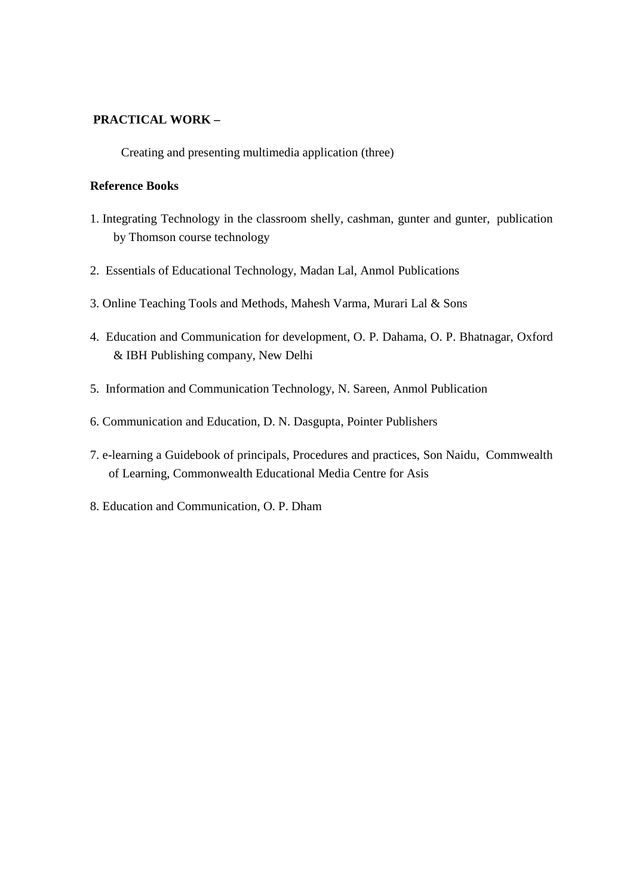**PRACTICAL WORK –**

Creating and presenting multimedia application (three)

**Reference Books**

1. Integrating Technology in the classroom shelly, cashman, gunter and gunter, publication by Thomson course technology
2. Essentials of Educational Technology, Madan Lal, Anmol Publications
3. Online Teaching Tools and Methods, Mahesh Varma, Murari Lal & Sons
4. Education and Communication for development, O. P. Dahama, O. P. Bhatnagar, Oxford & IBH Publishing company, New Delhi
5. Information and Communication Technology, N. Sareen, Anmol Publication
6. Communication and Education, D. N. Dasgupta, Pointer Publishers
7. e-learning a Guidebook of principals, Procedures and practices, Son Naidu, Commwealth of Learning, Commonwealth Educational Media Centre for Asis
8. Education and Communication, O. P. Dham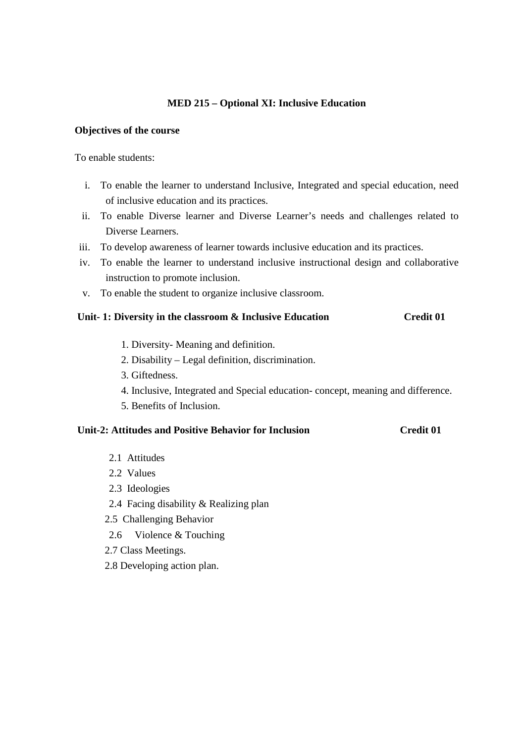**MED 215 – Optional XI: Inclusive Education**

**Objectives of the course**

To enable students:

i. To enable the learner to understand Inclusive, Integrated and special education, need of inclusive education and its practices.
ii. To enable Diverse learner and Diverse Learner's needs and challenges related to Diverse Learners.
iii. To develop awareness of learner towards inclusive education and its practices.
iv. To enable the learner to understand inclusive instructional design and collaborative instruction to promote inclusion.
v. To enable the student to organize inclusive classroom.

**Unit- 1: Diversity in the classroom & Inclusive Education** **Credit 01**

1. Diversity- Meaning and definition.
2. Disability – Legal definition, discrimination.
3. Giftedness.
4. Inclusive, Integrated and Special education- concept, meaning and difference.
5. Benefits of Inclusion.

**Unit-2: Attitudes and Positive Behavior for Inclusion** **Credit 01**

2.1 Attitudes
2.2 Values
2.3 Ideologies
2.4 Facing disability & Realizing plan
2.5 Challenging Behavior
2.6 Violence & Touching
2.7 Class Meetings.
2.8 Developing action plan.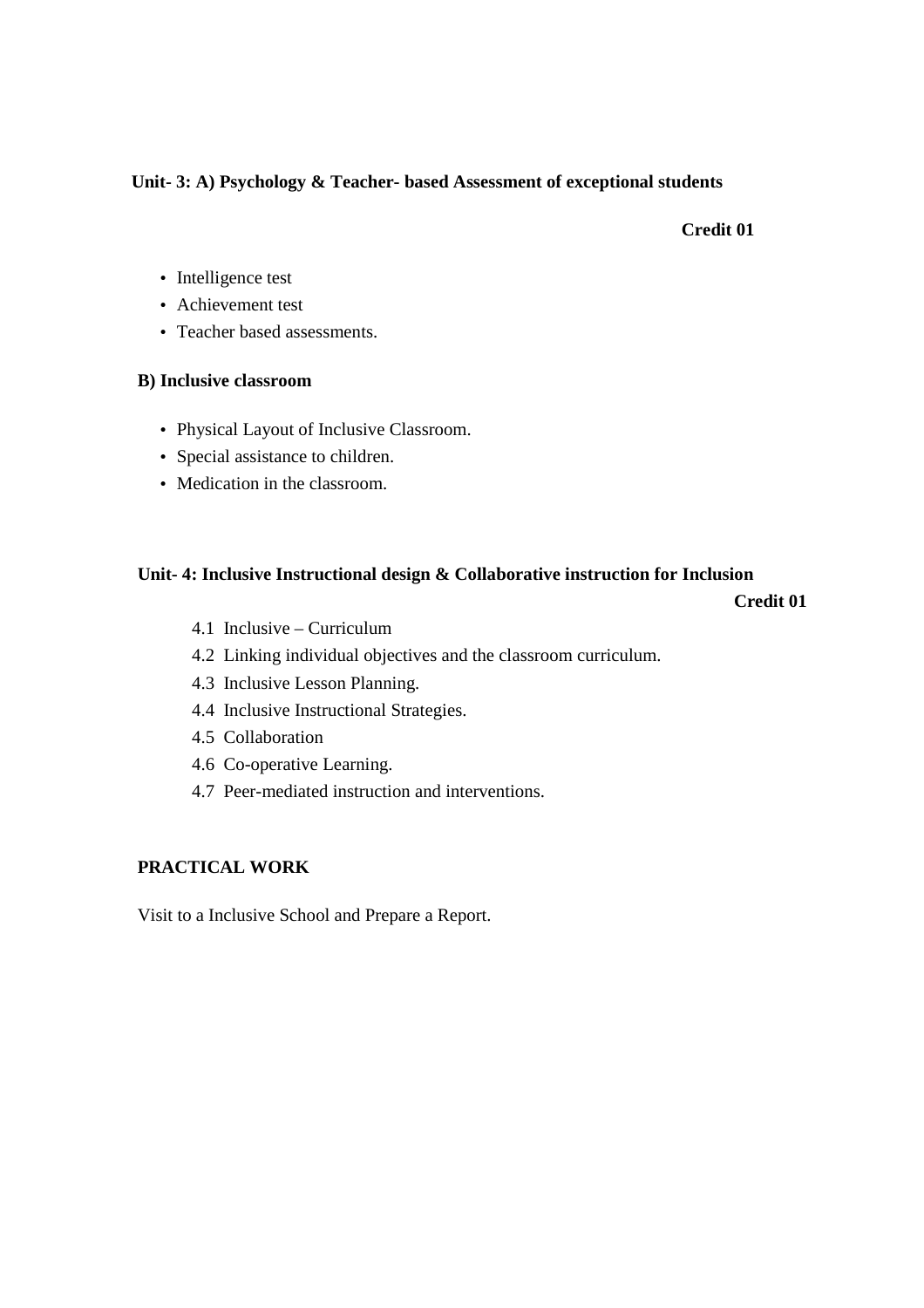**Unit- 3: A) Psychology & Teacher- based Assessment of exceptional students**

**Credit 01**

- Intelligence test
- Achievement test
- Teacher based assessments.

**B) Inclusive classroom**

- Physical Layout of Inclusive Classroom.
- Special assistance to children.
- Medication in the classroom.

**Unit- 4: Inclusive Instructional design & Collaborative instruction for Inclusion**

**Credit 01**

4.1 Inclusive – Curriculum

4.2 Linking individual objectives and the classroom curriculum.

4.3 Inclusive Lesson Planning.

4.4 Inclusive Instructional Strategies.

4.5 Collaboration

4.6 Co-operative Learning.

4.7 Peer-mediated instruction and interventions.

**PRACTICAL WORK**

Visit to a Inclusive School and Prepare a Report.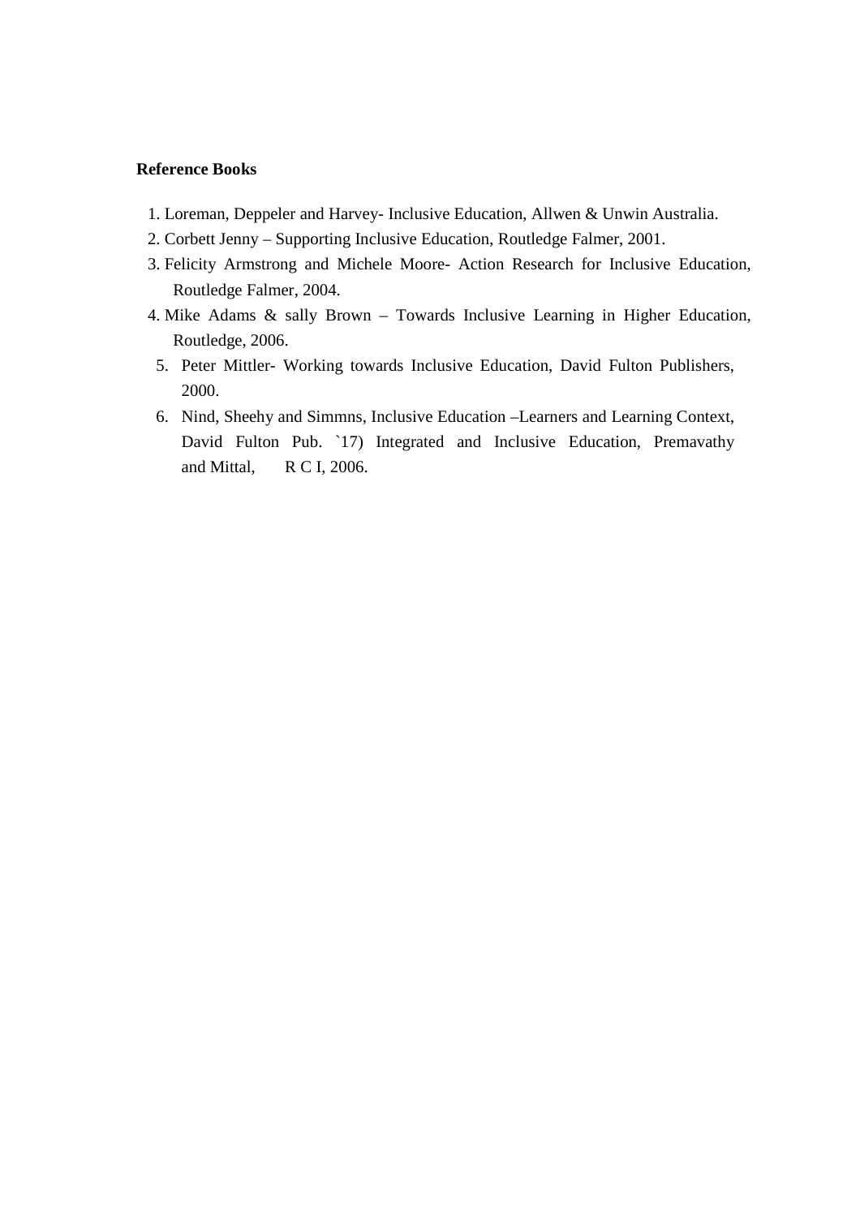**Reference Books**

1. Loreman, Deppeler and Harvey- Inclusive Education, Allwen & Unwin Australia.
2. Corbett Jenny – Supporting Inclusive Education, Routledge Falmer, 2001.
3. Felicity Armstrong and Michele Moore- Action Research for Inclusive Education, Routledge Falmer, 2004.
4. Mike Adams & sally Brown – Towards Inclusive Learning in Higher Education, Routledge, 2006.
5. Peter Mittler- Working towards Inclusive Education, David Fulton Publishers, 2000.
6. Nind, Sheehy and Simmns, Inclusive Education –Learners and Learning Context, David Fulton Pub. `17) Integrated and Inclusive Education, Premavathy and Mittal, R C I, 2006.